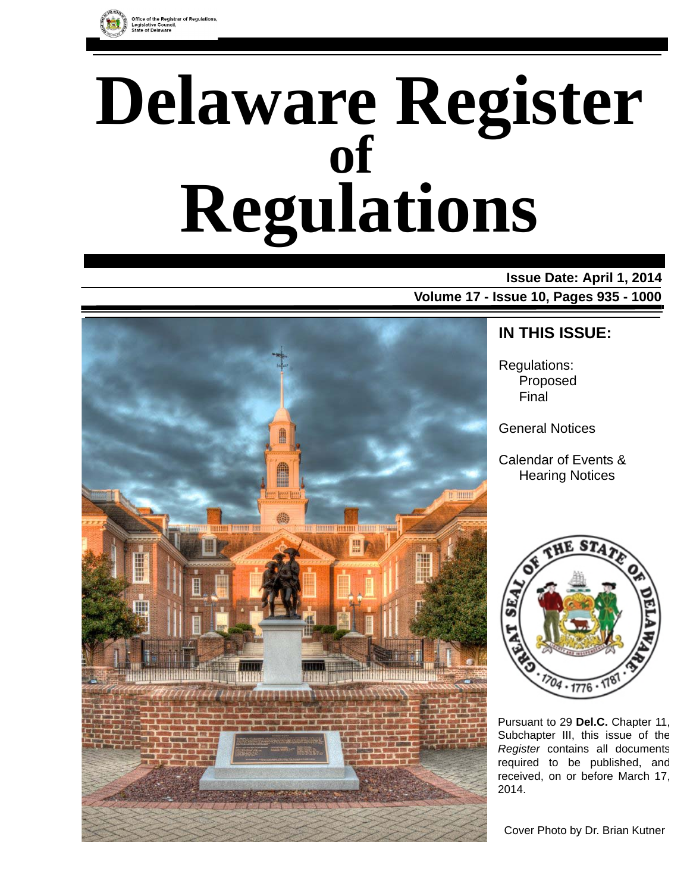Office of the Registrar of Regulations, Legislative Council, State of Delaware

# Delaware Register of Regulations

**Issue Date: April 1, 2014**

**Volume 17 - Issue 10, Pages 935 - 1000**

## IN THIS ISSUE:

Regulations:
- Proposed
- Final

General Notices

Calendar of Events & Hearing Notices

Pursuant to 29 **Del.C.** Chapter 11, Subchapter III, this issue of the *Register* contains all documents required to be published, and received, on or before March 17, 2014.

Cover Photo by Dr. Brian Kutner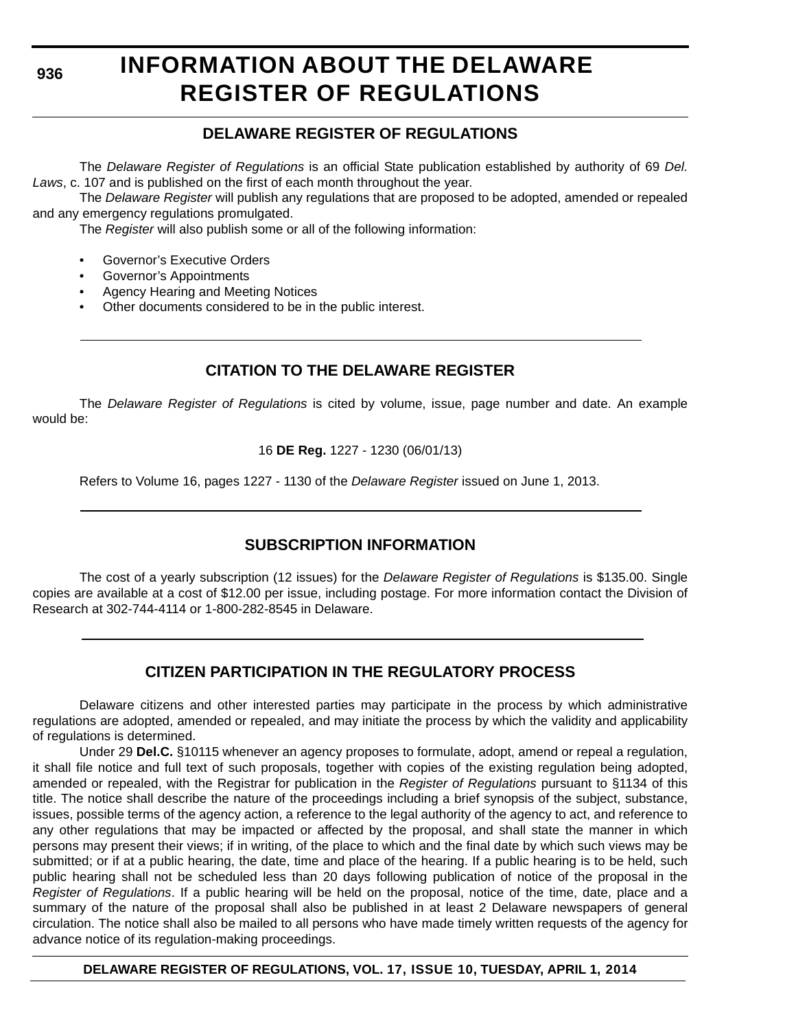# INFORMATION ABOUT THE DELAWARE REGISTER OF REGULATIONS

## DELAWARE REGISTER OF REGULATIONS

The *Delaware Register of Regulations* is an official State publication established by authority of 69 *Del. Laws*, c. 107 and is published on the first of each month throughout the year.

The *Delaware Register* will publish any regulations that are proposed to be adopted, amended or repealed and any emergency regulations promulgated.

The *Register* will also publish some or all of the following information:

- Governor's Executive Orders
- Governor's Appointments
- Agency Hearing and Meeting Notices
- Other documents considered to be in the public interest.

## CITATION TO THE DELAWARE REGISTER

The *Delaware Register of Regulations* is cited by volume, issue, page number and date. An example would be:

16 **DE Reg.** 1227 - 1230 (06/01/13)

Refers to Volume 16, pages 1227 - 1130 of the *Delaware Register* issued on June 1, 2013.

## SUBSCRIPTION INFORMATION

The cost of a yearly subscription (12 issues) for the *Delaware Register of Regulations* is $135.00. Single copies are available at a cost of $12.00 per issue, including postage. For more information contact the Division of Research at 302-744-4114 or 1-800-282-8545 in Delaware.

## CITIZEN PARTICIPATION IN THE REGULATORY PROCESS

Delaware citizens and other interested parties may participate in the process by which administrative regulations are adopted, amended or repealed, and may initiate the process by which the validity and applicability of regulations is determined.

Under 29 **Del.C.** §10115 whenever an agency proposes to formulate, adopt, amend or repeal a regulation, it shall file notice and full text of such proposals, together with copies of the existing regulation being adopted, amended or repealed, with the Registrar for publication in the *Register of Regulations* pursuant to §1134 of this title. The notice shall describe the nature of the proceedings including a brief synopsis of the subject, substance, issues, possible terms of the agency action, a reference to the legal authority of the agency to act, and reference to any other regulations that may be impacted or affected by the proposal, and shall state the manner in which persons may present their views; if in writing, of the place to which and the final date by which such views may be submitted; or if at a public hearing, the date, time and place of the hearing. If a public hearing is to be held, such public hearing shall not be scheduled less than 20 days following publication of notice of the proposal in the *Register of Regulations*. If a public hearing will be held on the proposal, notice of the time, date, place and a summary of the nature of the proposal shall also be published in at least 2 Delaware newspapers of general circulation. The notice shall also be mailed to all persons who have made timely written requests of the agency for advance notice of its regulation-making proceedings.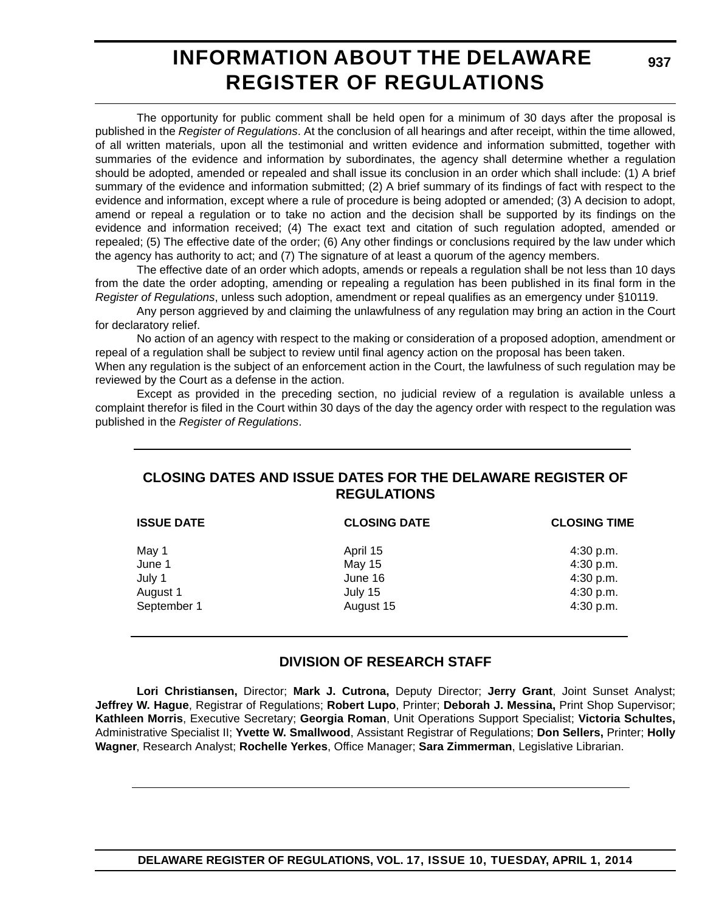# INFORMATION ABOUT THE DELAWARE REGISTER OF REGULATIONS

The opportunity for public comment shall be held open for a minimum of 30 days after the proposal is published in the *Register of Regulations*. At the conclusion of all hearings and after receipt, within the time allowed, of all written materials, upon all the testimonial and written evidence and information submitted, together with summaries of the evidence and information by subordinates, the agency shall determine whether a regulation should be adopted, amended or repealed and shall issue its conclusion in an order which shall include: (1) A brief summary of the evidence and information submitted; (2) A brief summary of its findings of fact with respect to the evidence and information, except where a rule of procedure is being adopted or amended; (3) A decision to adopt, amend or repeal a regulation or to take no action and the decision shall be supported by its findings on the evidence and information received; (4) The exact text and citation of such regulation adopted, amended or repealed; (5) The effective date of the order; (6) Any other findings or conclusions required by the law under which the agency has authority to act; and (7) The signature of at least a quorum of the agency members.

The effective date of an order which adopts, amends or repeals a regulation shall be not less than 10 days from the date the order adopting, amending or repealing a regulation has been published in its final form in the *Register of Regulations*, unless such adoption, amendment or repeal qualifies as an emergency under §10119.

Any person aggrieved by and claiming the unlawfulness of any regulation may bring an action in the Court for declaratory relief.

No action of an agency with respect to the making or consideration of a proposed adoption, amendment or repeal of a regulation shall be subject to review until final agency action on the proposal has been taken.

When any regulation is the subject of an enforcement action in the Court, the lawfulness of such regulation may be reviewed by the Court as a defense in the action.

Except as provided in the preceding section, no judicial review of a regulation is available unless a complaint therefor is filed in the Court within 30 days of the day the agency order with respect to the regulation was published in the *Register of Regulations*.

## CLOSING DATES AND ISSUE DATES FOR THE DELAWARE REGISTER OF REGULATIONS

| ISSUE DATE | CLOSING DATE | CLOSING TIME |
|---|---|---|
| May 1 | April 15 | 4:30 p.m. |
| June 1 | May 15 | 4:30 p.m. |
| July 1 | June 16 | 4:30 p.m. |
| August 1 | July 15 | 4:30 p.m. |
| September 1 | August 15 | 4:30 p.m. |

## DIVISION OF RESEARCH STAFF

**Lori Christiansen,** Director; **Mark J. Cutrona,** Deputy Director; **Jerry Grant**, Joint Sunset Analyst; **Jeffrey W. Hague**, Registrar of Regulations; **Robert Lupo**, Printer; **Deborah J. Messina,** Print Shop Supervisor; **Kathleen Morris**, Executive Secretary; **Georgia Roman**, Unit Operations Support Specialist; **Victoria Schultes,** Administrative Specialist II; **Yvette W. Smallwood**, Assistant Registrar of Regulations; **Don Sellers,** Printer; **Holly Wagner**, Research Analyst; **Rochelle Yerkes**, Office Manager; **Sara Zimmerman**, Legislative Librarian.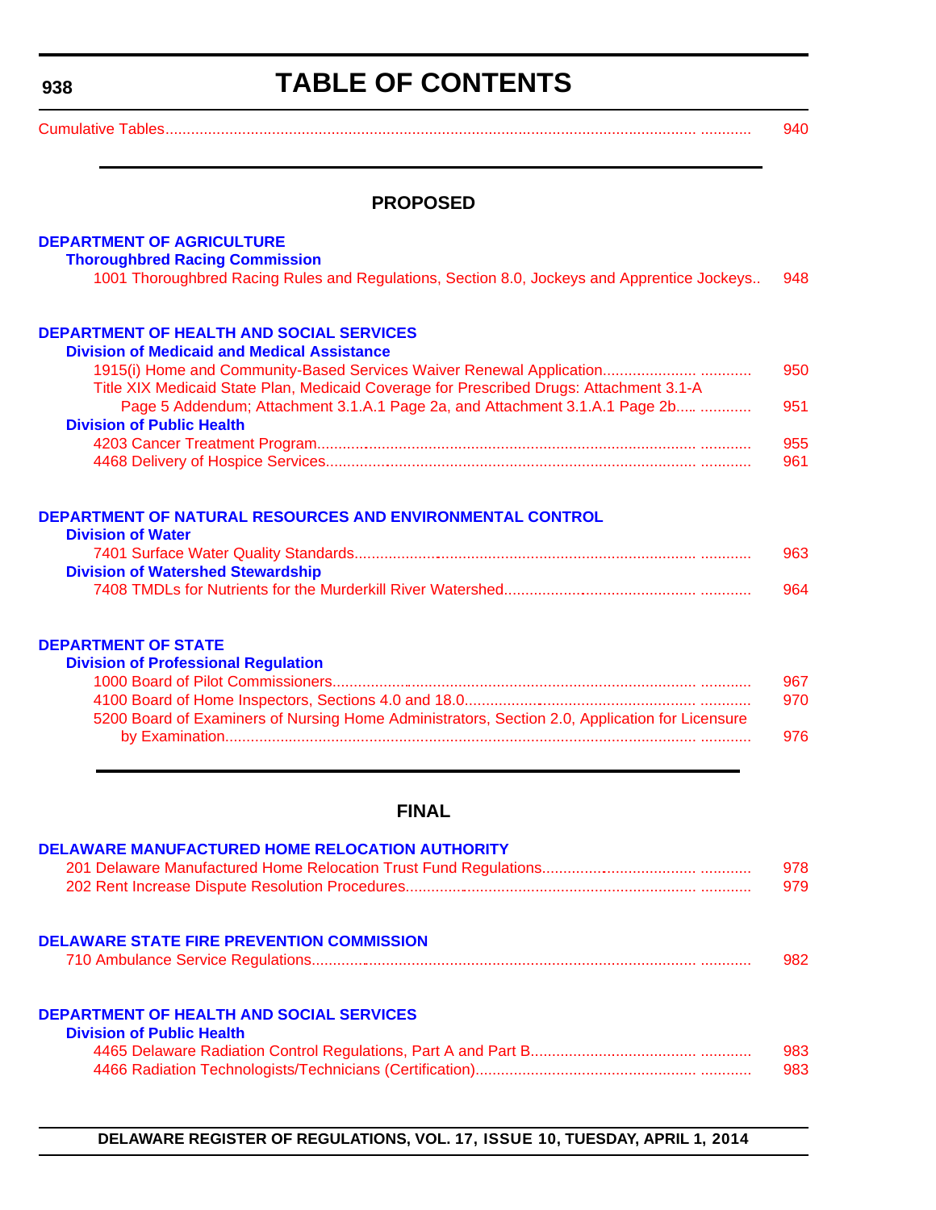# TABLE OF CONTENTS

Cumulative Tables ..... 940

## PROPOSED

**DEPARTMENT OF AGRICULTURE**

**Thoroughbred Racing Commission**

1001 Thoroughbred Racing Rules and Regulations, Section 8.0, Jockeys and Apprentice Jockeys.. 948

**DEPARTMENT OF HEALTH AND SOCIAL SERVICES**

**Division of Medicaid and Medical Assistance**

1915(i) Home and Community-Based Services Waiver Renewal Application..... 950

Title XIX Medicaid State Plan, Medicaid Coverage for Prescribed Drugs: Attachment 3.1-A Page 5 Addendum; Attachment 3.1.A.1 Page 2a, and Attachment 3.1.A.1 Page 2b..... 951

**Division of Public Health**

4203 Cancer Treatment Program..... 955

4468 Delivery of Hospice Services..... 961

**DEPARTMENT OF NATURAL RESOURCES AND ENVIRONMENTAL CONTROL**

**Division of Water**

7401 Surface Water Quality Standards..... 963

**Division of Watershed Stewardship**

7408 TMDLs for Nutrients for the Murderkill River Watershed..... 964

**DEPARTMENT OF STATE**

**Division of Professional Regulation**

1000 Board of Pilot Commissioners..... 967

4100 Board of Home Inspectors, Sections 4.0 and 18.0..... 970

5200 Board of Examiners of Nursing Home Administrators, Section 2.0, Application for Licensure by Examination..... 976

## FINAL

**DELAWARE MANUFACTURED HOME RELOCATION AUTHORITY**

201 Delaware Manufactured Home Relocation Trust Fund Regulations..... 978

202 Rent Increase Dispute Resolution Procedures..... 979

**DELAWARE STATE FIRE PREVENTION COMMISSION**

710 Ambulance Service Regulations..... 982

**DEPARTMENT OF HEALTH AND SOCIAL SERVICES**

**Division of Public Health**

4465 Delaware Radiation Control Regulations, Part A and Part B..... 983

4466 Radiation Technologists/Technicians (Certification)..... 983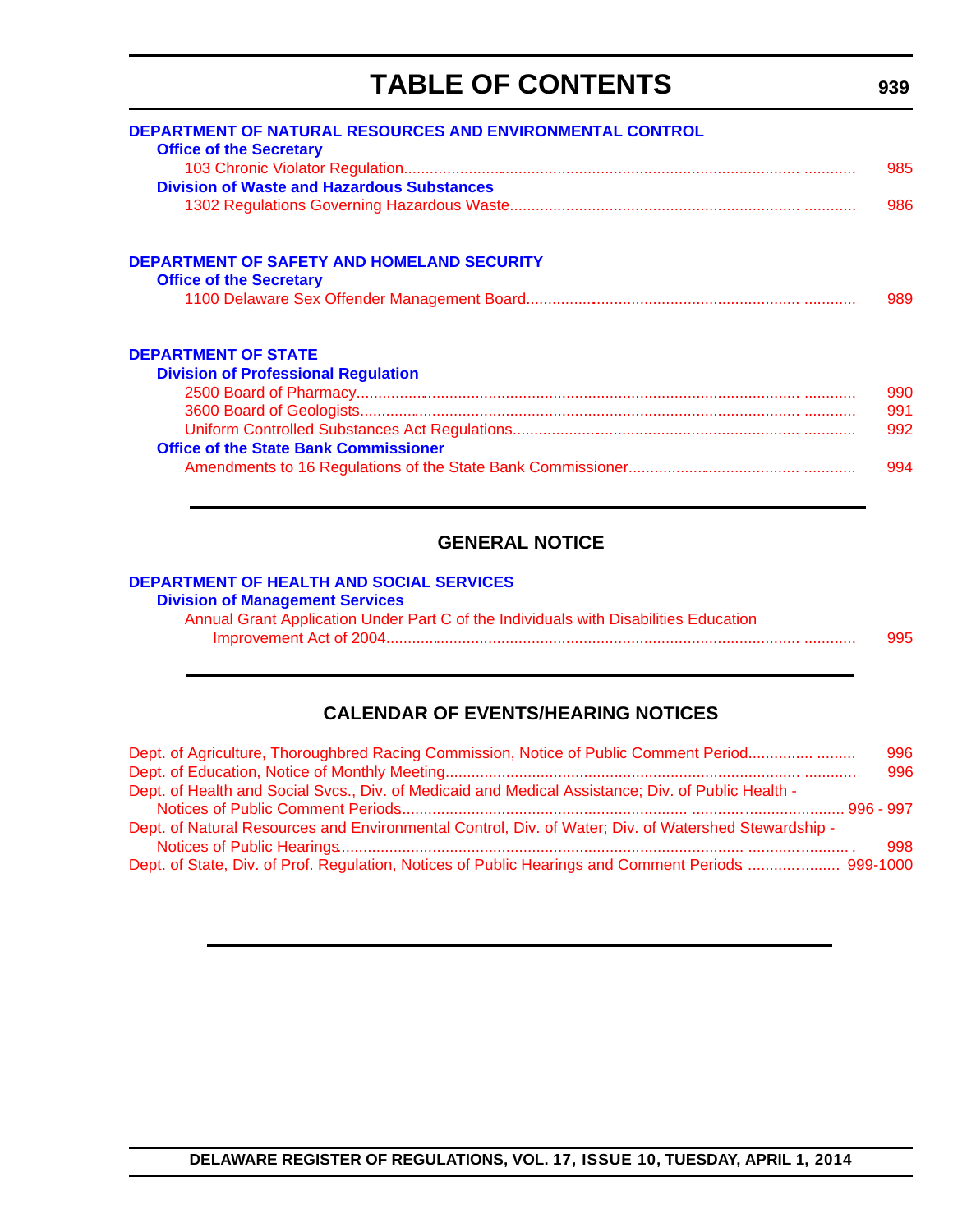# TABLE OF CONTENTS

**DEPARTMENT OF NATURAL RESOURCES AND ENVIRONMENTAL CONTROL**

**Office of the Secretary**

103 Chronic Violator Regulation ........................................ 985

**Division of Waste and Hazardous Substances**

1302 Regulations Governing Hazardous Waste ........................................ 986

**DEPARTMENT OF SAFETY AND HOMELAND SECURITY**

**Office of the Secretary**

1100 Delaware Sex Offender Management Board ........................................ 989

**DEPARTMENT OF STATE**

**Division of Professional Regulation**

2500 Board of Pharmacy ........................................ 990

3600 Board of Geologists ........................................ 991

Uniform Controlled Substances Act Regulations ........................................ 992

**Office of the State Bank Commissioner**

Amendments to 16 Regulations of the State Bank Commissioner ........................................ 994

## GENERAL NOTICE

**DEPARTMENT OF HEALTH AND SOCIAL SERVICES**

**Division of Management Services**

Annual Grant Application Under Part C of the Individuals with Disabilities Education Improvement Act of 2004 ........................................ 995

## CALENDAR OF EVENTS/HEARING NOTICES

Dept. of Agriculture, Thoroughbred Racing Commission, Notice of Public Comment Period ........................................ 996

Dept. of Education, Notice of Monthly Meeting ........................................ 996

Dept. of Health and Social Svcs., Div. of Medicaid and Medical Assistance; Div. of Public Health - Notices of Public Comment Periods ........................................ 996 - 997

Dept. of Natural Resources and Environmental Control, Div. of Water; Div. of Watershed Stewardship - Notices of Public Hearings ........................................ 998

Dept. of State, Div. of Prof. Regulation, Notices of Public Hearings and Comment Periods ........................................ 999-1000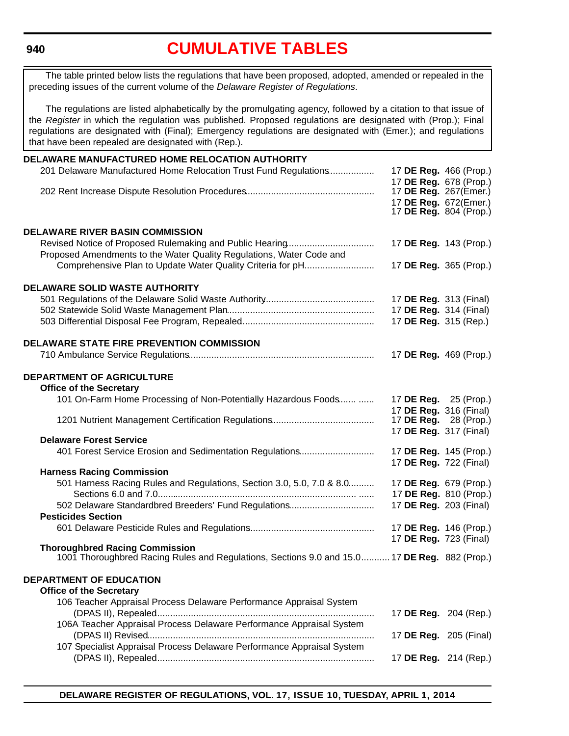# CUMULATIVE TABLES

The table printed below lists the regulations that have been proposed, adopted, amended or repealed in the preceding issues of the current volume of the *Delaware Register of Regulations*.

The regulations are listed alphabetically by the promulgating agency, followed by a citation to that issue of the *Register* in which the regulation was published. Proposed regulations are designated with (Prop.); Final regulations are designated with (Final); Emergency regulations are designated with (Emer.); and regulations that have been repealed are designated with (Rep.).

**DELAWARE MANUFACTURED HOME RELOCATION AUTHORITY**

201 Delaware Manufactured Home Relocation Trust Fund Regulations ................. 17 **DE Reg.** 466 (Prop.)
17 **DE Reg.** 678 (Prop.)

202 Rent Increase Dispute Resolution Procedures ................. 17 **DE Reg.** 267(Emer.)
17 **DE Reg.** 672(Emer.)
17 **DE Reg.** 804 (Prop.)

**DELAWARE RIVER BASIN COMMISSION**

Revised Notice of Proposed Rulemaking and Public Hearing ................. 17 **DE Reg.** 143 (Prop.)

Proposed Amendments to the Water Quality Regulations, Water Code and Comprehensive Plan to Update Water Quality Criteria for pH ................. 17 **DE Reg.** 365 (Prop.)

**DELAWARE SOLID WASTE AUTHORITY**

501 Regulations of the Delaware Solid Waste Authority ................. 17 **DE Reg.** 313 (Final)

502 Statewide Solid Waste Management Plan ................. 17 **DE Reg.** 314 (Final)

503 Differential Disposal Fee Program, Repealed ................. 17 **DE Reg.** 315 (Rep.)

**DELAWARE STATE FIRE PREVENTION COMMISSION**

710 Ambulance Service Regulations ................. 17 **DE Reg.** 469 (Prop.)

**DEPARTMENT OF AGRICULTURE**

**Office of the Secretary**

101 On-Farm Home Processing of Non-Potentially Hazardous Foods ................. 17 **DE Reg.** 25 (Prop.)
17 **DE Reg.** 316 (Final)

1201 Nutrient Management Certification Regulations ................. 17 **DE Reg.** 28 (Prop.)
17 **DE Reg.** 317 (Final)

**Delaware Forest Service**

401 Forest Service Erosion and Sedimentation Regulations ................. 17 **DE Reg.** 145 (Prop.)
17 **DE Reg.** 722 (Final)

**Harness Racing Commission**

501 Harness Racing Rules and Regulations, Section 3.0, 5.0, 7.0 & 8.0 ................. 17 **DE Reg.** 679 (Prop.)

Sections 6.0 and 7.0 ................. 17 **DE Reg.** 810 (Prop.)

502 Delaware Standardbred Breeders' Fund Regulations ................. 17 **DE Reg.** 203 (Final)

**Pesticides Section**

601 Delaware Pesticide Rules and Regulations ................. 17 **DE Reg.** 146 (Prop.)
17 **DE Reg.** 723 (Final)

**Thoroughbred Racing Commission**

1001 Thoroughbred Racing Rules and Regulations, Sections 9.0 and 15.0 ................. 17 **DE Reg.** 882 (Prop.)

**DEPARTMENT OF EDUCATION**

**Office of the Secretary**

106 Teacher Appraisal Process Delaware Performance Appraisal System (DPAS II), Repealed ................. 17 **DE Reg.** 204 (Rep.)

106A Teacher Appraisal Process Delaware Performance Appraisal System (DPAS II) Revised ................. 17 **DE Reg.** 205 (Final)

107 Specialist Appraisal Process Delaware Performance Appraisal System (DPAS II), Repealed ................. 17 **DE Reg.** 214 (Rep.)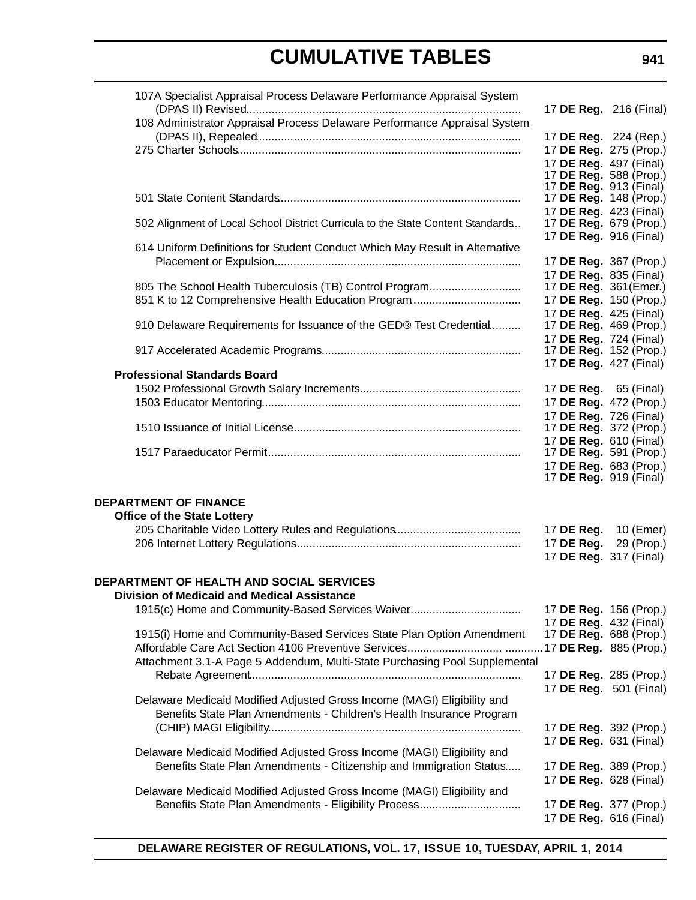107A Specialist Appraisal Process Delaware Performance Appraisal System (DPAS II) Revised ....... 17 **DE Reg.** 216 (Final)

108 Administrator Appraisal Process Delaware Performance Appraisal System (DPAS II), Repealed ....... 17 **DE Reg.** 224 (Rep.)

275 Charter Schools ....... 17 **DE Reg.** 275 (Prop.)
17 **DE Reg.** 497 (Final)
17 **DE Reg.** 588 (Prop.)
17 **DE Reg.** 913 (Final)

501 State Content Standards ....... 17 **DE Reg.** 148 (Prop.)
17 **DE Reg.** 423 (Final)

502 Alignment of Local School District Curricula to the State Content Standards ....... 17 **DE Reg.** 679 (Prop.)
17 **DE Reg.** 916 (Final)

614 Uniform Definitions for Student Conduct Which May Result in Alternative Placement or Expulsion ....... 17 **DE Reg.** 367 (Prop.)
17 **DE Reg.** 835 (Final)

805 The School Health Tuberculosis (TB) Control Program ....... 17 **DE Reg.** 361(Emer.)

851 K to 12 Comprehensive Health Education Program ....... 17 **DE Reg.** 150 (Prop.)
17 **DE Reg.** 425 (Final)

910 Delaware Requirements for Issuance of the GED® Test Credential ....... 17 **DE Reg.** 469 (Prop.)
17 **DE Reg.** 724 (Final)

917 Accelerated Academic Programs ....... 17 **DE Reg.** 152 (Prop.)
17 **DE Reg.** 427 (Final)

**Professional Standards Board**

1502 Professional Growth Salary Increments ....... 17 **DE Reg.** 65 (Final)

1503 Educator Mentoring ....... 17 **DE Reg.** 472 (Prop.)
17 **DE Reg.** 726 (Final)

1510 Issuance of Initial License ....... 17 **DE Reg.** 372 (Prop.)
17 **DE Reg.** 610 (Final)

1517 Paraeducator Permit ....... 17 **DE Reg.** 591 (Prop.)
17 **DE Reg.** 683 (Prop.)
17 **DE Reg.** 919 (Final)

**DEPARTMENT OF FINANCE**

**Office of the State Lottery**

205 Charitable Video Lottery Rules and Regulations ....... 17 **DE Reg.** 10 (Emer)

206 Internet Lottery Regulations ....... 17 **DE Reg.** 29 (Prop.)
17 **DE Reg.** 317 (Final)

**DEPARTMENT OF HEALTH AND SOCIAL SERVICES**

**Division of Medicaid and Medical Assistance**

1915(c) Home and Community-Based Services Waiver ....... 17 **DE Reg.** 156 (Prop.)
17 **DE Reg.** 432 (Final)

1915(i) Home and Community-Based Services State Plan Option Amendment 17 **DE Reg.** 688 (Prop.)

Affordable Care Act Section 4106 Preventive Services ....... 17 **DE Reg.** 885 (Prop.)

Attachment 3.1-A Page 5 Addendum, Multi-State Purchasing Pool Supplemental Rebate Agreement ....... 17 **DE Reg.** 285 (Prop.)
17 **DE Reg.** 501 (Final)

Delaware Medicaid Modified Adjusted Gross Income (MAGI) Eligibility and Benefits State Plan Amendments - Children's Health Insurance Program (CHIP) MAGI Eligibility ....... 17 **DE Reg.** 392 (Prop.)
17 **DE Reg.** 631 (Final)

Delaware Medicaid Modified Adjusted Gross Income (MAGI) Eligibility and Benefits State Plan Amendments - Citizenship and Immigration Status ....... 17 **DE Reg.** 389 (Prop.)
17 **DE Reg.** 628 (Final)

Delaware Medicaid Modified Adjusted Gross Income (MAGI) Eligibility and Benefits State Plan Amendments - Eligibility Process ....... 17 **DE Reg.** 377 (Prop.)
17 **DE Reg.** 616 (Final)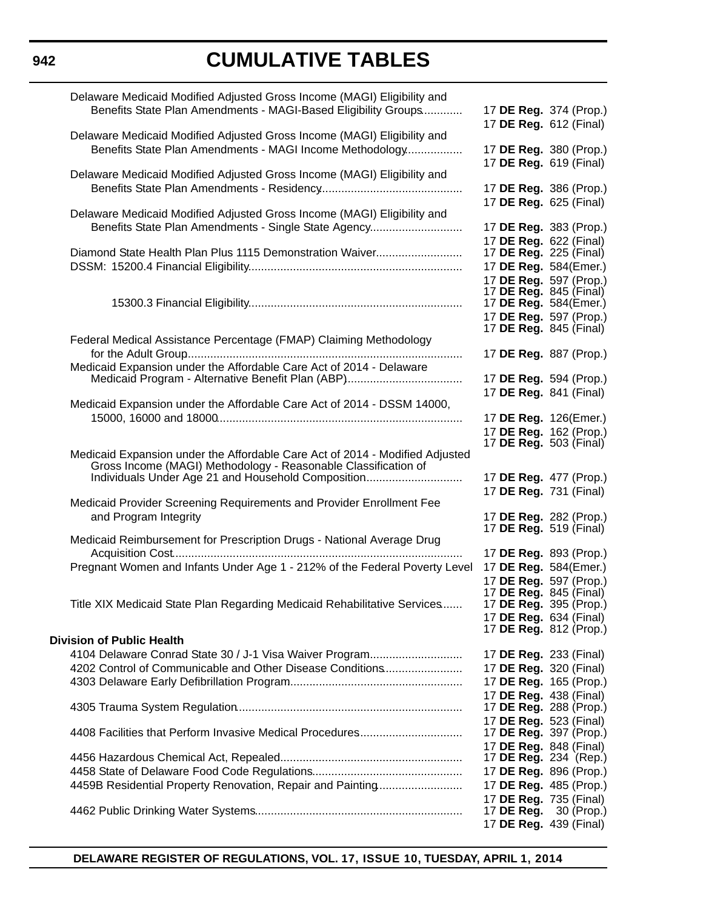# CUMULATIVE TABLES

| | |
|---|---|
| Delaware Medicaid Modified Adjusted Gross Income (MAGI) Eligibility and Benefits State Plan Amendments - MAGI-Based Eligibility Groups | 17 **DE Reg.** 374 (Prop.) |
| | 17 **DE Reg.** 612 (Final) |
| Delaware Medicaid Modified Adjusted Gross Income (MAGI) Eligibility and Benefits State Plan Amendments - MAGI Income Methodology | 17 **DE Reg.** 380 (Prop.) |
| | 17 **DE Reg.** 619 (Final) |
| Delaware Medicaid Modified Adjusted Gross Income (MAGI) Eligibility and Benefits State Plan Amendments - Residency | 17 **DE Reg.** 386 (Prop.) |
| | 17 **DE Reg.** 625 (Final) |
| Delaware Medicaid Modified Adjusted Gross Income (MAGI) Eligibility and Benefits State Plan Amendments - Single State Agency | 17 **DE Reg.** 383 (Prop.) |
| | 17 **DE Reg.** 622 (Final) |
| Diamond State Health Plan Plus 1115 Demonstration Waiver | 17 **DE Reg.** 225 (Final) |
| DSSM: 15200.4 Financial Eligibility | 17 **DE Reg.** 584(Emer.) |
| | 17 **DE Reg.** 597 (Prop.) |
| | 17 **DE Reg.** 845 (Final) |
| 15300.3 Financial Eligibility | 17 **DE Reg.** 584(Emer.) |
| | 17 **DE Reg.** 597 (Prop.) |
| | 17 **DE Reg.** 845 (Final) |
| Federal Medical Assistance Percentage (FMAP) Claiming Methodology for the Adult Group | 17 **DE Reg.** 887 (Prop.) |
| Medicaid Expansion under the Affordable Care Act of 2014 - Delaware Medicaid Program - Alternative Benefit Plan (ABP) | 17 **DE Reg.** 594 (Prop.) |
| | 17 **DE Reg.** 841 (Final) |
| Medicaid Expansion under the Affordable Care Act of 2014 - DSSM 14000, 15000, 16000 and 18000 | 17 **DE Reg.** 126(Emer.) |
| | 17 **DE Reg.** 162 (Prop.) |
| | 17 **DE Reg.** 503 (Final) |
| Medicaid Expansion under the Affordable Care Act of 2014 - Modified Adjusted Gross Income (MAGI) Methodology - Reasonable Classification of Individuals Under Age 21 and Household Composition | 17 **DE Reg.** 477 (Prop.) |
| | 17 **DE Reg.** 731 (Final) |
| Medicaid Provider Screening Requirements and Provider Enrollment Fee and Program Integrity | 17 **DE Reg.** 282 (Prop.) |
| | 17 **DE Reg.** 519 (Final) |
| Medicaid Reimbursement for Prescription Drugs - National Average Drug Acquisition Cost | 17 **DE Reg.** 893 (Prop.) |
| Pregnant Women and Infants Under Age 1 - 212% of the Federal Poverty Level | 17 **DE Reg.** 584(Emer.) |
| | 17 **DE Reg.** 597 (Prop.) |
| | 17 **DE Reg.** 845 (Final) |
| Title XIX Medicaid State Plan Regarding Medicaid Rehabilitative Services | 17 **DE Reg.** 395 (Prop.) |
| | 17 **DE Reg.** 634 (Final) |
| | 17 **DE Reg.** 812 (Prop.) |
| **Division of Public Health** | |
| 4104 Delaware Conrad State 30 / J-1 Visa Waiver Program | 17 **DE Reg.** 233 (Final) |
| 4202 Control of Communicable and Other Disease Conditions | 17 **DE Reg.** 320 (Final) |
| 4303 Delaware Early Defibrillation Program | 17 **DE Reg.** 165 (Prop.) |
| | 17 **DE Reg.** 438 (Final) |
| 4305 Trauma System Regulation | 17 **DE Reg.** 288 (Prop.) |
| | 17 **DE Reg.** 523 (Final) |
| 4408 Facilities that Perform Invasive Medical Procedures | 17 **DE Reg.** 397 (Prop.) |
| | 17 **DE Reg.** 848 (Final) |
| 4456 Hazardous Chemical Act, Repealed | 17 **DE Reg.** 234 (Rep.) |
| 4458 State of Delaware Food Code Regulations | 17 **DE Reg.** 896 (Prop.) |
| 4459B Residential Property Renovation, Repair and Painting | 17 **DE Reg.** 485 (Prop.) |
| | 17 **DE Reg.** 735 (Final) |
| 4462 Public Drinking Water Systems | 17 **DE Reg.** 30 (Prop.) |
| | 17 **DE Reg.** 439 (Final) |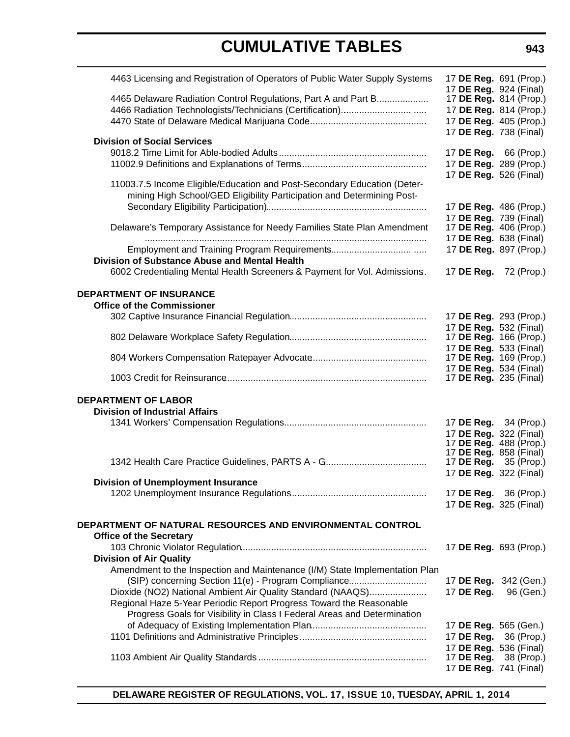4463 Licensing and Registration of Operators of Public Water Supply Systems 17 **DE Reg.** 691 (Prop.)
17 **DE Reg.** 924 (Final)
4465 Delaware Radiation Control Regulations, Part A and Part B.................... 17 **DE Reg.** 814 (Prop.)
4466 Radiation Technologists/Technicians (Certification)........................... ..... 17 **DE Reg.** 814 (Prop.)
4470 State of Delaware Medical Marijuana Code............................................. 17 **DE Reg.** 405 (Prop.)
17 **DE Reg.** 738 (Final)

**Division of Social Services**

9018.2 Time Limit for Able-bodied Adults......................................................... 17 **DE Reg.** 66 (Prop.)
11002.9 Definitions and Explanations of Terms................................................ 17 **DE Reg.** 289 (Prop.)
17 **DE Reg.** 526 (Final)
11003.7.5 Income Eligible/Education and Post-Secondary Education (Determining High School/GED Eligibility Participation and Determining Post-Secondary Eligibility Participation)............................................................. 17 **DE Reg.** 486 (Prop.)
17 **DE Reg.** 739 (Final)
Delaware's Temporary Assistance for Needy Families State Plan Amendment ............................................................................................................ 17 **DE Reg.** 406 (Prop.)
17 **DE Reg.** 638 (Final)
Employment and Training Program Requirements............................... ..... 17 **DE Reg.** 897 (Prop.)

**Division of Substance Abuse and Mental Health**

6002 Credentialing Mental Health Screeners & Payment for Vol. Admissions. 17 **DE Reg.** 72 (Prop.)

**DEPARTMENT OF INSURANCE**

**Office of the Commissioner**

302 Captive Insurance Financial Regulation..................................................... 17 **DE Reg.** 293 (Prop.)
17 **DE Reg.** 532 (Final)
802 Delaware Workplace Safety Regulation..................................................... 17 **DE Reg.** 166 (Prop.)
17 **DE Reg.** 533 (Final)
804 Workers Compensation Ratepayer Advocate............................................ 17 **DE Reg.** 169 (Prop.)
17 **DE Reg.** 534 (Final)
1003 Credit for Reinsurance............................................................................. 17 **DE Reg.** 235 (Final)

**DEPARTMENT OF LABOR**

**Division of Industrial Affairs**

1341 Workers' Compensation Regulations....................................................... 17 **DE Reg.** 34 (Prop.)
17 **DE Reg.** 322 (Final)
17 **DE Reg.** 488 (Prop.)
17 **DE Reg.** 858 (Final)
1342 Health Care Practice Guidelines, PARTS A - G....................................... 17 **DE Reg.** 35 (Prop.)
17 **DE Reg.** 322 (Final)

**Division of Unemployment Insurance**

1202 Unemployment Insurance Regulations.................................................... 17 **DE Reg.** 36 (Prop.)
17 **DE Reg.** 325 (Final)

**DEPARTMENT OF NATURAL RESOURCES AND ENVIRONMENTAL CONTROL**

**Office of the Secretary**

103 Chronic Violator Regulation........................................................................ 17 **DE Reg.** 693 (Prop.)

**Division of Air Quality**

Amendment to the Inspection and Maintenance (I/M) State Implementation Plan (SIP) concerning Section 11(e) - Program Compliance.............................. 17 **DE Reg.** 342 (Gen.)
Dioxide (NO2) National Ambient Air Quality Standard (NAAQS)...................... 17 **DE Reg.** 96 (Gen.)
Regional Haze 5-Year Periodic Report Progress Toward the Reasonable Progress Goals for Visibility in Class I Federal Areas and Determination of Adequacy of Existing Implementation Plan............................................ 17 **DE Reg.** 565 (Gen.)
1101 Definitions and Administrative Principles................................................. 17 **DE Reg.** 36 (Prop.)
17 **DE Reg.** 536 (Final)
1103 Ambient Air Quality Standards................................................................. 17 **DE Reg.** 38 (Prop.)
17 **DE Reg.** 741 (Final)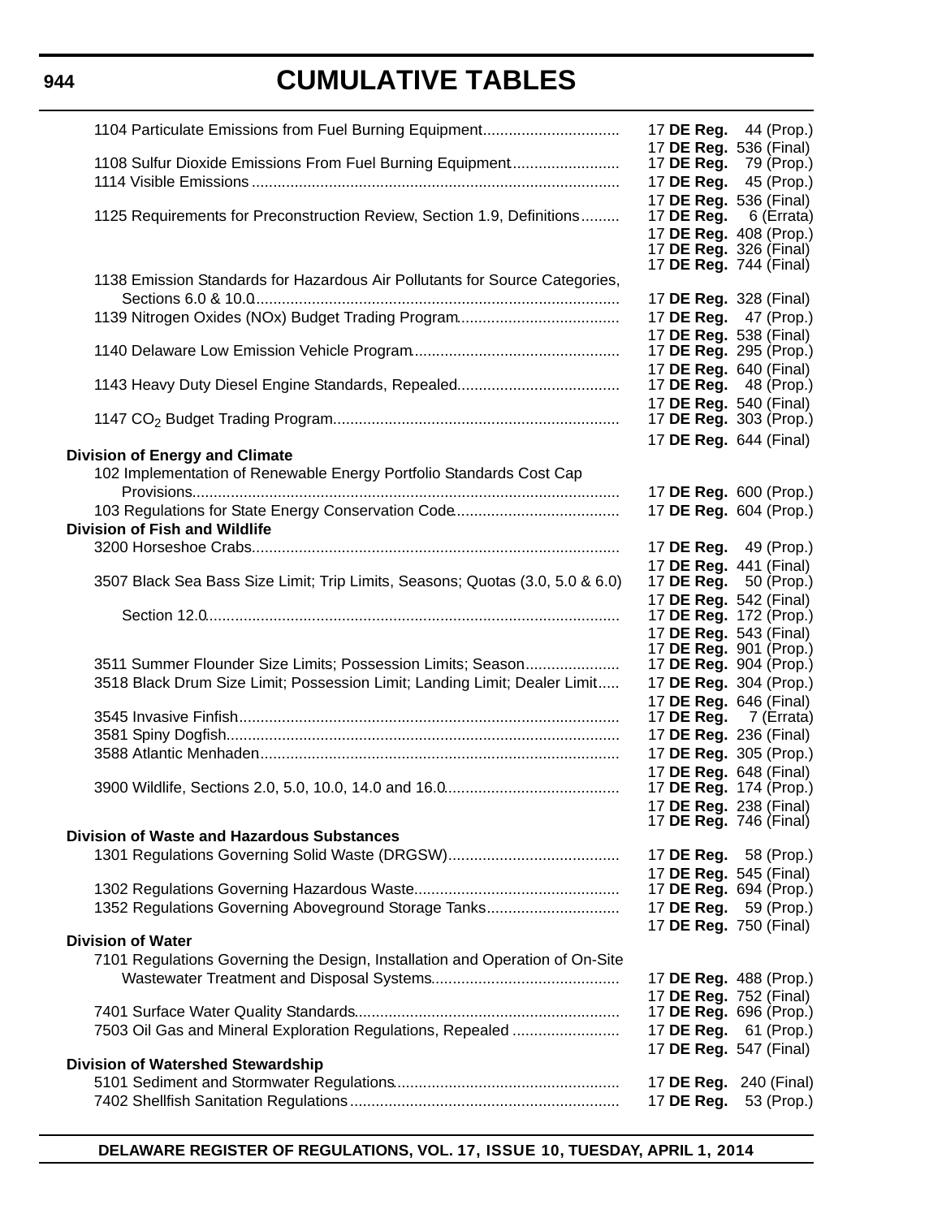# CUMULATIVE TABLES

| Regulation | Citation |
|---|---|
| 1104 Particulate Emissions from Fuel Burning Equipment | 17 **DE Reg.** 44 (Prop.) |
| | 17 **DE Reg.** 536 (Final) |
| 1108 Sulfur Dioxide Emissions From Fuel Burning Equipment | 17 **DE Reg.** 79 (Prop.) |
| 1114 Visible Emissions | 17 **DE Reg.** 45 (Prop.) |
| | 17 **DE Reg.** 536 (Final) |
| 1125 Requirements for Preconstruction Review, Section 1.9, Definitions | 17 **DE Reg.** 6 (Errata) |
| | 17 **DE Reg.** 408 (Prop.) |
| | 17 **DE Reg.** 326 (Final) |
| | 17 **DE Reg.** 744 (Final) |
| 1138 Emission Standards for Hazardous Air Pollutants for Source Categories, Sections 6.0 & 10.0 | 17 **DE Reg.** 328 (Final) |
| 1139 Nitrogen Oxides (NOx) Budget Trading Program | 17 **DE Reg.** 47 (Prop.) |
| | 17 **DE Reg.** 538 (Final) |
| 1140 Delaware Low Emission Vehicle Program | 17 **DE Reg.** 295 (Prop.) |
| | 17 **DE Reg.** 640 (Final) |
| 1143 Heavy Duty Diesel Engine Standards, Repealed | 17 **DE Reg.** 48 (Prop.) |
| | 17 **DE Reg.** 540 (Final) |
| 1147 $CO_2$ Budget Trading Program | 17 **DE Reg.** 303 (Prop.) |
| | 17 **DE Reg.** 644 (Final) |
| **Division of Energy and Climate** | |
| 102 Implementation of Renewable Energy Portfolio Standards Cost Cap Provisions | 17 **DE Reg.** 600 (Prop.) |
| 103 Regulations for State Energy Conservation Code | 17 **DE Reg.** 604 (Prop.) |
| **Division of Fish and Wildlife** | |
| 3200 Horseshoe Crabs | 17 **DE Reg.** 49 (Prop.) |
| | 17 **DE Reg.** 441 (Final) |
| 3507 Black Sea Bass Size Limit; Trip Limits, Seasons; Quotas (3.0, 5.0 & 6.0) | 17 **DE Reg.** 50 (Prop.) |
| | 17 **DE Reg.** 542 (Final) |
| Section 12.0 | 17 **DE Reg.** 172 (Prop.) |
| | 17 **DE Reg.** 543 (Final) |
| | 17 **DE Reg.** 901 (Prop.) |
| 3511 Summer Flounder Size Limits; Possession Limits; Season | 17 **DE Reg.** 904 (Prop.) |
| 3518 Black Drum Size Limit; Possession Limit; Landing Limit; Dealer Limit | 17 **DE Reg.** 304 (Prop.) |
| | 17 **DE Reg.** 646 (Final) |
| 3545 Invasive Finfish | 17 **DE Reg.** 7 (Errata) |
| 3581 Spiny Dogfish | 17 **DE Reg.** 236 (Final) |
| 3588 Atlantic Menhaden | 17 **DE Reg.** 305 (Prop.) |
| | 17 **DE Reg.** 648 (Final) |
| 3900 Wildlife, Sections 2.0, 5.0, 10.0, 14.0 and 16.0 | 17 **DE Reg.** 174 (Prop.) |
| | 17 **DE Reg.** 238 (Final) |
| | 17 **DE Reg.** 746 (Final) |
| **Division of Waste and Hazardous Substances** | |
| 1301 Regulations Governing Solid Waste (DRGSW) | 17 **DE Reg.** 58 (Prop.) |
| | 17 **DE Reg.** 545 (Final) |
| 1302 Regulations Governing Hazardous Waste | 17 **DE Reg.** 694 (Prop.) |
| 1352 Regulations Governing Aboveground Storage Tanks | 17 **DE Reg.** 59 (Prop.) |
| | 17 **DE Reg.** 750 (Final) |
| **Division of Water** | |
| 7101 Regulations Governing the Design, Installation and Operation of On-Site Wastewater Treatment and Disposal Systems | 17 **DE Reg.** 488 (Prop.) |
| | 17 **DE Reg.** 752 (Final) |
| 7401 Surface Water Quality Standards | 17 **DE Reg.** 696 (Prop.) |
| 7503 Oil Gas and Mineral Exploration Regulations, Repealed | 17 **DE Reg.** 61 (Prop.) |
| | 17 **DE Reg.** 547 (Final) |
| **Division of Watershed Stewardship** | |
| 5101 Sediment and Stormwater Regulations | 17 **DE Reg.** 240 (Final) |
| 7402 Shellfish Sanitation Regulations | 17 **DE Reg.** 53 (Prop.) |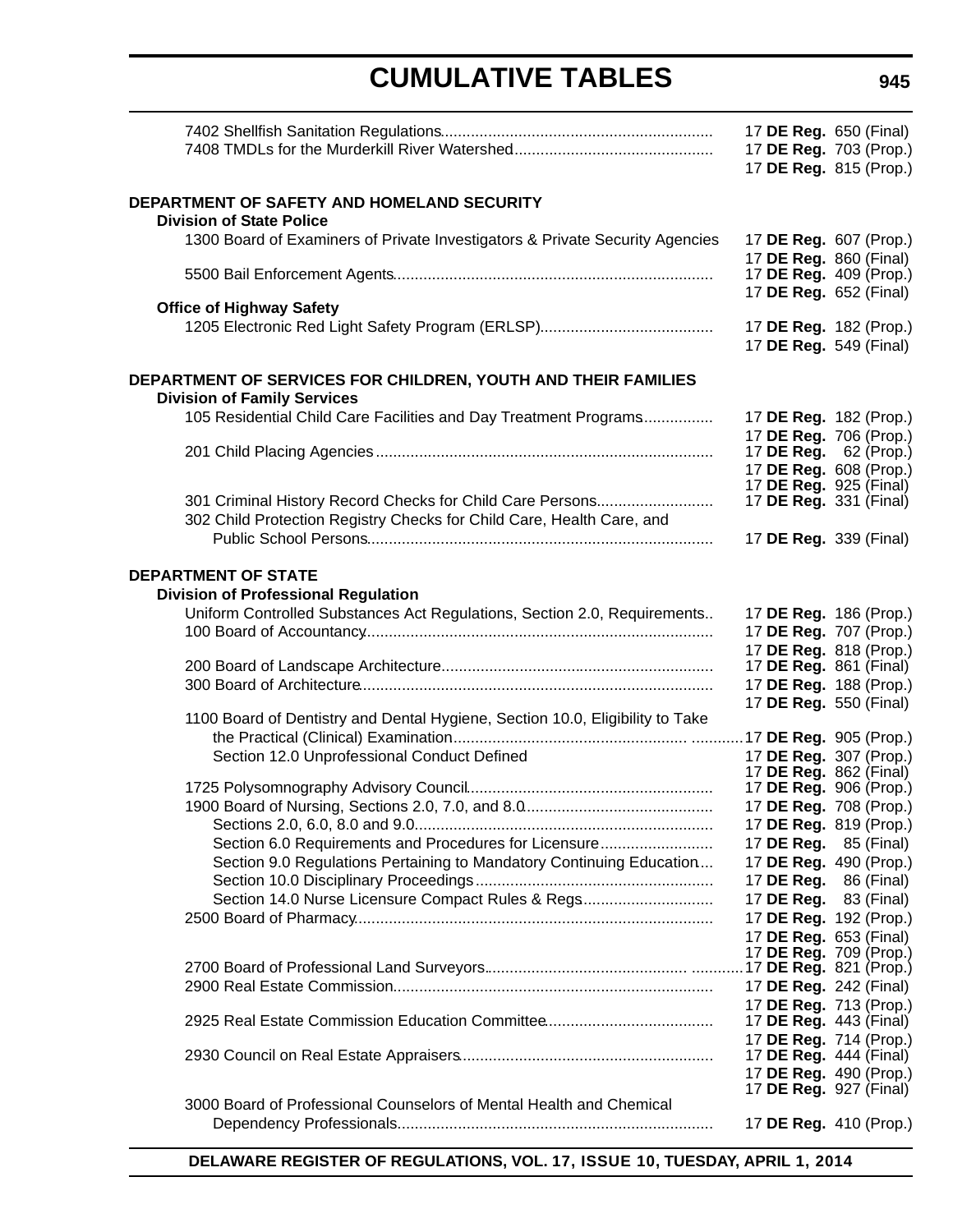## CUMULATIVE TABLES

| | |
|---|---|
| 7402 Shellfish Sanitation Regulations | 17 **DE Reg.** 650 (Final) |
| 7408 TMDLs for the Murderkill River Watershed | 17 **DE Reg.** 703 (Prop.) |
| | 17 **DE Reg.** 815 (Prop.) |

**DEPARTMENT OF SAFETY AND HOMELAND SECURITY**

**Division of State Police**

| | |
|---|---|
| 1300 Board of Examiners of Private Investigators & Private Security Agencies | 17 **DE Reg.** 607 (Prop.) |
| | 17 **DE Reg.** 860 (Final) |
| 5500 Bail Enforcement Agents | 17 **DE Reg.** 409 (Prop.) |
| | 17 **DE Reg.** 652 (Final) |

**Office of Highway Safety**

| | |
|---|---|
| 1205 Electronic Red Light Safety Program (ERLSP) | 17 **DE Reg.** 182 (Prop.) |
| | 17 **DE Reg.** 549 (Final) |

**DEPARTMENT OF SERVICES FOR CHILDREN, YOUTH AND THEIR FAMILIES**

**Division of Family Services**

| | |
|---|---|
| 105 Residential Child Care Facilities and Day Treatment Programs | 17 **DE Reg.** 182 (Prop.) |
| | 17 **DE Reg.** 706 (Prop.) |
| 201 Child Placing Agencies | 17 **DE Reg.** 62 (Prop.) |
| | 17 **DE Reg.** 608 (Prop.) |
| | 17 **DE Reg.** 925 (Final) |
| 301 Criminal History Record Checks for Child Care Persons | 17 **DE Reg.** 331 (Final) |
| 302 Child Protection Registry Checks for Child Care, Health Care, and Public School Persons | 17 **DE Reg.** 339 (Final) |

**DEPARTMENT OF STATE**

**Division of Professional Regulation**

| | |
|---|---|
| Uniform Controlled Substances Act Regulations, Section 2.0, Requirements | 17 **DE Reg.** 186 (Prop.) |
| 100 Board of Accountancy | 17 **DE Reg.** 707 (Prop.) |
| | 17 **DE Reg.** 818 (Prop.) |
| 200 Board of Landscape Architecture | 17 **DE Reg.** 861 (Final) |
| 300 Board of Architecture | 17 **DE Reg.** 188 (Prop.) |
| | 17 **DE Reg.** 550 (Final) |
| 1100 Board of Dentistry and Dental Hygiene, Section 10.0, Eligibility to Take the Practical (Clinical) Examination | 17 **DE Reg.** 905 (Prop.) |
| Section 12.0 Unprofessional Conduct Defined | 17 **DE Reg.** 307 (Prop.) |
| | 17 **DE Reg.** 862 (Final) |
| 1725 Polysomnography Advisory Council | 17 **DE Reg.** 906 (Prop.) |
| 1900 Board of Nursing, Sections 2.0, 7.0, and 8.0 | 17 **DE Reg.** 708 (Prop.) |
| Sections 2.0, 6.0, 8.0 and 9.0 | 17 **DE Reg.** 819 (Prop.) |
| Section 6.0 Requirements and Procedures for Licensure | 17 **DE Reg.** 85 (Final) |
| Section 9.0 Regulations Pertaining to Mandatory Continuing Education | 17 **DE Reg.** 490 (Prop.) |
| Section 10.0 Disciplinary Proceedings | 17 **DE Reg.** 86 (Final) |
| Section 14.0 Nurse Licensure Compact Rules & Regs | 17 **DE Reg.** 83 (Final) |
| 2500 Board of Pharmacy | 17 **DE Reg.** 192 (Prop.) |
| | 17 **DE Reg.** 653 (Final) |
| | 17 **DE Reg.** 709 (Prop.) |
| 2700 Board of Professional Land Surveyors | 17 **DE Reg.** 821 (Prop.) |
| 2900 Real Estate Commission | 17 **DE Reg.** 242 (Final) |
| | 17 **DE Reg.** 713 (Prop.) |
| 2925 Real Estate Commission Education Committee | 17 **DE Reg.** 443 (Final) |
| | 17 **DE Reg.** 714 (Prop.) |
| 2930 Council on Real Estate Appraisers | 17 **DE Reg.** 444 (Final) |
| | 17 **DE Reg.** 490 (Prop.) |
| | 17 **DE Reg.** 927 (Final) |
| 3000 Board of Professional Counselors of Mental Health and Chemical Dependency Professionals | 17 **DE Reg.** 410 (Prop.) |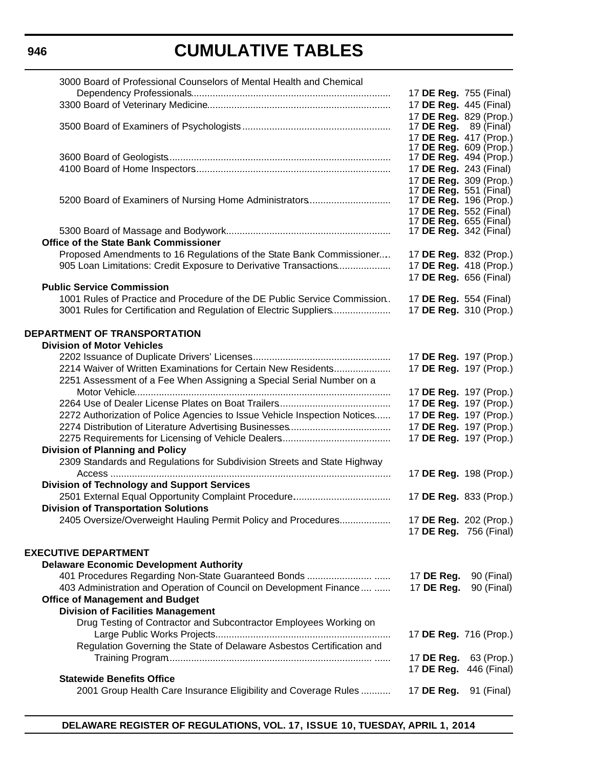# CUMULATIVE TABLES

| | |
|---|---|
| 3000 Board of Professional Counselors of Mental Health and Chemical Dependency Professionals | 17 **DE Reg.** 755 (Final) |
| 3300 Board of Veterinary Medicine | 17 **DE Reg.** 445 (Final) |
| | 17 **DE Reg.** 829 (Prop.) |
| 3500 Board of Examiners of Psychologists | 17 **DE Reg.** 89 (Final) |
| | 17 **DE Reg.** 417 (Prop.) |
| | 17 **DE Reg.** 609 (Prop.) |
| 3600 Board of Geologists | 17 **DE Reg.** 494 (Prop.) |
| 4100 Board of Home Inspectors | 17 **DE Reg.** 243 (Final) |
| | 17 **DE Reg.** 309 (Prop.) |
| | 17 **DE Reg.** 551 (Final) |
| 5200 Board of Examiners of Nursing Home Administrators | 17 **DE Reg.** 196 (Prop.) |
| | 17 **DE Reg.** 552 (Final) |
| | 17 **DE Reg.** 655 (Final) |
| 5300 Board of Massage and Bodywork | 17 **DE Reg.** 342 (Final) |
| **Office of the State Bank Commissioner** | |
| Proposed Amendments to 16 Regulations of the State Bank Commissioner | 17 **DE Reg.** 832 (Prop.) |
| 905 Loan Limitations: Credit Exposure to Derivative Transactions | 17 **DE Reg.** 418 (Prop.) |
| | 17 **DE Reg.** 656 (Final) |
| **Public Service Commission** | |
| 1001 Rules of Practice and Procedure of the DE Public Service Commission | 17 **DE Reg.** 554 (Final) |
| 3001 Rules for Certification and Regulation of Electric Suppliers | 17 **DE Reg.** 310 (Prop.) |

## DEPARTMENT OF TRANSPORTATION

| | |
|---|---|
| **Division of Motor Vehicles** | |
| 2202 Issuance of Duplicate Drivers' Licenses | 17 **DE Reg.** 197 (Prop.) |
| 2214 Waiver of Written Examinations for Certain New Residents | 17 **DE Reg.** 197 (Prop.) |
| 2251 Assessment of a Fee When Assigning a Special Serial Number on a Motor Vehicle | 17 **DE Reg.** 197 (Prop.) |
| 2264 Use of Dealer License Plates on Boat Trailers | 17 **DE Reg.** 197 (Prop.) |
| 2272 Authorization of Police Agencies to Issue Vehicle Inspection Notices | 17 **DE Reg.** 197 (Prop.) |
| 2274 Distribution of Literature Advertising Businesses | 17 **DE Reg.** 197 (Prop.) |
| 2275 Requirements for Licensing of Vehicle Dealers | 17 **DE Reg.** 197 (Prop.) |
| **Division of Planning and Policy** | |
| 2309 Standards and Regulations for Subdivision Streets and State Highway Access | 17 **DE Reg.** 198 (Prop.) |
| **Division of Technology and Support Services** | |
| 2501 External Equal Opportunity Complaint Procedure | 17 **DE Reg.** 833 (Prop.) |
| **Division of Transportation Solutions** | |
| 2405 Oversize/Overweight Hauling Permit Policy and Procedures | 17 **DE Reg.** 202 (Prop.) |
| | 17 **DE Reg.** 756 (Final) |

## EXECUTIVE DEPARTMENT

| | |
|---|---|
| **Delaware Economic Development Authority** | |
| 401 Procedures Regarding Non-State Guaranteed Bonds | 17 **DE Reg.** 90 (Final) |
| 403 Administration and Operation of Council on Development Finance | 17 **DE Reg.** 90 (Final) |
| **Office of Management and Budget** | |
| **Division of Facilities Management** | |
| Drug Testing of Contractor and Subcontractor Employees Working on Large Public Works Projects | 17 **DE Reg.** 716 (Prop.) |
| Regulation Governing the State of Delaware Asbestos Certification and Training Program | 17 **DE Reg.** 63 (Prop.) |
| | 17 **DE Reg.** 446 (Final) |
| **Statewide Benefits Office** | |
| 2001 Group Health Care Insurance Eligibility and Coverage Rules | 17 **DE Reg.** 91 (Final) |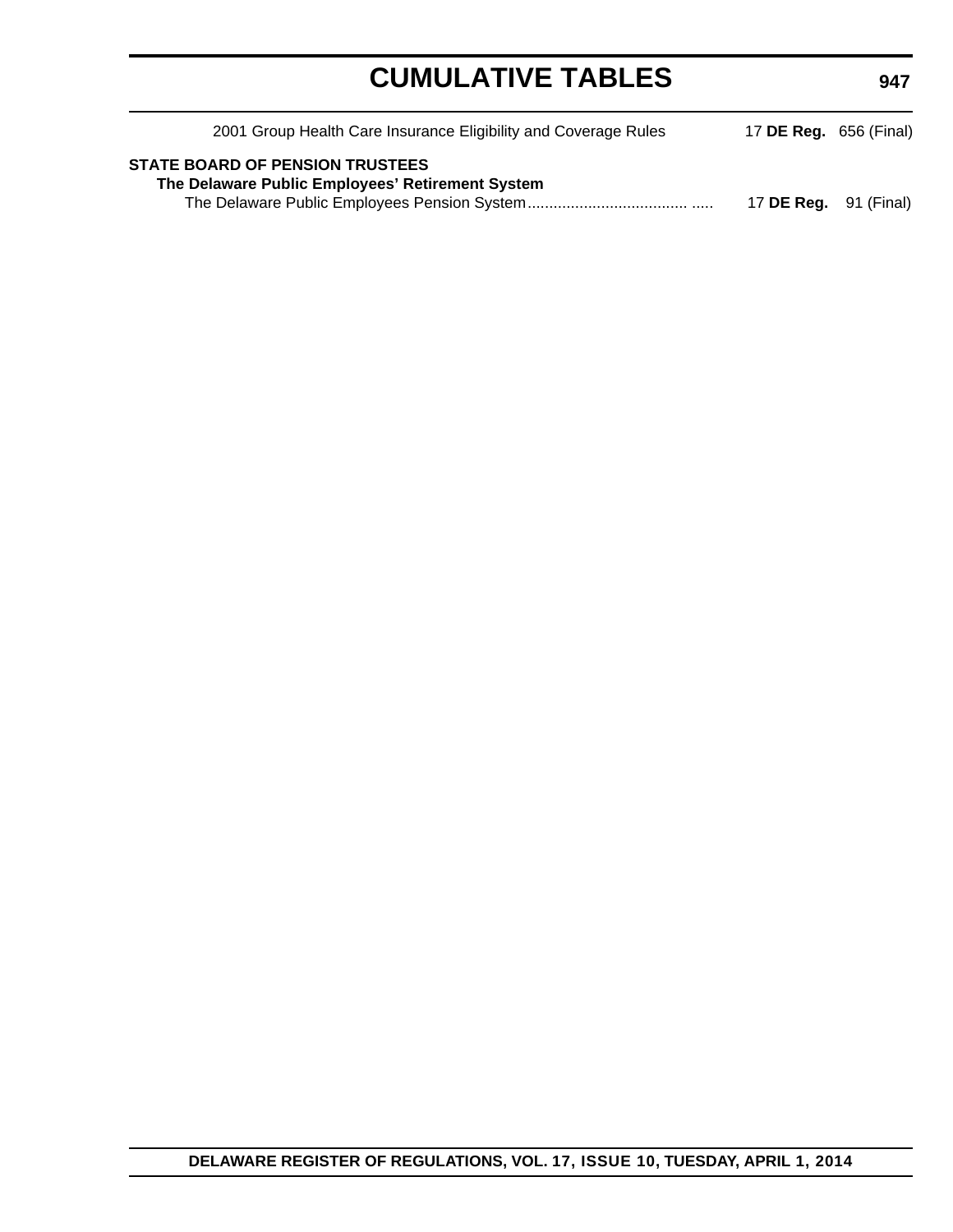2001 Group Health Care Insurance Eligibility and Coverage Rules 17 **DE Reg.** 656 (Final)

**STATE BOARD OF PENSION TRUSTEES**

**The Delaware Public Employees' Retirement System**

The Delaware Public Employees Pension System..................................... ..... 17 **DE Reg.** 91 (Final)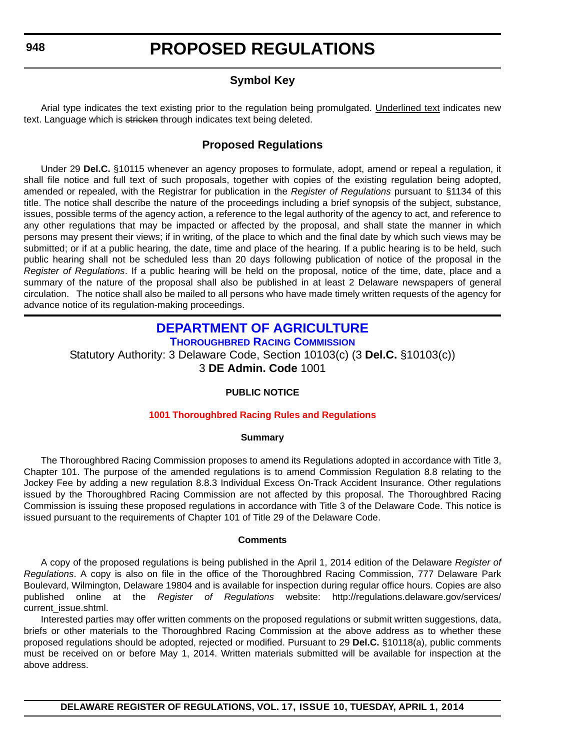# PROPOSED REGULATIONS

## Symbol Key

Arial type indicates the text existing prior to the regulation being promulgated. Underlined text indicates new text. Language which is ~~stricken~~ through indicates text being deleted.

## Proposed Regulations

Under 29 **Del.C.** §10115 whenever an agency proposes to formulate, adopt, amend or repeal a regulation, it shall file notice and full text of such proposals, together with copies of the existing regulation being adopted, amended or repealed, with the Registrar for publication in the *Register of Regulations* pursuant to §1134 of this title. The notice shall describe the nature of the proceedings including a brief synopsis of the subject, substance, issues, possible terms of the agency action, a reference to the legal authority of the agency to act, and reference to any other regulations that may be impacted or affected by the proposal, and shall state the manner in which persons may present their views; if in writing, of the place to which and the final date by which such views may be submitted; or if at a public hearing, the date, time and place of the hearing. If a public hearing is to be held, such public hearing shall not be scheduled less than 20 days following publication of notice of the proposal in the *Register of Regulations*. If a public hearing will be held on the proposal, notice of the time, date, place and a summary of the nature of the proposal shall also be published in at least 2 Delaware newspapers of general circulation. The notice shall also be mailed to all persons who have made timely written requests of the agency for advance notice of its regulation-making proceedings.

## DEPARTMENT OF AGRICULTURE

### THOROUGHBRED RACING COMMISSION

Statutory Authority: 3 Delaware Code, Section 10103(c) (3 **Del.C.** §10103(c))

3 **DE Admin. Code** 1001

**PUBLIC NOTICE**

**1001 Thoroughbred Racing Rules and Regulations**

**Summary**

The Thoroughbred Racing Commission proposes to amend its Regulations adopted in accordance with Title 3, Chapter 101. The purpose of the amended regulations is to amend Commission Regulation 8.8 relating to the Jockey Fee by adding a new regulation 8.8.3 Individual Excess On-Track Accident Insurance. Other regulations issued by the Thoroughbred Racing Commission are not affected by this proposal. The Thoroughbred Racing Commission is issuing these proposed regulations in accordance with Title 3 of the Delaware Code. This notice is issued pursuant to the requirements of Chapter 101 of Title 29 of the Delaware Code.

**Comments**

A copy of the proposed regulations is being published in the April 1, 2014 edition of the Delaware *Register of Regulations*. A copy is also on file in the office of the Thoroughbred Racing Commission, 777 Delaware Park Boulevard, Wilmington, Delaware 19804 and is available for inspection during regular office hours. Copies are also published online at the *Register of Regulations* website: http://regulations.delaware.gov/services/current_issue.shtml.

Interested parties may offer written comments on the proposed regulations or submit written suggestions, data, briefs or other materials to the Thoroughbred Racing Commission at the above address as to whether these proposed regulations should be adopted, rejected or modified. Pursuant to 29 **Del.C.** §10118(a), public comments must be received on or before May 1, 2014. Written materials submitted will be available for inspection at the above address.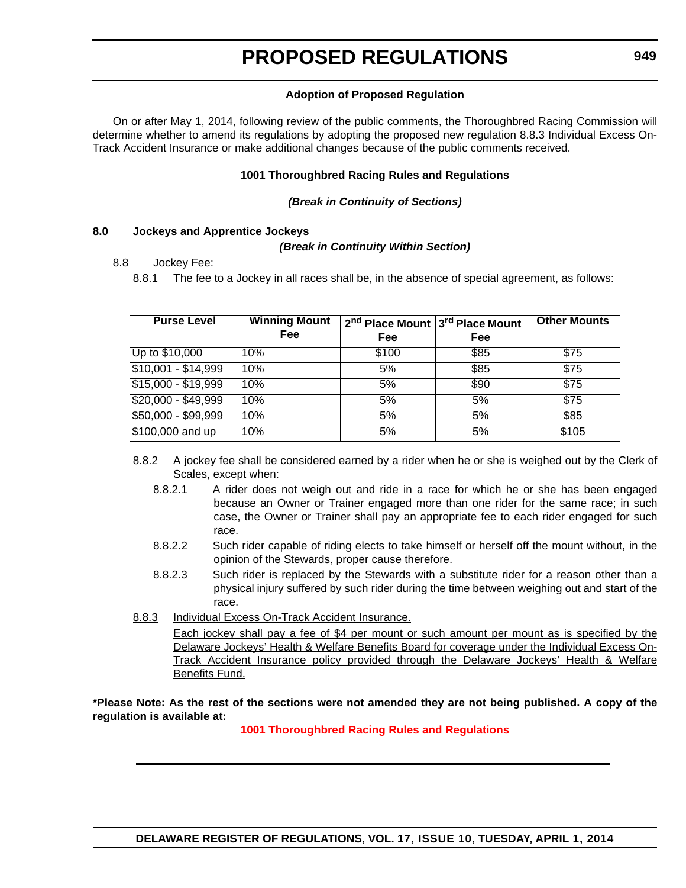**Adoption of Proposed Regulation**

On or after May 1, 2014, following review of the public comments, the Thoroughbred Racing Commission will determine whether to amend its regulations by adopting the proposed new regulation 8.8.3 Individual Excess On-Track Accident Insurance or make additional changes because of the public comments received.

**1001 Thoroughbred Racing Rules and Regulations**

***(Break in Continuity of Sections)***

**8.0 Jockeys and Apprentice Jockeys**

***(Break in Continuity Within Section)***

8.8 Jockey Fee:

8.8.1 The fee to a Jockey in all races shall be, in the absence of special agreement, as follows:

| Purse Level | Winning Mount Fee | 2nd Place Mount Fee | 3rd Place Mount Fee | Other Mounts |
|---|---|---|---|---|
| Up to $10,000 | 10% | $100 | $85 | $75 |
| $10,001 - $14,999 | 10% | 5% | $85 | $75 |
| $15,000 - $19,999 | 10% | 5% | $90 | $75 |
| $20,000 - $49,999 | 10% | 5% | 5% | $75 |
| $50,000 - $99,999 | 10% | 5% | 5% | $85 |
| $100,000 and up | 10% | 5% | 5% | $105 |

8.8.2 A jockey fee shall be considered earned by a rider when he or she is weighed out by the Clerk of Scales, except when:

8.8.2.1 A rider does not weigh out and ride in a race for which he or she has been engaged because an Owner or Trainer engaged more than one rider for the same race; in such case, the Owner or Trainer shall pay an appropriate fee to each rider engaged for such race.

8.8.2.2 Such rider capable of riding elects to take himself or herself off the mount without, in the opinion of the Stewards, proper cause therefore.

8.8.2.3 Such rider is replaced by the Stewards with a substitute rider for a reason other than a physical injury suffered by such rider during the time between weighing out and start of the race.

8.8.3 Individual Excess On-Track Accident Insurance.

Each jockey shall pay a fee of $4 per mount or such amount per mount as is specified by the Delaware Jockeys' Health & Welfare Benefits Board for coverage under the Individual Excess On-Track Accident Insurance policy provided through the Delaware Jockeys' Health & Welfare Benefits Fund.

**\*Please Note: As the rest of the sections were not amended they are not being published. A copy of the regulation is available at:**

**1001 Thoroughbred Racing Rules and Regulations**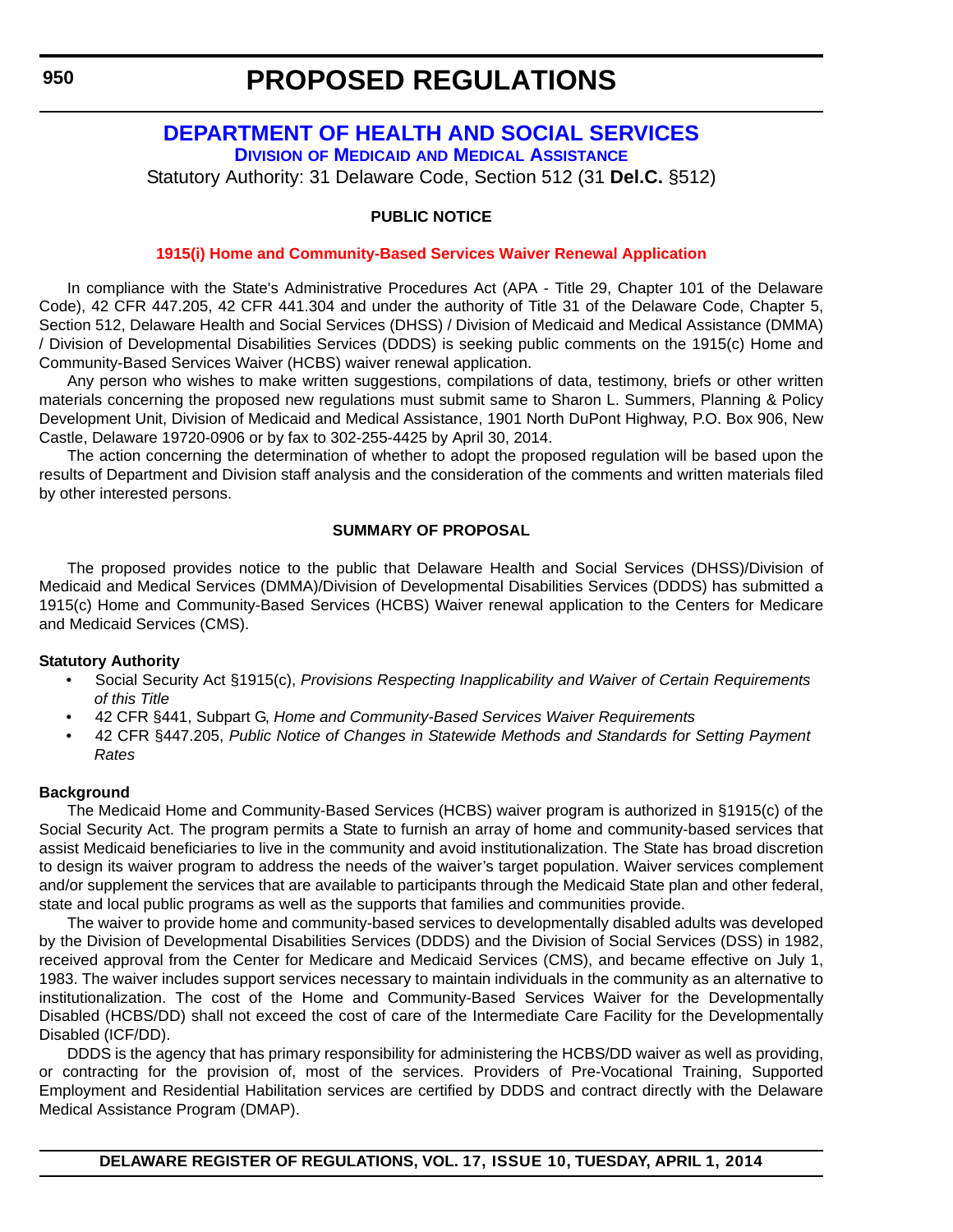# PROPOSED REGULATIONS

## DEPARTMENT OF HEALTH AND SOCIAL SERVICES

### DIVISION OF MEDICAID AND MEDICAL ASSISTANCE

Statutory Authority: 31 Delaware Code, Section 512 (31 **Del.C.** §512)

**PUBLIC NOTICE**

**1915(i) Home and Community-Based Services Waiver Renewal Application**

In compliance with the State's Administrative Procedures Act (APA - Title 29, Chapter 101 of the Delaware Code), 42 CFR 447.205, 42 CFR 441.304 and under the authority of Title 31 of the Delaware Code, Chapter 5, Section 512, Delaware Health and Social Services (DHSS) / Division of Medicaid and Medical Assistance (DMMA) / Division of Developmental Disabilities Services (DDDS) is seeking public comments on the 1915(c) Home and Community-Based Services Waiver (HCBS) waiver renewal application.

Any person who wishes to make written suggestions, compilations of data, testimony, briefs or other written materials concerning the proposed new regulations must submit same to Sharon L. Summers, Planning & Policy Development Unit, Division of Medicaid and Medical Assistance, 1901 North DuPont Highway, P.O. Box 906, New Castle, Delaware 19720-0906 or by fax to 302-255-4425 by April 30, 2014.

The action concerning the determination of whether to adopt the proposed regulation will be based upon the results of Department and Division staff analysis and the consideration of the comments and written materials filed by other interested persons.

**SUMMARY OF PROPOSAL**

The proposed provides notice to the public that Delaware Health and Social Services (DHSS)/Division of Medicaid and Medical Services (DMMA)/Division of Developmental Disabilities Services (DDDS) has submitted a 1915(c) Home and Community-Based Services (HCBS) Waiver renewal application to the Centers for Medicare and Medicaid Services (CMS).

**Statutory Authority**

- Social Security Act §1915(c), *Provisions Respecting Inapplicability and Waiver of Certain Requirements of this Title*
- 42 CFR §441, Subpart G, *Home and Community-Based Services Waiver Requirements*
- 42 CFR §447.205, *Public Notice of Changes in Statewide Methods and Standards for Setting Payment Rates*

**Background**

The Medicaid Home and Community-Based Services (HCBS) waiver program is authorized in §1915(c) of the Social Security Act. The program permits a State to furnish an array of home and community-based services that assist Medicaid beneficiaries to live in the community and avoid institutionalization. The State has broad discretion to design its waiver program to address the needs of the waiver's target population. Waiver services complement and/or supplement the services that are available to participants through the Medicaid State plan and other federal, state and local public programs as well as the supports that families and communities provide.

The waiver to provide home and community-based services to developmentally disabled adults was developed by the Division of Developmental Disabilities Services (DDDS) and the Division of Social Services (DSS) in 1982, received approval from the Center for Medicare and Medicaid Services (CMS), and became effective on July 1, 1983. The waiver includes support services necessary to maintain individuals in the community as an alternative to institutionalization. The cost of the Home and Community-Based Services Waiver for the Developmentally Disabled (HCBS/DD) shall not exceed the cost of care of the Intermediate Care Facility for the Developmentally Disabled (ICF/DD).

DDDS is the agency that has primary responsibility for administering the HCBS/DD waiver as well as providing, or contracting for the provision of, most of the services. Providers of Pre-Vocational Training, Supported Employment and Residential Habilitation services are certified by DDDS and contract directly with the Delaware Medical Assistance Program (DMAP).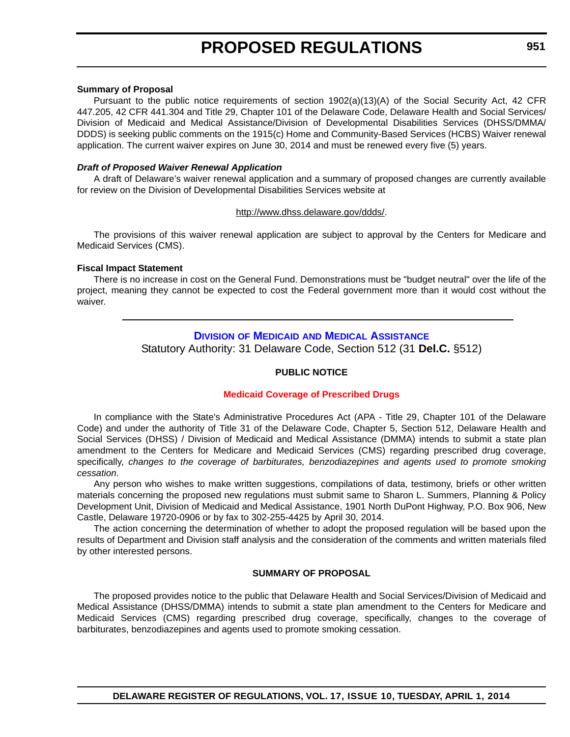**Summary of Proposal**

Pursuant to the public notice requirements of section 1902(a)(13)(A) of the Social Security Act, 42 CFR 447.205, 42 CFR 441.304 and Title 29, Chapter 101 of the Delaware Code, Delaware Health and Social Services/ Division of Medicaid and Medical Assistance/Division of Developmental Disabilities Services (DHSS/DMMA/ DDDS) is seeking public comments on the 1915(c) Home and Community-Based Services (HCBS) Waiver renewal application. The current waiver expires on June 30, 2014 and must be renewed every five (5) years.

***Draft of Proposed Waiver Renewal Application***

A draft of Delaware's waiver renewal application and a summary of proposed changes are currently available for review on the Division of Developmental Disabilities Services website at

http://www.dhss.delaware.gov/ddds/.

The provisions of this waiver renewal application are subject to approval by the Centers for Medicare and Medicaid Services (CMS).

**Fiscal Impact Statement**

There is no increase in cost on the General Fund. Demonstrations must be "budget neutral" over the life of the project, meaning they cannot be expected to cost the Federal government more than it would cost without the waiver.

---

## Division of Medicaid and Medical Assistance

Statutory Authority: 31 Delaware Code, Section 512 (31 **Del.C.** §512)

**PUBLIC NOTICE**

### Medicaid Coverage of Prescribed Drugs

In compliance with the State's Administrative Procedures Act (APA - Title 29, Chapter 101 of the Delaware Code) and under the authority of Title 31 of the Delaware Code, Chapter 5, Section 512, Delaware Health and Social Services (DHSS) / Division of Medicaid and Medical Assistance (DMMA) intends to submit a state plan amendment to the Centers for Medicare and Medicaid Services (CMS) regarding prescribed drug coverage, specifically, *changes to the coverage of barbiturates, benzodiazepines and agents used to promote smoking cessation.*

Any person who wishes to make written suggestions, compilations of data, testimony, briefs or other written materials concerning the proposed new regulations must submit same to Sharon L. Summers, Planning & Policy Development Unit, Division of Medicaid and Medical Assistance, 1901 North DuPont Highway, P.O. Box 906, New Castle, Delaware 19720-0906 or by fax to 302-255-4425 by April 30, 2014.

The action concerning the determination of whether to adopt the proposed regulation will be based upon the results of Department and Division staff analysis and the consideration of the comments and written materials filed by other interested persons.

**SUMMARY OF PROPOSAL**

The proposed provides notice to the public that Delaware Health and Social Services/Division of Medicaid and Medical Assistance (DHSS/DMMA) intends to submit a state plan amendment to the Centers for Medicare and Medicaid Services (CMS) regarding prescribed drug coverage, specifically, changes to the coverage of barbiturates, benzodiazepines and agents used to promote smoking cessation.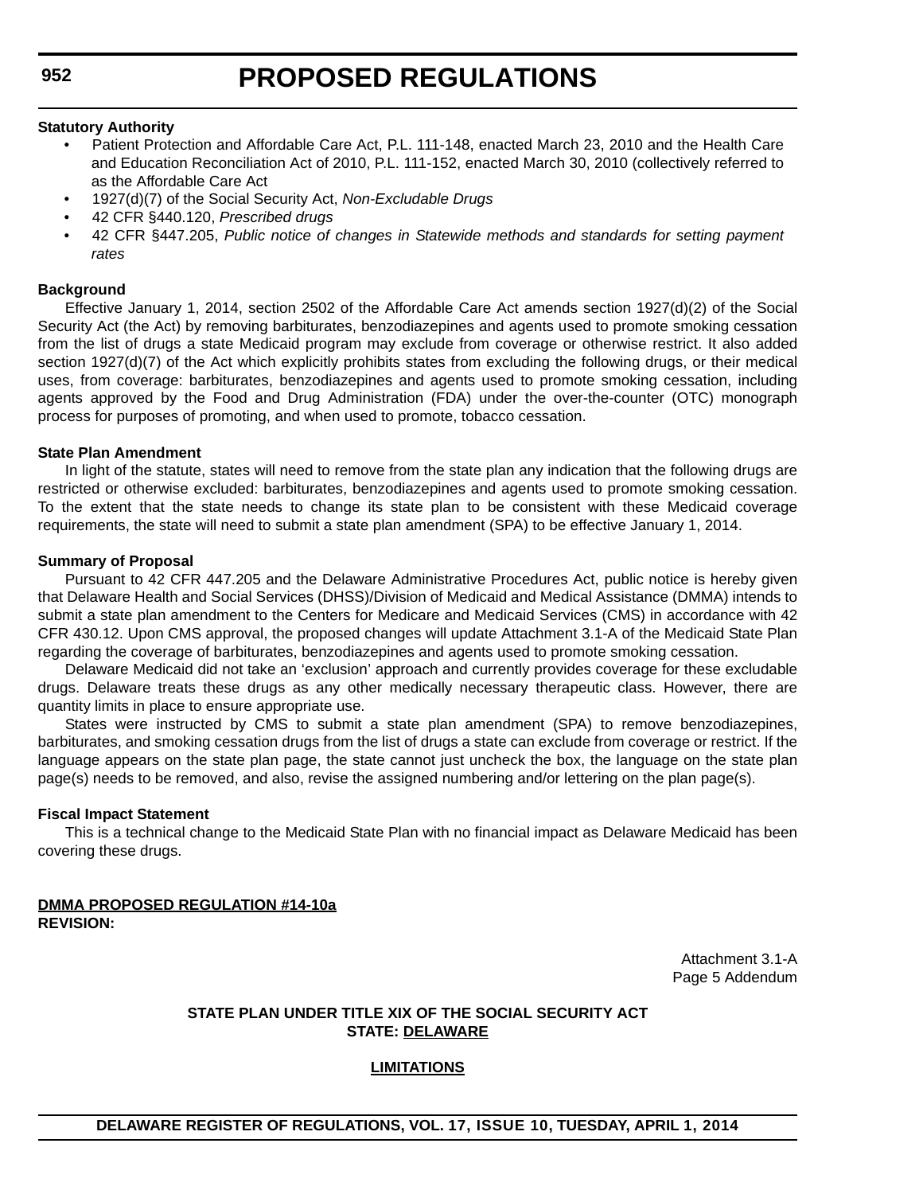**Statutory Authority**

- Patient Protection and Affordable Care Act, P.L. 111-148, enacted March 23, 2010 and the Health Care and Education Reconciliation Act of 2010, P.L. 111-152, enacted March 30, 2010 (collectively referred to as the Affordable Care Act
- 1927(d)(7) of the Social Security Act, *Non-Excludable Drugs*
- 42 CFR §440.120, *Prescribed drugs*
- 42 CFR §447.205, *Public notice of changes in Statewide methods and standards for setting payment rates*

**Background**

Effective January 1, 2014, section 2502 of the Affordable Care Act amends section 1927(d)(2) of the Social Security Act (the Act) by removing barbiturates, benzodiazepines and agents used to promote smoking cessation from the list of drugs a state Medicaid program may exclude from coverage or otherwise restrict. It also added section 1927(d)(7) of the Act which explicitly prohibits states from excluding the following drugs, or their medical uses, from coverage: barbiturates, benzodiazepines and agents used to promote smoking cessation, including agents approved by the Food and Drug Administration (FDA) under the over-the-counter (OTC) monograph process for purposes of promoting, and when used to promote, tobacco cessation.

**State Plan Amendment**

In light of the statute, states will need to remove from the state plan any indication that the following drugs are restricted or otherwise excluded: barbiturates, benzodiazepines and agents used to promote smoking cessation. To the extent that the state needs to change its state plan to be consistent with these Medicaid coverage requirements, the state will need to submit a state plan amendment (SPA) to be effective January 1, 2014.

**Summary of Proposal**

Pursuant to 42 CFR 447.205 and the Delaware Administrative Procedures Act, public notice is hereby given that Delaware Health and Social Services (DHSS)/Division of Medicaid and Medical Assistance (DMMA) intends to submit a state plan amendment to the Centers for Medicare and Medicaid Services (CMS) in accordance with 42 CFR 430.12. Upon CMS approval, the proposed changes will update Attachment 3.1-A of the Medicaid State Plan regarding the coverage of barbiturates, benzodiazepines and agents used to promote smoking cessation.

Delaware Medicaid did not take an ‘exclusion’ approach and currently provides coverage for these excludable drugs. Delaware treats these drugs as any other medically necessary therapeutic class. However, there are quantity limits in place to ensure appropriate use.

States were instructed by CMS to submit a state plan amendment (SPA) to remove benzodiazepines, barbiturates, and smoking cessation drugs from the list of drugs a state can exclude from coverage or restrict. If the language appears on the state plan page, the state cannot just uncheck the box, the language on the state plan page(s) needs to be removed, and also, revise the assigned numbering and/or lettering on the plan page(s).

**Fiscal Impact Statement**

This is a technical change to the Medicaid State Plan with no financial impact as Delaware Medicaid has been covering these drugs.

**DMMA PROPOSED REGULATION #14-10a**
**REVISION:**

Attachment 3.1-A
Page 5 Addendum

**STATE PLAN UNDER TITLE XIX OF THE SOCIAL SECURITY ACT**
**STATE: DELAWARE**

**LIMITATIONS**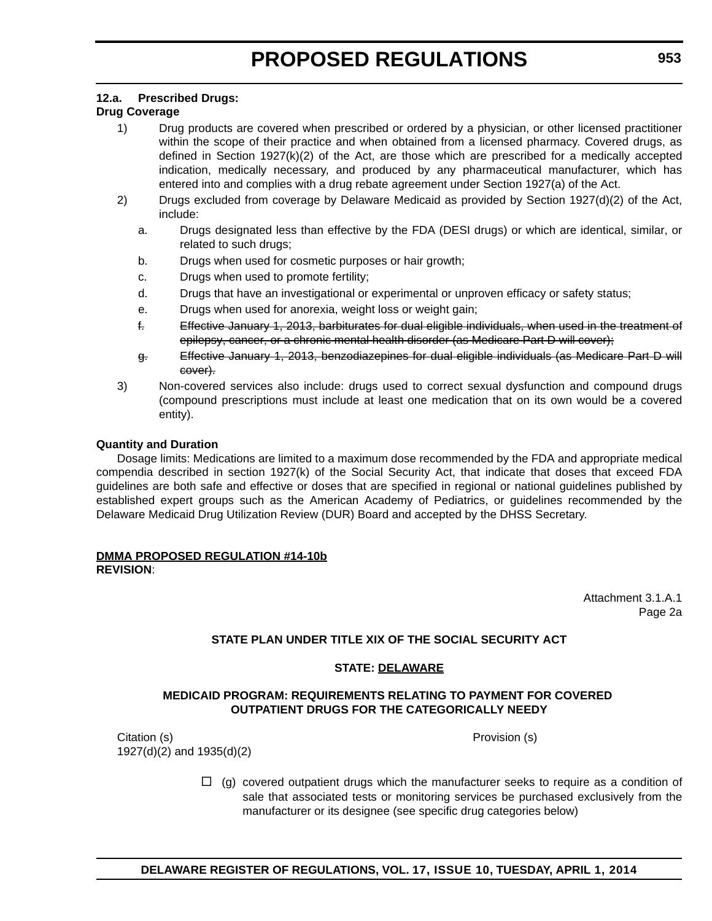**12.a. Prescribed Drugs:**

**Drug Coverage**

1) Drug products are covered when prescribed or ordered by a physician, or other licensed practitioner within the scope of their practice and when obtained from a licensed pharmacy. Covered drugs, as defined in Section 1927(k)(2) of the Act, are those which are prescribed for a medically accepted indication, medically necessary, and produced by any pharmaceutical manufacturer, which has entered into and complies with a drug rebate agreement under Section 1927(a) of the Act.

2) Drugs excluded from coverage by Delaware Medicaid as provided by Section 1927(d)(2) of the Act, include:

   a. Drugs designated less than effective by the FDA (DESI drugs) or which are identical, similar, or related to such drugs;

   b. Drugs when used for cosmetic purposes or hair growth;

   c. Drugs when used to promote fertility;

   d. Drugs that have an investigational or experimental or unproven efficacy or safety status;

   e. Drugs when used for anorexia, weight loss or weight gain;

   ~~f. Effective January 1, 2013, barbiturates for dual eligible individuals, when used in the treatment of epilepsy, cancer, or a chronic mental health disorder (as Medicare Part D will cover);~~

   ~~g. Effective January 1, 2013, benzodiazepines for dual eligible individuals (as Medicare Part D will cover).~~

3) Non-covered services also include: drugs used to correct sexual dysfunction and compound drugs (compound prescriptions must include at least one medication that on its own would be a covered entity).

**Quantity and Duration**

Dosage limits: Medications are limited to a maximum dose recommended by the FDA and appropriate medical compendia described in section 1927(k) of the Social Security Act, that indicate that doses that exceed FDA guidelines are both safe and effective or doses that are specified in regional or national guidelines published by established expert groups such as the American Academy of Pediatrics, or guidelines recommended by the Delaware Medicaid Drug Utilization Review (DUR) Board and accepted by the DHSS Secretary.

**DMMA PROPOSED REGULATION #14-10b**

**REVISION**:

Attachment 3.1.A.1
Page 2a

**STATE PLAN UNDER TITLE XIX OF THE SOCIAL SECURITY ACT**

**STATE: DELAWARE**

**MEDICAID PROGRAM: REQUIREMENTS RELATING TO PAYMENT FOR COVERED OUTPATIENT DRUGS FOR THE CATEGORICALLY NEEDY**

| Citation (s) | Provision (s) |
| --- | --- |
| 1927(d)(2) and 1935(d)(2) | ☐ (g) covered outpatient drugs which the manufacturer seeks to require as a condition of sale that associated tests or monitoring services be purchased exclusively from the manufacturer or its designee (see specific drug categories below) |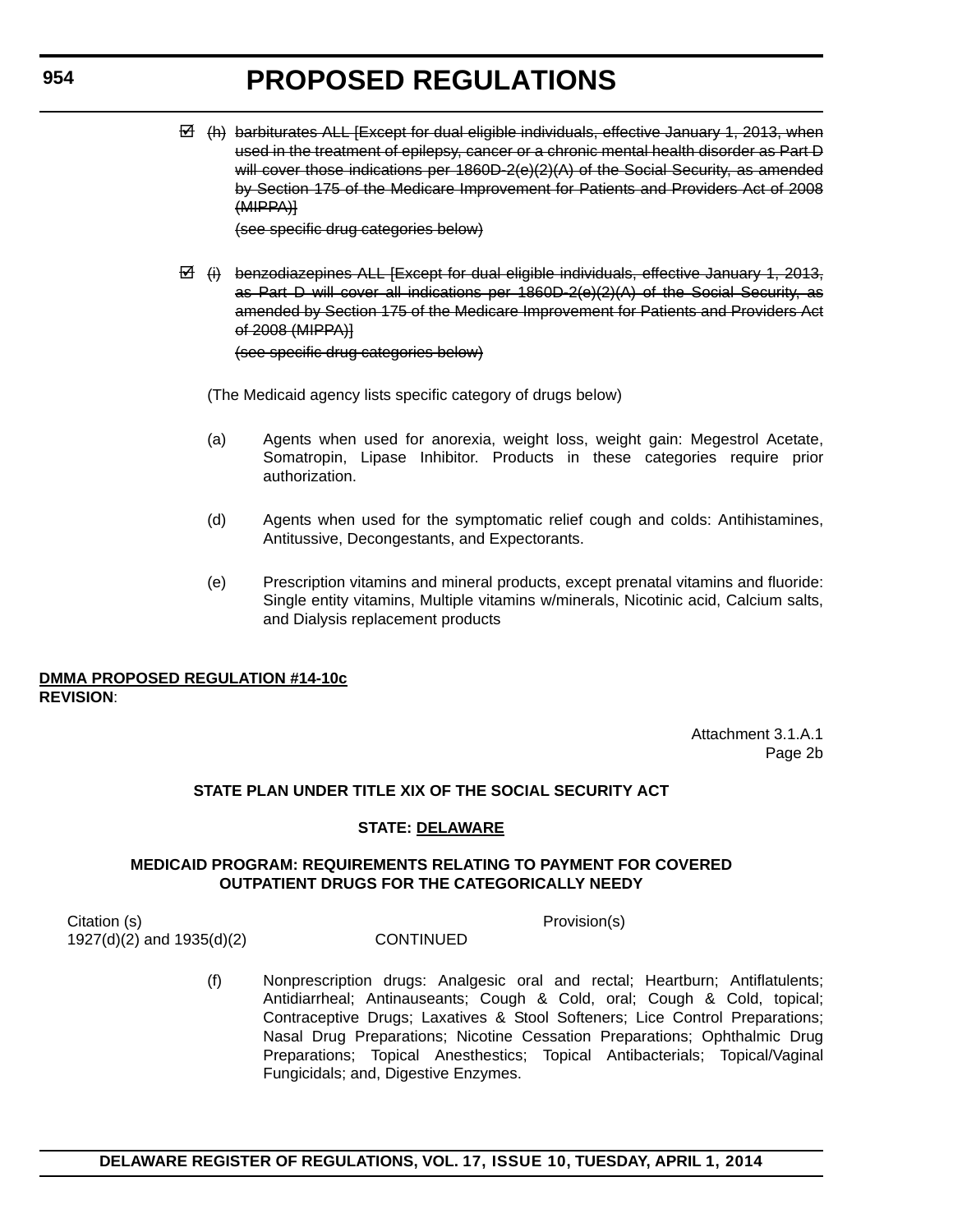☑ (h) ~~barbiturates ALL [Except for dual eligible individuals, effective January 1, 2013, when used in the treatment of epilepsy, cancer or a chronic mental health disorder as Part D will cover those indications per 1860D-2(e)(2)(A) of the Social Security, as amended by Section 175 of the Medicare Improvement for Patients and Providers Act of 2008 (MIPPA)]~~

~~(see specific drug categories below)~~

☑ ~~(i) benzodiazepines ALL [Except for dual eligible individuals, effective January 1, 2013, as Part D will cover all indications per 1860D-2(e)(2)(A) of the Social Security, as amended by Section 175 of the Medicare Improvement for Patients and Providers Act of 2008 (MIPPA)]~~

~~(see specific drug categories below)~~

(The Medicaid agency lists specific category of drugs below)

(a) Agents when used for anorexia, weight loss, weight gain: Megestrol Acetate, Somatropin, Lipase Inhibitor. Products in these categories require prior authorization.

(d) Agents when used for the symptomatic relief cough and colds: Antihistamines, Antitussive, Decongestants, and Expectorants.

(e) Prescription vitamins and mineral products, except prenatal vitamins and fluoride: Single entity vitamins, Multiple vitamins w/minerals, Nicotinic acid, Calcium salts, and Dialysis replacement products

**DMMA PROPOSED REGULATION #14-10c**
**REVISION**:

Attachment 3.1.A.1
Page 2b

**STATE PLAN UNDER TITLE XIX OF THE SOCIAL SECURITY ACT**

**STATE: DELAWARE**

**MEDICAID PROGRAM: REQUIREMENTS RELATING TO PAYMENT FOR COVERED OUTPATIENT DRUGS FOR THE CATEGORICALLY NEEDY**

Citation (s) Provision(s)
1927(d)(2) and 1935(d)(2) CONTINUED

(f) Nonprescription drugs: Analgesic oral and rectal; Heartburn; Antiflatulents; Antidiarrheal; Antinauseants; Cough & Cold, oral; Cough & Cold, topical; Contraceptive Drugs; Laxatives & Stool Softeners; Lice Control Preparations; Nasal Drug Preparations; Nicotine Cessation Preparations; Ophthalmic Drug Preparations; Topical Anesthetics; Topical Antibacterials; Topical/Vaginal Fungicidals; and, Digestive Enzymes.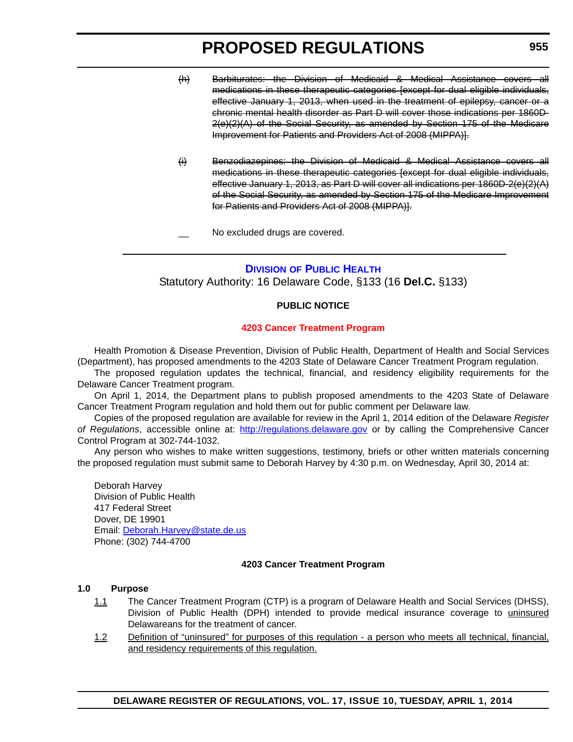~~(h) Barbiturates: the Division of Medicaid & Medical Assistance covers all medications in these therapeutic categories [except for dual eligible individuals, effective January 1, 2013, when used in the treatment of epilepsy, cancer or a chronic mental health disorder as Part D will cover those indications per 1860D-2(e)(2)(A) of the Social Security, as amended by Section 175 of the Medicare Improvement for Patients and Providers Act of 2008 (MIPPA)].~~

~~(i) Benzodiazepines: the Division of Medicaid & Medical Assistance covers all medications in these therapeutic categories [except for dual eligible individuals, effective January 1, 2013, as Part D will cover all indications per 1860D-2(e)(2)(A) of the Social Security, as amended by Section 175 of the Medicare Improvement for Patients and Providers Act of 2008 (MIPPA)].~~

__ No excluded drugs are covered.

---

## DIVISION OF PUBLIC HEALTH

Statutory Authority: 16 Delaware Code, §133 (16 **Del.C.** §133)

**PUBLIC NOTICE**

**4203 Cancer Treatment Program**

Health Promotion & Disease Prevention, Division of Public Health, Department of Health and Social Services (Department), has proposed amendments to the 4203 State of Delaware Cancer Treatment Program regulation.

The proposed regulation updates the technical, financial, and residency eligibility requirements for the Delaware Cancer Treatment program.

On April 1, 2014, the Department plans to publish proposed amendments to the 4203 State of Delaware Cancer Treatment Program regulation and hold them out for public comment per Delaware law.

Copies of the proposed regulation are available for review in the April 1, 2014 edition of the Delaware *Register of Regulations*, accessible online at: http://regulations.delaware.gov or by calling the Comprehensive Cancer Control Program at 302-744-1032.

Any person who wishes to make written suggestions, testimony, briefs or other written materials concerning the proposed regulation must submit same to Deborah Harvey by 4:30 p.m. on Wednesday, April 30, 2014 at:

Deborah Harvey
Division of Public Health
417 Federal Street
Dover, DE 19901
Email: Deborah.Harvey@state.de.us
Phone: (302) 744-4700

**4203 Cancer Treatment Program**

**1.0 Purpose**

1.1 The Cancer Treatment Program (CTP) is a program of Delaware Health and Social Services (DHSS), Division of Public Health (DPH) intended to provide medical insurance coverage to uninsured Delawareans for the treatment of cancer.

1.2 Definition of "uninsured" for purposes of this regulation - a person who meets all technical, financial, and residency requirements of this regulation.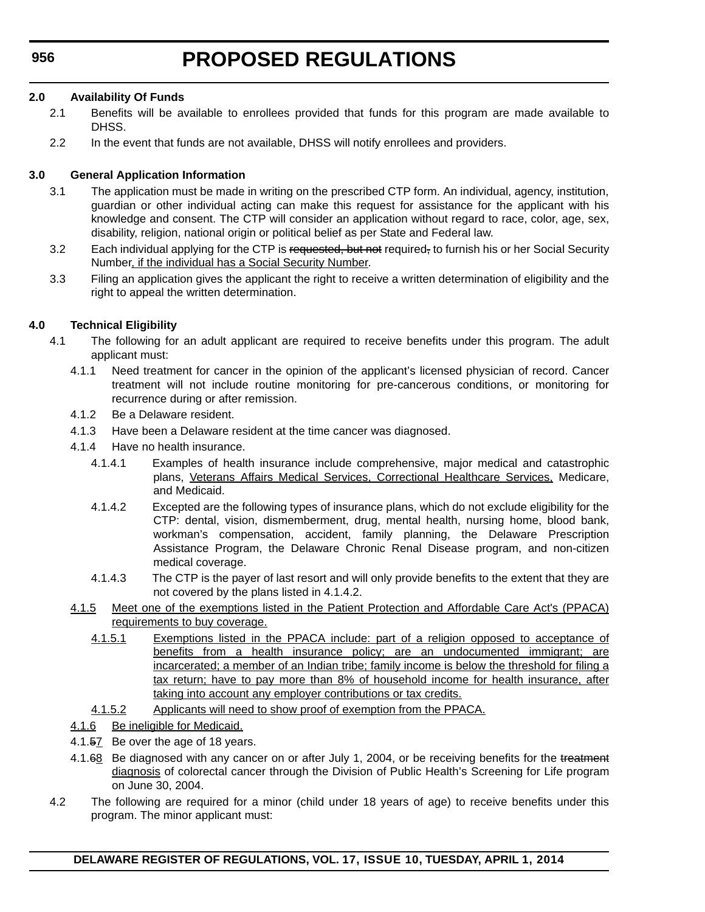**2.0 Availability Of Funds**

2.1 Benefits will be available to enrollees provided that funds for this program are made available to DHSS.

2.2 In the event that funds are not available, DHSS will notify enrollees and providers.

**3.0 General Application Information**

3.1 The application must be made in writing on the prescribed CTP form. An individual, agency, institution, guardian or other individual acting can make this request for assistance for the applicant with his knowledge and consent. The CTP will consider an application without regard to race, color, age, sex, disability, religion, national origin or political belief as per State and Federal law.

3.2 Each individual applying for the CTP is ~~requested, but not~~ required~~,~~ to furnish his or her Social Security Number<u>, if the individual has a Social Security Number</u>.

3.3 Filing an application gives the applicant the right to receive a written determination of eligibility and the right to appeal the written determination.

**4.0 Technical Eligibility**

4.1 The following for an adult applicant are required to receive benefits under this program. The adult applicant must:

4.1.1 Need treatment for cancer in the opinion of the applicant's licensed physician of record. Cancer treatment will not include routine monitoring for pre-cancerous conditions, or monitoring for recurrence during or after remission.

4.1.2 Be a Delaware resident.

4.1.3 Have been a Delaware resident at the time cancer was diagnosed.

4.1.4 Have no health insurance.

4.1.4.1 Examples of health insurance include comprehensive, major medical and catastrophic plans, <u>Veterans Affairs Medical Services, Correctional Healthcare Services,</u> Medicare, and Medicaid.

4.1.4.2 Excepted are the following types of insurance plans, which do not exclude eligibility for the CTP: dental, vision, dismemberment, drug, mental health, nursing home, blood bank, workman's compensation, accident, family planning, the Delaware Prescription Assistance Program, the Delaware Chronic Renal Disease program, and non-citizen medical coverage.

4.1.4.3 The CTP is the payer of last resort and will only provide benefits to the extent that they are not covered by the plans listed in 4.1.4.2.

<u>4.1.5 Meet one of the exemptions listed in the Patient Protection and Affordable Care Act's (PPACA) requirements to buy coverage.</u>

<u>4.1.5.1 Exemptions listed in the PPACA include: part of a religion opposed to acceptance of benefits from a health insurance policy; are an undocumented immigrant; are incarcerated; a member of an Indian tribe; family income is below the threshold for filing a tax return; have to pay more than 8% of household income for health insurance, after taking into account any employer contributions or tax credits.</u>

<u>4.1.5.2 Applicants will need to show proof of exemption from the PPACA.</u>

<u>4.1.6 Be ineligible for Medicaid.</u>

4.1.~~5~~<u>7</u> Be over the age of 18 years.

4.1.~~6~~<u>8</u> Be diagnosed with any cancer on or after July 1, 2004, or be receiving benefits for the ~~treatment~~ <u>diagnosis</u> of colorectal cancer through the Division of Public Health's Screening for Life program on June 30, 2004.

4.2 The following are required for a minor (child under 18 years of age) to receive benefits under this program. The minor applicant must: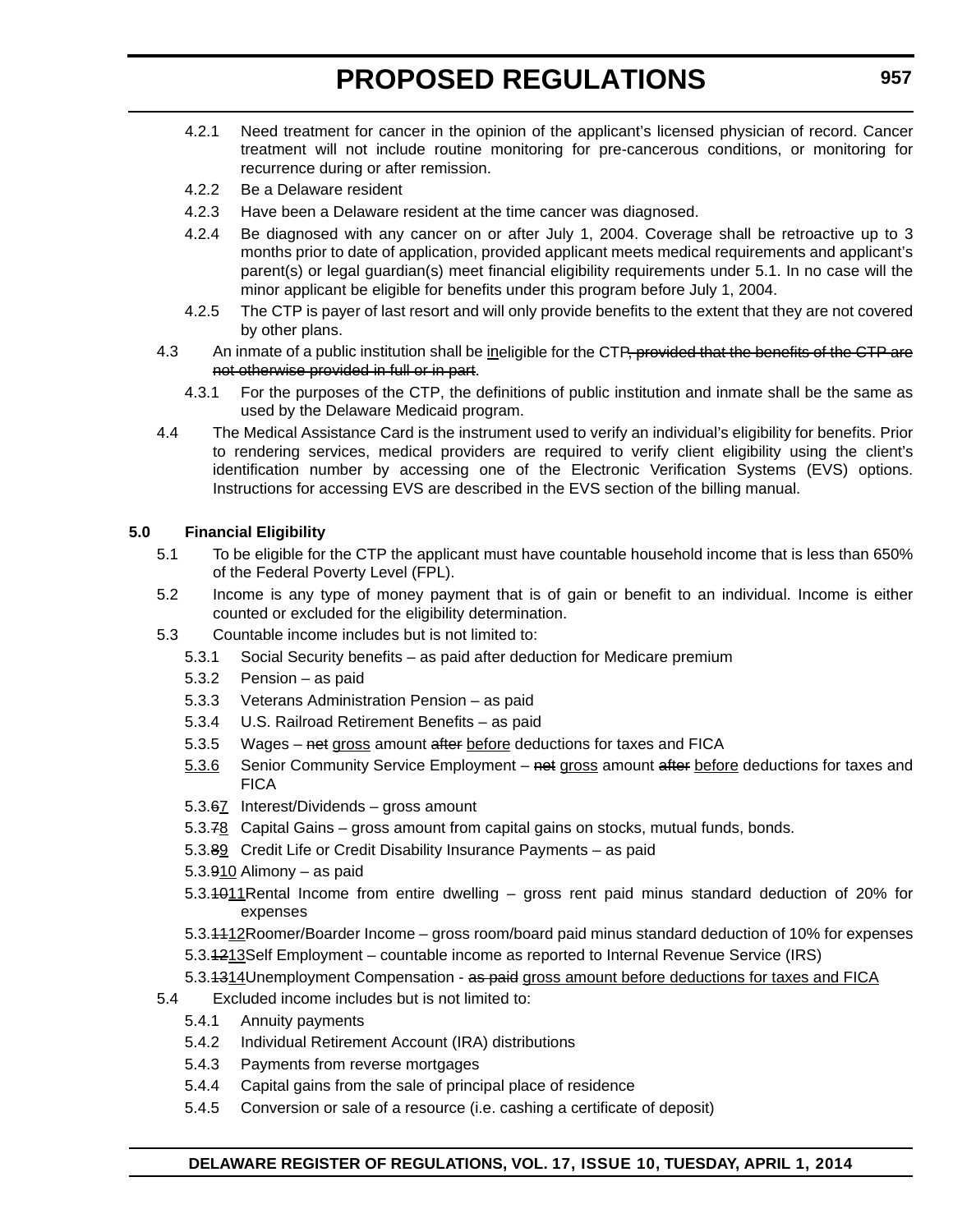- 4.2.1 Need treatment for cancer in the opinion of the applicant's licensed physician of record. Cancer treatment will not include routine monitoring for pre-cancerous conditions, or monitoring for recurrence during or after remission.
- 4.2.2 Be a Delaware resident
- 4.2.3 Have been a Delaware resident at the time cancer was diagnosed.
- 4.2.4 Be diagnosed with any cancer on or after July 1, 2004. Coverage shall be retroactive up to 3 months prior to date of application, provided applicant meets medical requirements and applicant's parent(s) or legal guardian(s) meet financial eligibility requirements under 5.1. In no case will the minor applicant be eligible for benefits under this program before July 1, 2004.
- 4.2.5 The CTP is payer of last resort and will only provide benefits to the extent that they are not covered by other plans.

4.3 An inmate of a public institution shall be <u>in</u>eligible for the CTP~~, provided that the benefits of the CTP are not otherwise provided in full or in part~~.

- 4.3.1 For the purposes of the CTP, the definitions of public institution and inmate shall be the same as used by the Delaware Medicaid program.

4.4 The Medical Assistance Card is the instrument used to verify an individual's eligibility for benefits. Prior to rendering services, medical providers are required to verify client eligibility using the client's identification number by accessing one of the Electronic Verification Systems (EVS) options. Instructions for accessing EVS are described in the EVS section of the billing manual.

**5.0 Financial Eligibility**

5.1 To be eligible for the CTP the applicant must have countable household income that is less than 650% of the Federal Poverty Level (FPL).

5.2 Income is any type of money payment that is of gain or benefit to an individual. Income is either counted or excluded for the eligibility determination.

5.3 Countable income includes but is not limited to:

- 5.3.1 Social Security benefits – as paid after deduction for Medicare premium
- 5.3.2 Pension – as paid
- 5.3.3 Veterans Administration Pension – as paid
- 5.3.4 U.S. Railroad Retirement Benefits – as paid
- 5.3.5 Wages – ~~net~~ <u>gross</u> amount ~~after~~ <u>before</u> deductions for taxes and FICA
- <u>5.3.6</u> Senior Community Service Employment – ~~net~~ <u>gross</u> amount ~~after~~ <u>before</u> deductions for taxes and FICA
- 5.3.~~6~~<u>7</u> Interest/Dividends – gross amount
- 5.3.~~7~~<u>8</u> Capital Gains – gross amount from capital gains on stocks, mutual funds, bonds.
- 5.3.~~8~~<u>9</u> Credit Life or Credit Disability Insurance Payments – as paid
- 5.3.~~9~~<u>10</u> Alimony – as paid
- 5.3.~~10~~<u>11</u> Rental Income from entire dwelling – gross rent paid minus standard deduction of 20% for expenses
- 5.3.~~11~~<u>12</u> Roomer/Boarder Income – gross room/board paid minus standard deduction of 10% for expenses
- 5.3.~~12~~<u>13</u> Self Employment – countable income as reported to Internal Revenue Service (IRS)
- 5.3.~~13~~<u>14</u> Unemployment Compensation - ~~as paid~~ <u>gross amount before deductions for taxes and FICA</u>

5.4 Excluded income includes but is not limited to:

- 5.4.1 Annuity payments
- 5.4.2 Individual Retirement Account (IRA) distributions
- 5.4.3 Payments from reverse mortgages
- 5.4.4 Capital gains from the sale of principal place of residence
- 5.4.5 Conversion or sale of a resource (i.e. cashing a certificate of deposit)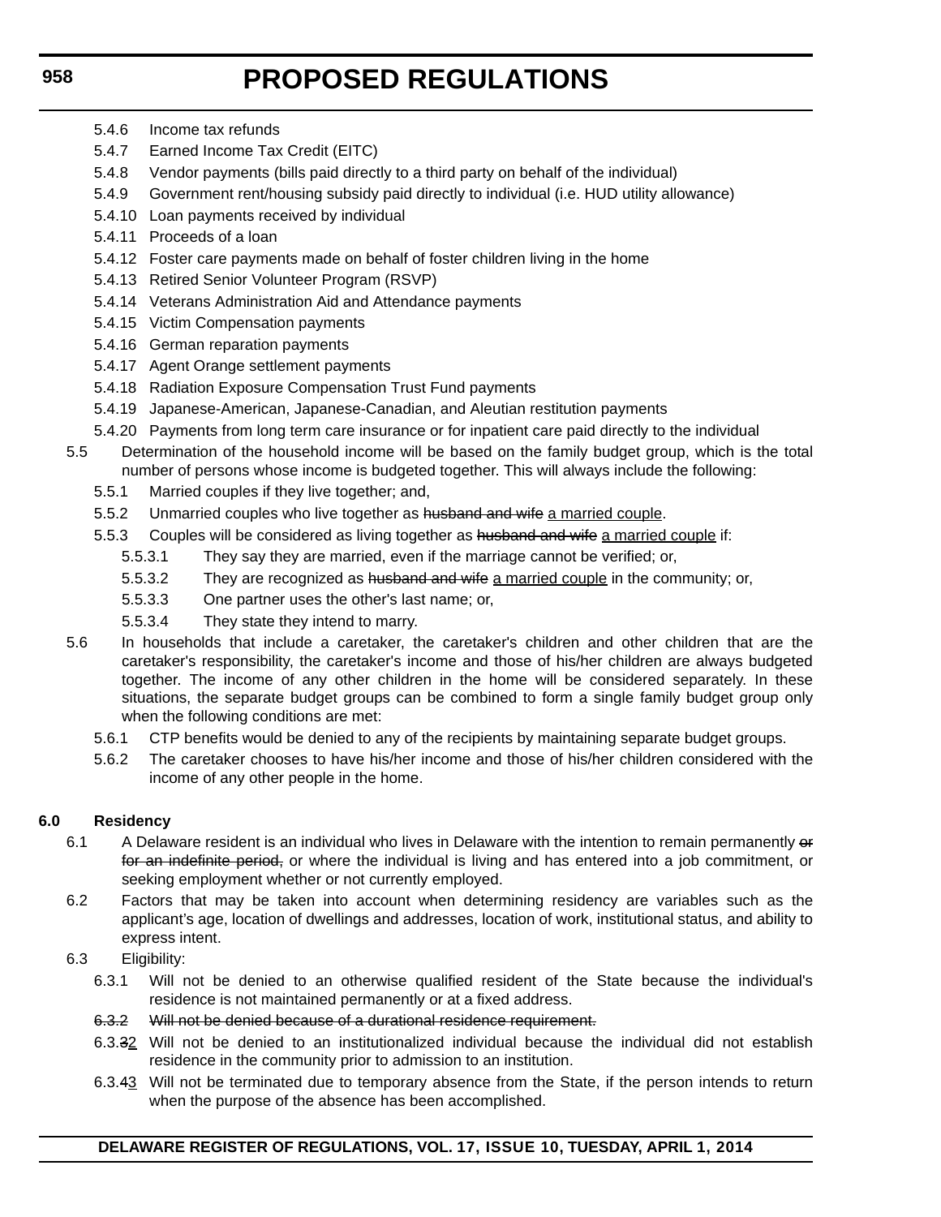5.4.6 Income tax refunds

5.4.7 Earned Income Tax Credit (EITC)

5.4.8 Vendor payments (bills paid directly to a third party on behalf of the individual)

5.4.9 Government rent/housing subsidy paid directly to individual (i.e. HUD utility allowance)

5.4.10 Loan payments received by individual

5.4.11 Proceeds of a loan

5.4.12 Foster care payments made on behalf of foster children living in the home

5.4.13 Retired Senior Volunteer Program (RSVP)

5.4.14 Veterans Administration Aid and Attendance payments

5.4.15 Victim Compensation payments

5.4.16 German reparation payments

5.4.17 Agent Orange settlement payments

5.4.18 Radiation Exposure Compensation Trust Fund payments

5.4.19 Japanese-American, Japanese-Canadian, and Aleutian restitution payments

5.4.20 Payments from long term care insurance or for inpatient care paid directly to the individual

5.5 Determination of the household income will be based on the family budget group, which is the total number of persons whose income is budgeted together. This will always include the following:

5.5.1 Married couples if they live together; and,

5.5.2 Unmarried couples who live together as ~~husband and wife~~ <u>a married couple</u>.

5.5.3 Couples will be considered as living together as ~~husband and wife~~ <u>a married couple</u> if:

5.5.3.1 They say they are married, even if the marriage cannot be verified; or,

5.5.3.2 They are recognized as ~~husband and wife~~ <u>a married couple</u> in the community; or,

5.5.3.3 One partner uses the other's last name; or,

5.5.3.4 They state they intend to marry.

5.6 In households that include a caretaker, the caretaker's children and other children that are the caretaker's responsibility, the caretaker's income and those of his/her children are always budgeted together. The income of any other children in the home will be considered separately. In these situations, the separate budget groups can be combined to form a single family budget group only when the following conditions are met:

5.6.1 CTP benefits would be denied to any of the recipients by maintaining separate budget groups.

5.6.2 The caretaker chooses to have his/her income and those of his/her children considered with the income of any other people in the home.

**6.0 Residency**

6.1 A Delaware resident is an individual who lives in Delaware with the intention to remain permanently ~~or for an indefinite period,~~ or where the individual is living and has entered into a job commitment, or seeking employment whether or not currently employed.

6.2 Factors that may be taken into account when determining residency are variables such as the applicant's age, location of dwellings and addresses, location of work, institutional status, and ability to express intent.

6.3 Eligibility:

6.3.1 Will not be denied to an otherwise qualified resident of the State because the individual's residence is not maintained permanently or at a fixed address.

~~6.3.2 Will not be denied because of a durational residence requirement.~~

6.3.~~3~~<u>2</u> Will not be denied to an institutionalized individual because the individual did not establish residence in the community prior to admission to an institution.

6.3.~~4~~<u>3</u> Will not be terminated due to temporary absence from the State, if the person intends to return when the purpose of the absence has been accomplished.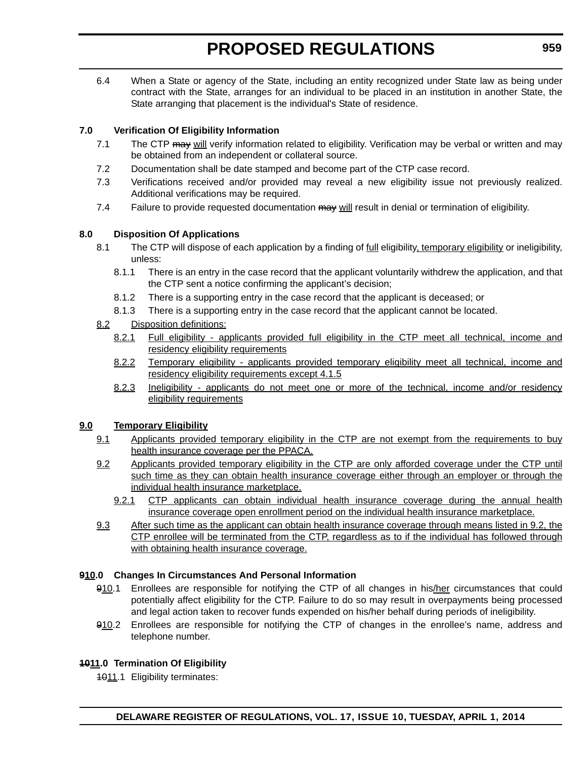6.4 When a State or agency of the State, including an entity recognized under State law as being under contract with the State, arranges for an individual to be placed in an institution in another State, the State arranging that placement is the individual's State of residence.

**7.0 Verification Of Eligibility Information**

7.1 The CTP ~~may~~ <u>will</u> verify information related to eligibility. Verification may be verbal or written and may be obtained from an independent or collateral source.

7.2 Documentation shall be date stamped and become part of the CTP case record.

7.3 Verifications received and/or provided may reveal a new eligibility issue not previously realized. Additional verifications may be required.

7.4 Failure to provide requested documentation ~~may~~ <u>will</u> result in denial or termination of eligibility.

**8.0 Disposition Of Applications**

8.1 The CTP will dispose of each application by a finding of <u>full</u> eligibility<u>, temporary eligibility</u> or ineligibility, unless:

8.1.1 There is an entry in the case record that the applicant voluntarily withdrew the application, and that the CTP sent a notice confirming the applicant's decision;

8.1.2 There is a supporting entry in the case record that the applicant is deceased; or

8.1.3 There is a supporting entry in the case record that the applicant cannot be located.

<u>8.2 Disposition definitions:</u>

<u>8.2.1 Full eligibility - applicants provided full eligibility in the CTP meet all technical, income and residency eligibility requirements</u>

<u>8.2.2 Temporary eligibility - applicants provided temporary eligibility meet all technical, income and residency eligibility requirements except 4.1.5</u>

<u>8.2.3 Ineligibility - applicants do not meet one or more of the technical, income and/or residency eligibility requirements</u>

**<u>9.0 Temporary Eligibility</u>**

<u>9.1 Applicants provided temporary eligibility in the CTP are not exempt from the requirements to buy health insurance coverage per the PPACA.</u>

<u>9.2 Applicants provided temporary eligibility in the CTP are only afforded coverage under the CTP until such time as they can obtain health insurance coverage either through an employer or through the individual health insurance marketplace.</u>

<u>9.2.1 CTP applicants can obtain individual health insurance coverage during the annual health insurance coverage open enrollment period on the individual health insurance marketplace.</u>

<u>9.3 After such time as the applicant can obtain health insurance coverage through means listed in 9.2, the CTP enrollee will be terminated from the CTP, regardless as to if the individual has followed through with obtaining health insurance coverage.</u>

**~~9~~<u>10</u>.0 Changes In Circumstances And Personal Information**

~~9~~<u>10</u>.1 Enrollees are responsible for notifying the CTP of all changes in his<u>/her</u> circumstances that could potentially affect eligibility for the CTP. Failure to do so may result in overpayments being processed and legal action taken to recover funds expended on his/her behalf during periods of ineligibility.

~~9~~<u>10</u>.2 Enrollees are responsible for notifying the CTP of changes in the enrollee's name, address and telephone number.

**~~10~~<u>11</u>.0 Termination Of Eligibility**

~~10~~<u>11</u>.1 Eligibility terminates: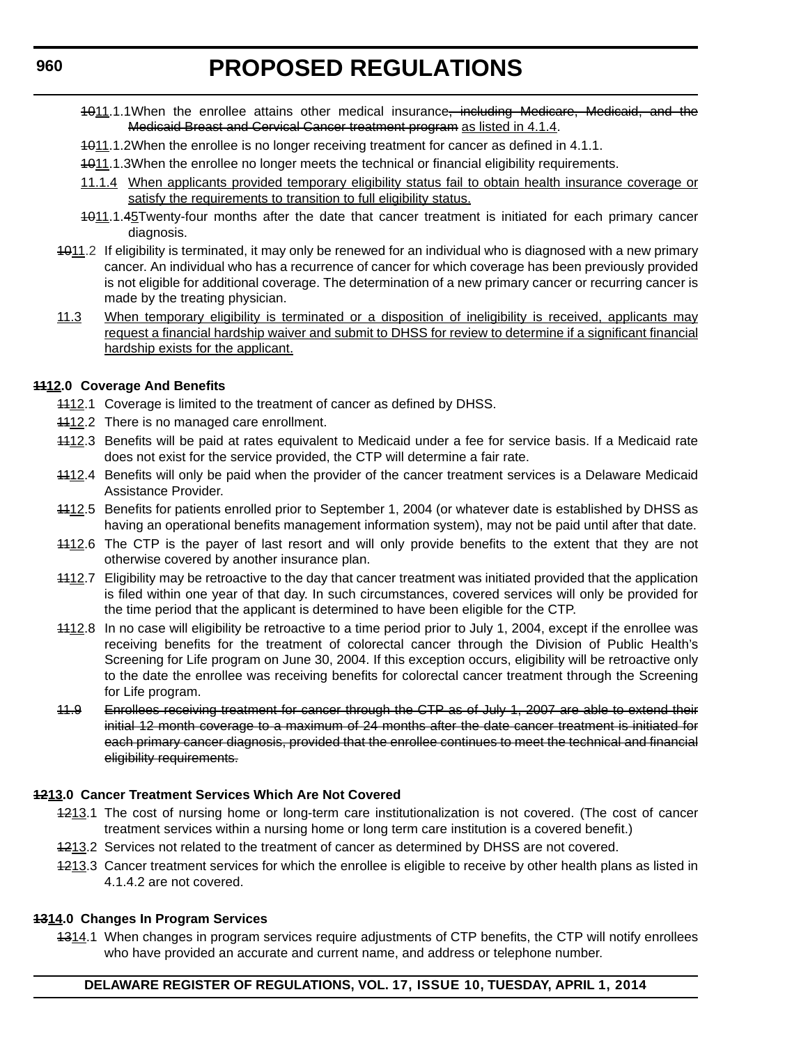~~10~~<u>11</u>.1.1 When the enrollee attains other medical insurance~~, including Medicare, Medicaid, and the Medicaid Breast and Cervical Cancer treatment program~~ <u>as listed in 4.1.4</u>.

~~10~~<u>11</u>.1.2 When the enrollee is no longer receiving treatment for cancer as defined in 4.1.1.

~~10~~<u>11</u>.1.3 When the enrollee no longer meets the technical or financial eligibility requirements.

<u>11.1.4 When applicants provided temporary eligibility status fail to obtain health insurance coverage or satisfy the requirements to transition to full eligibility status.</u>

~~10~~<u>11</u>.1.~~4~~<u>5</u> Twenty-four months after the date that cancer treatment is initiated for each primary cancer diagnosis.

~~10~~<u>11</u>.2 If eligibility is terminated, it may only be renewed for an individual who is diagnosed with a new primary cancer. An individual who has a recurrence of cancer for which coverage has been previously provided is not eligible for additional coverage. The determination of a new primary cancer or recurring cancer is made by the treating physician.

<u>11.3 When temporary eligibility is terminated or a disposition of ineligibility is received, applicants may request a financial hardship waiver and submit to DHSS for review to determine if a significant financial hardship exists for the applicant.</u>

**~~11~~<u>12</u>.0 Coverage And Benefits**

~~11~~<u>12</u>.1 Coverage is limited to the treatment of cancer as defined by DHSS.

~~11~~<u>12</u>.2 There is no managed care enrollment.

~~11~~<u>12</u>.3 Benefits will be paid at rates equivalent to Medicaid under a fee for service basis. If a Medicaid rate does not exist for the service provided, the CTP will determine a fair rate.

~~11~~<u>12</u>.4 Benefits will only be paid when the provider of the cancer treatment services is a Delaware Medicaid Assistance Provider.

~~11~~<u>12</u>.5 Benefits for patients enrolled prior to September 1, 2004 (or whatever date is established by DHSS as having an operational benefits management information system), may not be paid until after that date.

~~11~~<u>12</u>.6 The CTP is the payer of last resort and will only provide benefits to the extent that they are not otherwise covered by another insurance plan.

~~11~~<u>12</u>.7 Eligibility may be retroactive to the day that cancer treatment was initiated provided that the application is filed within one year of that day. In such circumstances, covered services will only be provided for the time period that the applicant is determined to have been eligible for the CTP.

~~11~~<u>12</u>.8 In no case will eligibility be retroactive to a time period prior to July 1, 2004, except if the enrollee was receiving benefits for the treatment of colorectal cancer through the Division of Public Health's Screening for Life program on June 30, 2004. If this exception occurs, eligibility will be retroactive only to the date the enrollee was receiving benefits for colorectal cancer treatment through the Screening for Life program.

~~11.9 Enrollees receiving treatment for cancer through the CTP as of July 1, 2007 are able to extend their initial 12 month coverage to a maximum of 24 months after the date cancer treatment is initiated for each primary cancer diagnosis, provided that the enrollee continues to meet the technical and financial eligibility requirements.~~

**~~12~~<u>13</u>.0 Cancer Treatment Services Which Are Not Covered**

~~12~~<u>13</u>.1 The cost of nursing home or long-term care institutionalization is not covered. (The cost of cancer treatment services within a nursing home or long term care institution is a covered benefit.)

~~12~~<u>13</u>.2 Services not related to the treatment of cancer as determined by DHSS are not covered.

~~12~~<u>13</u>.3 Cancer treatment services for which the enrollee is eligible to receive by other health plans as listed in 4.1.4.2 are not covered.

**~~13~~<u>14</u>.0 Changes In Program Services**

~~13~~<u>14</u>.1 When changes in program services require adjustments of CTP benefits, the CTP will notify enrollees who have provided an accurate and current name, and address or telephone number.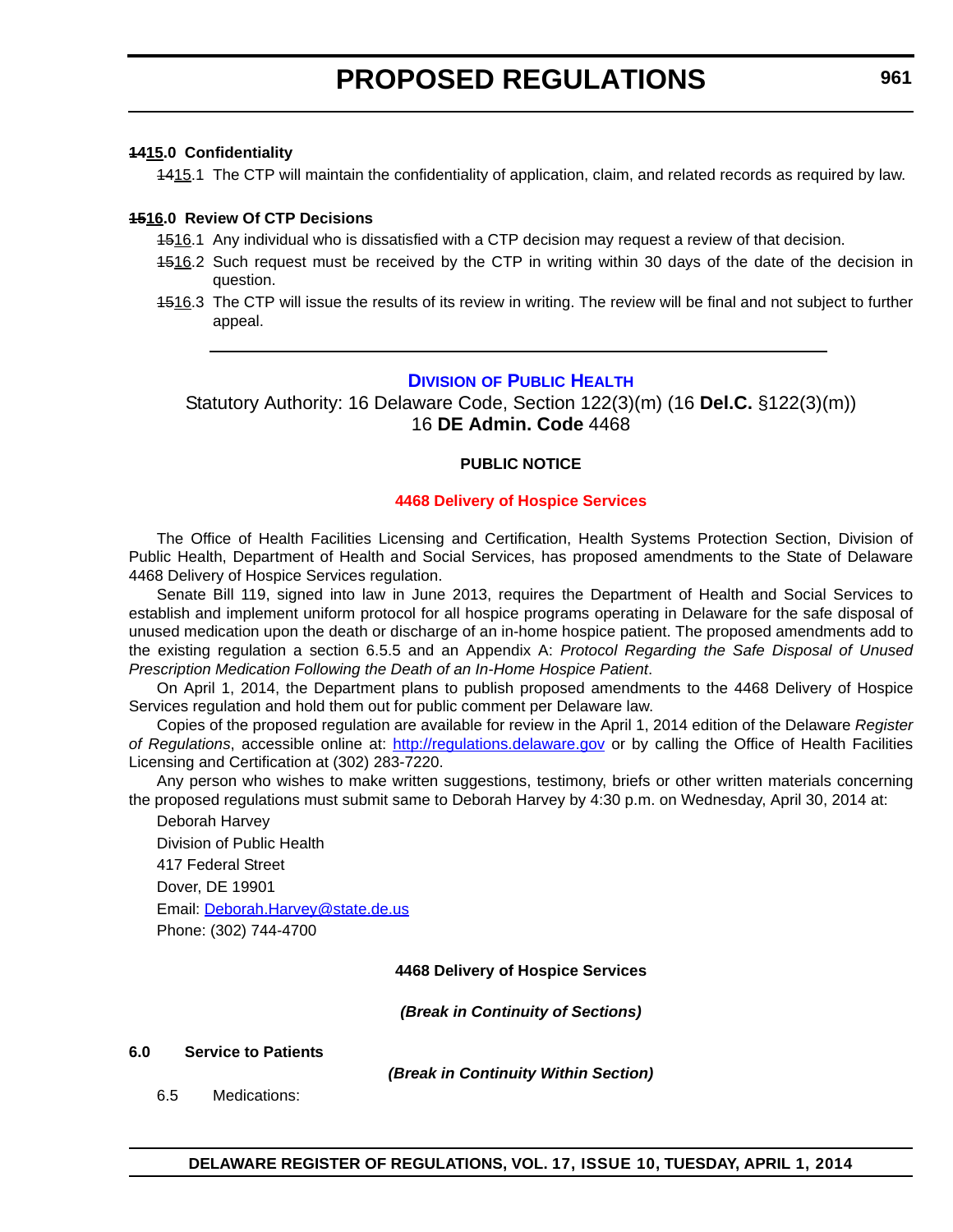**~~14~~15.0 Confidentiality**

~~14~~15.1 The CTP will maintain the confidentiality of application, claim, and related records as required by law.

**~~15~~16.0 Review Of CTP Decisions**

~~15~~16.1 Any individual who is dissatisfied with a CTP decision may request a review of that decision.

~~15~~16.2 Such request must be received by the CTP in writing within 30 days of the date of the decision in question.

~~15~~16.3 The CTP will issue the results of its review in writing. The review will be final and not subject to further appeal.

---

## DIVISION OF PUBLIC HEALTH

Statutory Authority: 16 Delaware Code, Section 122(3)(m) (16 **Del.C.** §122(3)(m))
16 **DE Admin. Code** 4468

**PUBLIC NOTICE**

**4468 Delivery of Hospice Services**

The Office of Health Facilities Licensing and Certification, Health Systems Protection Section, Division of Public Health, Department of Health and Social Services, has proposed amendments to the State of Delaware 4468 Delivery of Hospice Services regulation.

Senate Bill 119, signed into law in June 2013, requires the Department of Health and Social Services to establish and implement uniform protocol for all hospice programs operating in Delaware for the safe disposal of unused medication upon the death or discharge of an in-home hospice patient. The proposed amendments add to the existing regulation a section 6.5.5 and an Appendix A: *Protocol Regarding the Safe Disposal of Unused Prescription Medication Following the Death of an In-Home Hospice Patient*.

On April 1, 2014, the Department plans to publish proposed amendments to the 4468 Delivery of Hospice Services regulation and hold them out for public comment per Delaware law.

Copies of the proposed regulation are available for review in the April 1, 2014 edition of the Delaware *Register of Regulations*, accessible online at: http://regulations.delaware.gov or by calling the Office of Health Facilities Licensing and Certification at (302) 283-7220.

Any person who wishes to make written suggestions, testimony, briefs or other written materials concerning the proposed regulations must submit same to Deborah Harvey by 4:30 p.m. on Wednesday, April 30, 2014 at:

Deborah Harvey
Division of Public Health
417 Federal Street
Dover, DE 19901
Email: Deborah.Harvey@state.de.us
Phone: (302) 744-4700

**4468 Delivery of Hospice Services**

***(Break in Continuity of Sections)***

**6.0 Service to Patients**

***(Break in Continuity Within Section)***

6.5 Medications: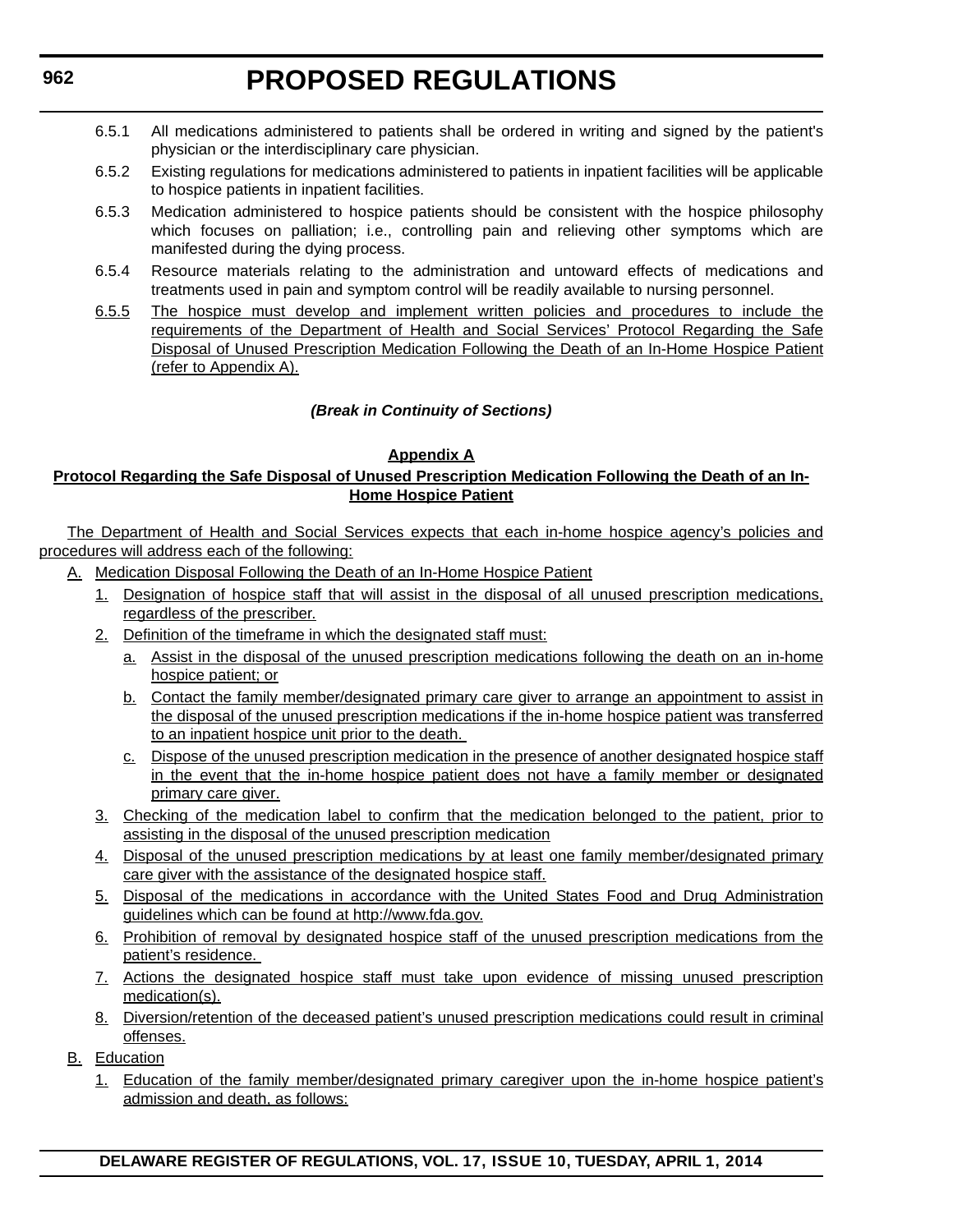6.5.1 All medications administered to patients shall be ordered in writing and signed by the patient's physician or the interdisciplinary care physician.

6.5.2 Existing regulations for medications administered to patients in inpatient facilities will be applicable to hospice patients in inpatient facilities.

6.5.3 Medication administered to hospice patients should be consistent with the hospice philosophy which focuses on palliation; i.e., controlling pain and relieving other symptoms which are manifested during the dying process.

6.5.4 Resource materials relating to the administration and untoward effects of medications and treatments used in pain and symptom control will be readily available to nursing personnel.

6.5.5 The hospice must develop and implement written policies and procedures to include the requirements of the Department of Health and Social Services' Protocol Regarding the Safe Disposal of Unused Prescription Medication Following the Death of an In-Home Hospice Patient (refer to Appendix A).

***(Break in Continuity of Sections)***

**Appendix A**

**Protocol Regarding the Safe Disposal of Unused Prescription Medication Following the Death of an In-Home Hospice Patient**

The Department of Health and Social Services expects that each in-home hospice agency's policies and procedures will address each of the following:

A. Medication Disposal Following the Death of an In-Home Hospice Patient

1. Designation of hospice staff that will assist in the disposal of all unused prescription medications, regardless of the prescriber.
2. Definition of the timeframe in which the designated staff must:
   a. Assist in the disposal of the unused prescription medications following the death on an in-home hospice patient; or
   b. Contact the family member/designated primary care giver to arrange an appointment to assist in the disposal of the unused prescription medications if the in-home hospice patient was transferred to an inpatient hospice unit prior to the death.
   c. Dispose of the unused prescription medication in the presence of another designated hospice staff in the event that the in-home hospice patient does not have a family member or designated primary care giver.
3. Checking of the medication label to confirm that the medication belonged to the patient, prior to assisting in the disposal of the unused prescription medication
4. Disposal of the unused prescription medications by at least one family member/designated primary care giver with the assistance of the designated hospice staff.
5. Disposal of the medications in accordance with the United States Food and Drug Administration guidelines which can be found at http://www.fda.gov.
6. Prohibition of removal by designated hospice staff of the unused prescription medications from the patient's residence.
7. Actions the designated hospice staff must take upon evidence of missing unused prescription medication(s).
8. Diversion/retention of the deceased patient's unused prescription medications could result in criminal offenses.

B. Education

1. Education of the family member/designated primary caregiver upon the in-home hospice patient's admission and death, as follows: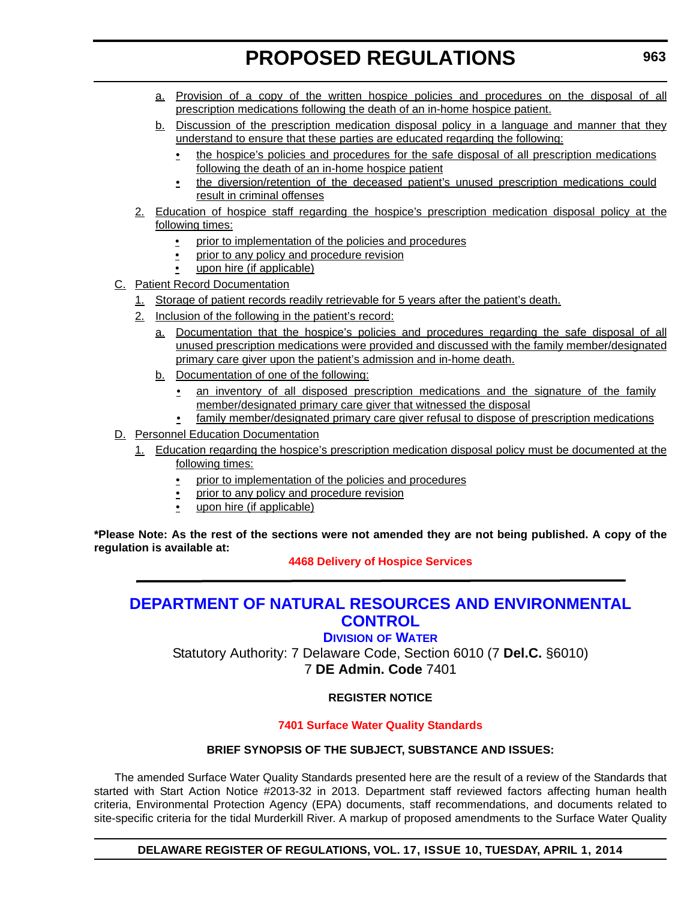a. Provision of a copy of the written hospice policies and procedures on the disposal of all prescription medications following the death of an in-home hospice patient.

b. Discussion of the prescription medication disposal policy in a language and manner that they understand to ensure that these parties are educated regarding the following:

- the hospice's policies and procedures for the safe disposal of all prescription medications following the death of an in-home hospice patient
- the diversion/retention of the deceased patient's unused prescription medications could result in criminal offenses

2. Education of hospice staff regarding the hospice's prescription medication disposal policy at the following times:

- prior to implementation of the policies and procedures
- prior to any policy and procedure revision
- upon hire (if applicable)

C. Patient Record Documentation

1. Storage of patient records readily retrievable for 5 years after the patient's death.

2. Inclusion of the following in the patient's record:

a. Documentation that the hospice's policies and procedures regarding the safe disposal of all unused prescription medications were provided and discussed with the family member/designated primary care giver upon the patient's admission and in-home death.

b. Documentation of one of the following:

- an inventory of all disposed prescription medications and the signature of the family member/designated primary care giver that witnessed the disposal
- family member/designated primary care giver refusal to dispose of prescription medications

D. Personnel Education Documentation

1. Education regarding the hospice's prescription medication disposal policy must be documented at the following times:

- prior to implementation of the policies and procedures
- prior to any policy and procedure revision
- upon hire (if applicable)

**\*Please Note: As the rest of the sections were not amended they are not being published. A copy of the regulation is available at:**

**4468 Delivery of Hospice Services**

---

# DEPARTMENT OF NATURAL RESOURCES AND ENVIRONMENTAL CONTROL

## DIVISION OF WATER

Statutory Authority: 7 Delaware Code, Section 6010 (7 **Del.C.** §6010)
7 **DE Admin. Code** 7401

**REGISTER NOTICE**

**7401 Surface Water Quality Standards**

**BRIEF SYNOPSIS OF THE SUBJECT, SUBSTANCE AND ISSUES:**

The amended Surface Water Quality Standards presented here are the result of a review of the Standards that started with Start Action Notice #2013-32 in 2013. Department staff reviewed factors affecting human health criteria, Environmental Protection Agency (EPA) documents, staff recommendations, and documents related to site-specific criteria for the tidal Murderkill River. A markup of proposed amendments to the Surface Water Quality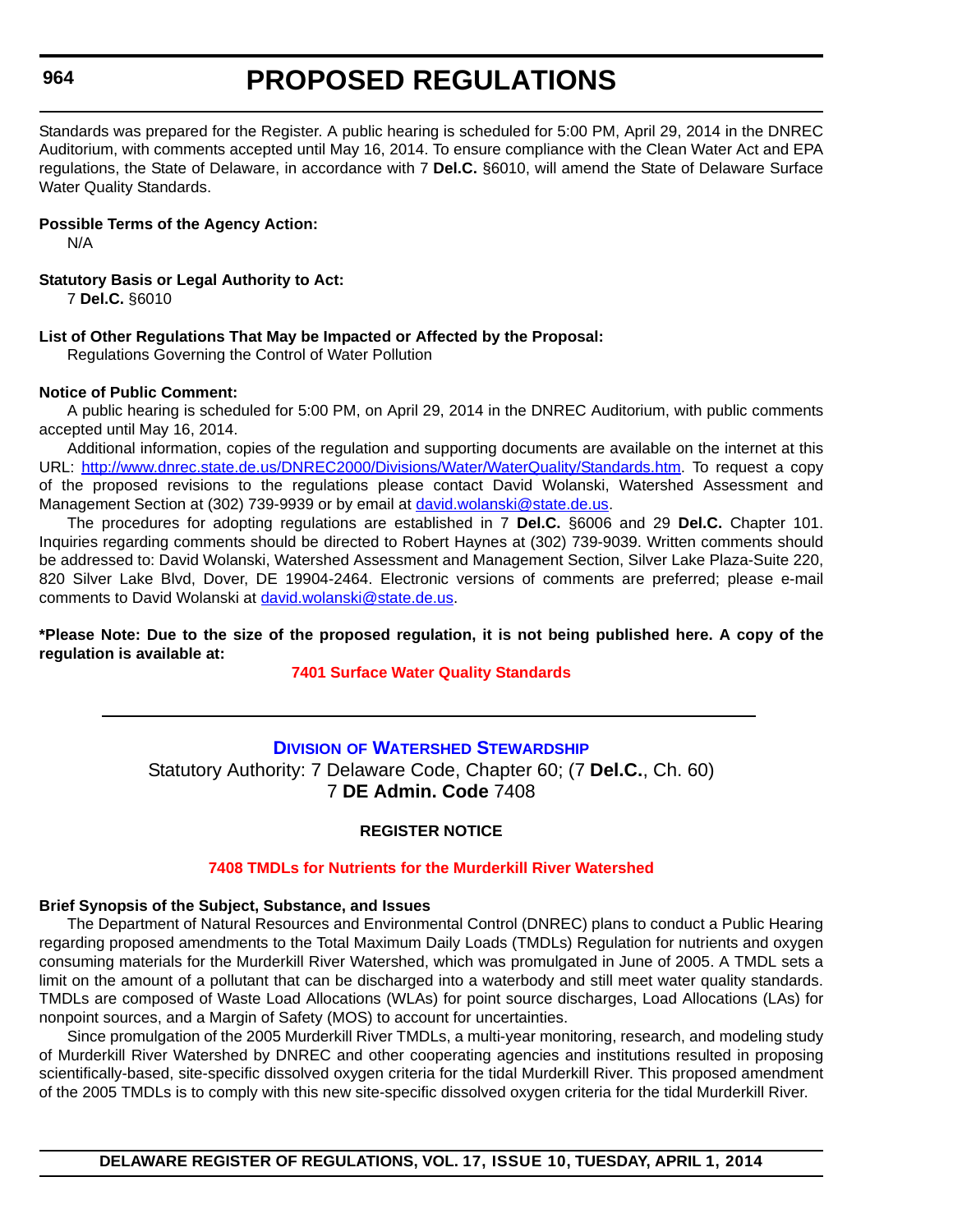Standards was prepared for the Register. A public hearing is scheduled for 5:00 PM, April 29, 2014 in the DNREC Auditorium, with comments accepted until May 16, 2014. To ensure compliance with the Clean Water Act and EPA regulations, the State of Delaware, in accordance with 7 **Del.C.** §6010, will amend the State of Delaware Surface Water Quality Standards.

**Possible Terms of the Agency Action:**

N/A

**Statutory Basis or Legal Authority to Act:**

7 **Del.C.** §6010

**List of Other Regulations That May be Impacted or Affected by the Proposal:**

Regulations Governing the Control of Water Pollution

**Notice of Public Comment:**

A public hearing is scheduled for 5:00 PM, on April 29, 2014 in the DNREC Auditorium, with public comments accepted until May 16, 2014.

Additional information, copies of the regulation and supporting documents are available on the internet at this URL: http://www.dnrec.state.de.us/DNREC2000/Divisions/Water/WaterQuality/Standards.htm. To request a copy of the proposed revisions to the regulations please contact David Wolanski, Watershed Assessment and Management Section at (302) 739-9939 or by email at david.wolanski@state.de.us.

The procedures for adopting regulations are established in 7 **Del.C.** §6006 and 29 **Del.C.** Chapter 101. Inquiries regarding comments should be directed to Robert Haynes at (302) 739-9039. Written comments should be addressed to: David Wolanski, Watershed Assessment and Management Section, Silver Lake Plaza-Suite 220, 820 Silver Lake Blvd, Dover, DE 19904-2464. Electronic versions of comments are preferred; please e-mail comments to David Wolanski at david.wolanski@state.de.us.

**\*Please Note: Due to the size of the proposed regulation, it is not being published here. A copy of the regulation is available at:**

**7401 Surface Water Quality Standards**

---

## Division of Watershed Stewardship

Statutory Authority: 7 Delaware Code, Chapter 60; (7 **Del.C.**, Ch. 60)
7 **DE Admin. Code** 7408

### REGISTER NOTICE

### 7408 TMDLs for Nutrients for the Murderkill River Watershed

**Brief Synopsis of the Subject, Substance, and Issues**

The Department of Natural Resources and Environmental Control (DNREC) plans to conduct a Public Hearing regarding proposed amendments to the Total Maximum Daily Loads (TMDLs) Regulation for nutrients and oxygen consuming materials for the Murderkill River Watershed, which was promulgated in June of 2005. A TMDL sets a limit on the amount of a pollutant that can be discharged into a waterbody and still meet water quality standards. TMDLs are composed of Waste Load Allocations (WLAs) for point source discharges, Load Allocations (LAs) for nonpoint sources, and a Margin of Safety (MOS) to account for uncertainties.

Since promulgation of the 2005 Murderkill River TMDLs, a multi-year monitoring, research, and modeling study of Murderkill River Watershed by DNREC and other cooperating agencies and institutions resulted in proposing scientifically-based, site-specific dissolved oxygen criteria for the tidal Murderkill River. This proposed amendment of the 2005 TMDLs is to comply with this new site-specific dissolved oxygen criteria for the tidal Murderkill River.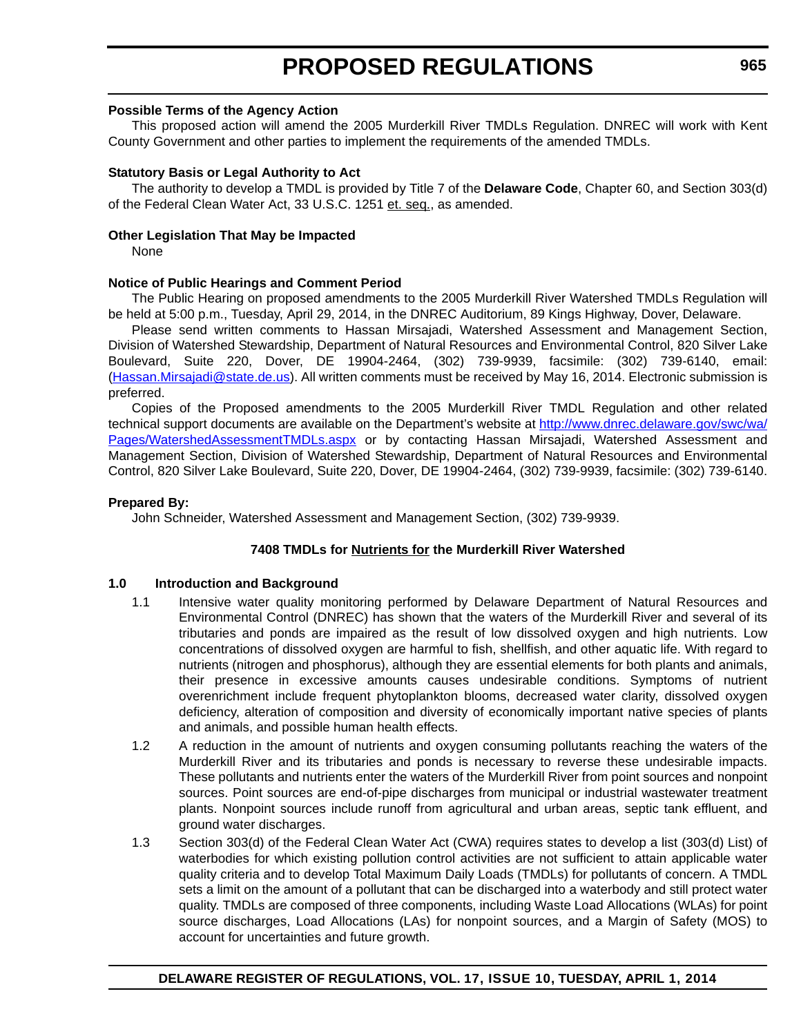**Possible Terms of the Agency Action**

This proposed action will amend the 2005 Murderkill River TMDLs Regulation. DNREC will work with Kent County Government and other parties to implement the requirements of the amended TMDLs.

**Statutory Basis or Legal Authority to Act**

The authority to develop a TMDL is provided by Title 7 of the **Delaware Code**, Chapter 60, and Section 303(d) of the Federal Clean Water Act, 33 U.S.C. 1251 et. seq., as amended.

**Other Legislation That May be Impacted**

None

**Notice of Public Hearings and Comment Period**

The Public Hearing on proposed amendments to the 2005 Murderkill River Watershed TMDLs Regulation will be held at 5:00 p.m., Tuesday, April 29, 2014, in the DNREC Auditorium, 89 Kings Highway, Dover, Delaware.

Please send written comments to Hassan Mirsajadi, Watershed Assessment and Management Section, Division of Watershed Stewardship, Department of Natural Resources and Environmental Control, 820 Silver Lake Boulevard, Suite 220, Dover, DE 19904-2464, (302) 739-9939, facsimile: (302) 739-6140, email: (Hassan.Mirsajadi@state.de.us). All written comments must be received by May 16, 2014. Electronic submission is preferred.

Copies of the Proposed amendments to the 2005 Murderkill River TMDL Regulation and other related technical support documents are available on the Department's website at http://www.dnrec.delaware.gov/swc/wa/Pages/WatershedAssessmentTMDLs.aspx or by contacting Hassan Mirsajadi, Watershed Assessment and Management Section, Division of Watershed Stewardship, Department of Natural Resources and Environmental Control, 820 Silver Lake Boulevard, Suite 220, Dover, DE 19904-2464, (302) 739-9939, facsimile: (302) 739-6140.

**Prepared By:**

John Schneider, Watershed Assessment and Management Section, (302) 739-9939.

## 7408 TMDLs for Nutrients for the Murderkill River Watershed

### 1.0 Introduction and Background

1.1 Intensive water quality monitoring performed by Delaware Department of Natural Resources and Environmental Control (DNREC) has shown that the waters of the Murderkill River and several of its tributaries and ponds are impaired as the result of low dissolved oxygen and high nutrients. Low concentrations of dissolved oxygen are harmful to fish, shellfish, and other aquatic life. With regard to nutrients (nitrogen and phosphorus), although they are essential elements for both plants and animals, their presence in excessive amounts causes undesirable conditions. Symptoms of nutrient overenrichment include frequent phytoplankton blooms, decreased water clarity, dissolved oxygen deficiency, alteration of composition and diversity of economically important native species of plants and animals, and possible human health effects.

1.2 A reduction in the amount of nutrients and oxygen consuming pollutants reaching the waters of the Murderkill River and its tributaries and ponds is necessary to reverse these undesirable impacts. These pollutants and nutrients enter the waters of the Murderkill River from point sources and nonpoint sources. Point sources are end-of-pipe discharges from municipal or industrial wastewater treatment plants. Nonpoint sources include runoff from agricultural and urban areas, septic tank effluent, and ground water discharges.

1.3 Section 303(d) of the Federal Clean Water Act (CWA) requires states to develop a list (303(d) List) of waterbodies for which existing pollution control activities are not sufficient to attain applicable water quality criteria and to develop Total Maximum Daily Loads (TMDLs) for pollutants of concern. A TMDL sets a limit on the amount of a pollutant that can be discharged into a waterbody and still protect water quality. TMDLs are composed of three components, including Waste Load Allocations (WLAs) for point source discharges, Load Allocations (LAs) for nonpoint sources, and a Margin of Safety (MOS) to account for uncertainties and future growth.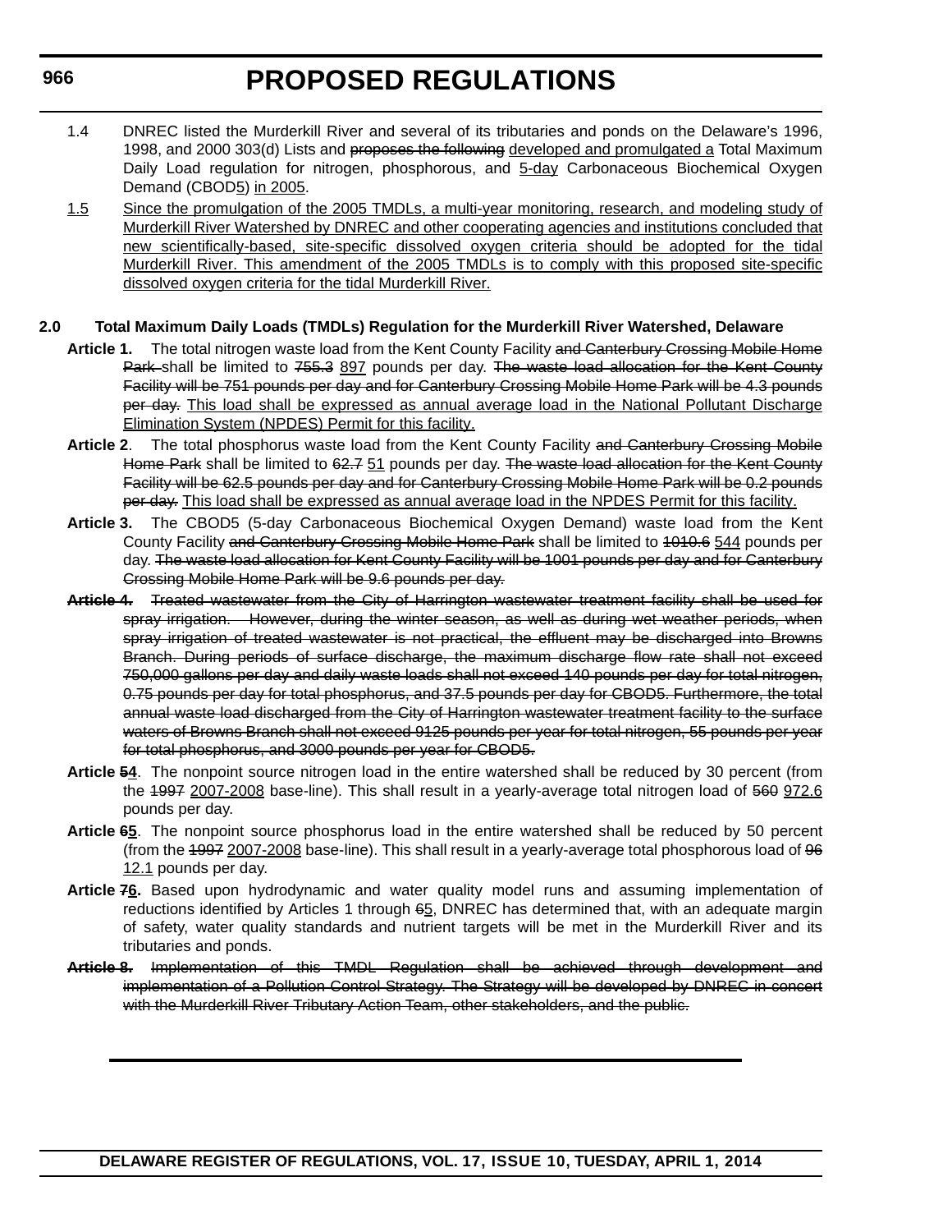1.4 DNREC listed the Murderkill River and several of its tributaries and ponds on the Delaware's 1996, 1998, and 2000 303(d) Lists and ~~proposes the following~~ <u>developed and promulgated a</u> Total Maximum Daily Load regulation for nitrogen, phosphorous, and <u>5-day</u> Carbonaceous Biochemical Oxygen Demand (CBOD<u>5</u>) <u>in 2005</u>.

<u>1.5</u> <u>Since the promulgation of the 2005 TMDLs, a multi-year monitoring, research, and modeling study of Murderkill River Watershed by DNREC and other cooperating agencies and institutions concluded that new scientifically-based, site-specific dissolved oxygen criteria should be adopted for the tidal Murderkill River. This amendment of the 2005 TMDLs is to comply with this proposed site-specific dissolved oxygen criteria for the tidal Murderkill River.</u>

**2.0 Total Maximum Daily Loads (TMDLs) Regulation for the Murderkill River Watershed, Delaware**

**Article 1.** The total nitrogen waste load from the Kent County Facility ~~and Canterbury Crossing Mobile Home Park~~ shall be limited to ~~755.3~~ <u>897</u> pounds per day. ~~The waste load allocation for the Kent County Facility will be 751 pounds per day and for Canterbury Crossing Mobile Home Park will be 4.3 pounds per day.~~ <u>This load shall be expressed as annual average load in the National Pollutant Discharge Elimination System (NPDES) Permit for this facility.</u>

**Article 2**. The total phosphorus waste load from the Kent County Facility ~~and Canterbury Crossing Mobile Home Park~~ shall be limited to ~~62.7~~ <u>51</u> pounds per day. ~~The waste load allocation for the Kent County Facility will be 62.5 pounds per day and for Canterbury Crossing Mobile Home Park will be 0.2 pounds per day.~~ <u>This load shall be expressed as annual average load in the NPDES Permit for this facility.</u>

**Article 3.** The CBOD5 (5-day Carbonaceous Biochemical Oxygen Demand) waste load from the Kent County Facility ~~and Canterbury Crossing Mobile Home Park~~ shall be limited to ~~1010.6~~ <u>544</u> pounds per day. ~~The waste load allocation for Kent County Facility will be 1001 pounds per day and for Canterbury Crossing Mobile Home Park will be 9.6 pounds per day.~~

~~**Article 4.** Treated wastewater from the City of Harrington wastewater treatment facility shall be used for spray irrigation. However, during the winter season, as well as during wet weather periods, when spray irrigation of treated wastewater is not practical, the effluent may be discharged into Browns Branch. During periods of surface discharge, the maximum discharge flow rate shall not exceed 750,000 gallons per day and daily waste loads shall not exceed 140 pounds per day for total nitrogen, 0.75 pounds per day for total phosphorus, and 37.5 pounds per day for CBOD5. Furthermore, the total annual waste load discharged from the City of Harrington wastewater treatment facility to the surface waters of Browns Branch shall not exceed 9125 pounds per year for total nitrogen, 55 pounds per year for total phosphorus, and 3000 pounds per year for CBOD5.~~

**Article ~~5~~<u>4</u>**. The nonpoint source nitrogen load in the entire watershed shall be reduced by 30 percent (from the ~~1997~~ <u>2007-2008</u> base-line). This shall result in a yearly-average total nitrogen load of ~~560~~ <u>972.6</u> pounds per day.

**Article ~~6~~<u>5</u>**. The nonpoint source phosphorus load in the entire watershed shall be reduced by 50 percent (from the ~~1997~~ <u>2007-2008</u> base-line). This shall result in a yearly-average total phosphorous load of ~~96~~ <u>12.1</u> pounds per day.

**Article ~~7~~<u>6</u>.** Based upon hydrodynamic and water quality model runs and assuming implementation of reductions identified by Articles 1 through ~~6~~<u>5</u>, DNREC has determined that, with an adequate margin of safety, water quality standards and nutrient targets will be met in the Murderkill River and its tributaries and ponds.

~~**Article 8.** Implementation of this TMDL Regulation shall be achieved through development and implementation of a Pollution Control Strategy. The Strategy will be developed by DNREC in concert with the Murderkill River Tributary Action Team, other stakeholders, and the public.~~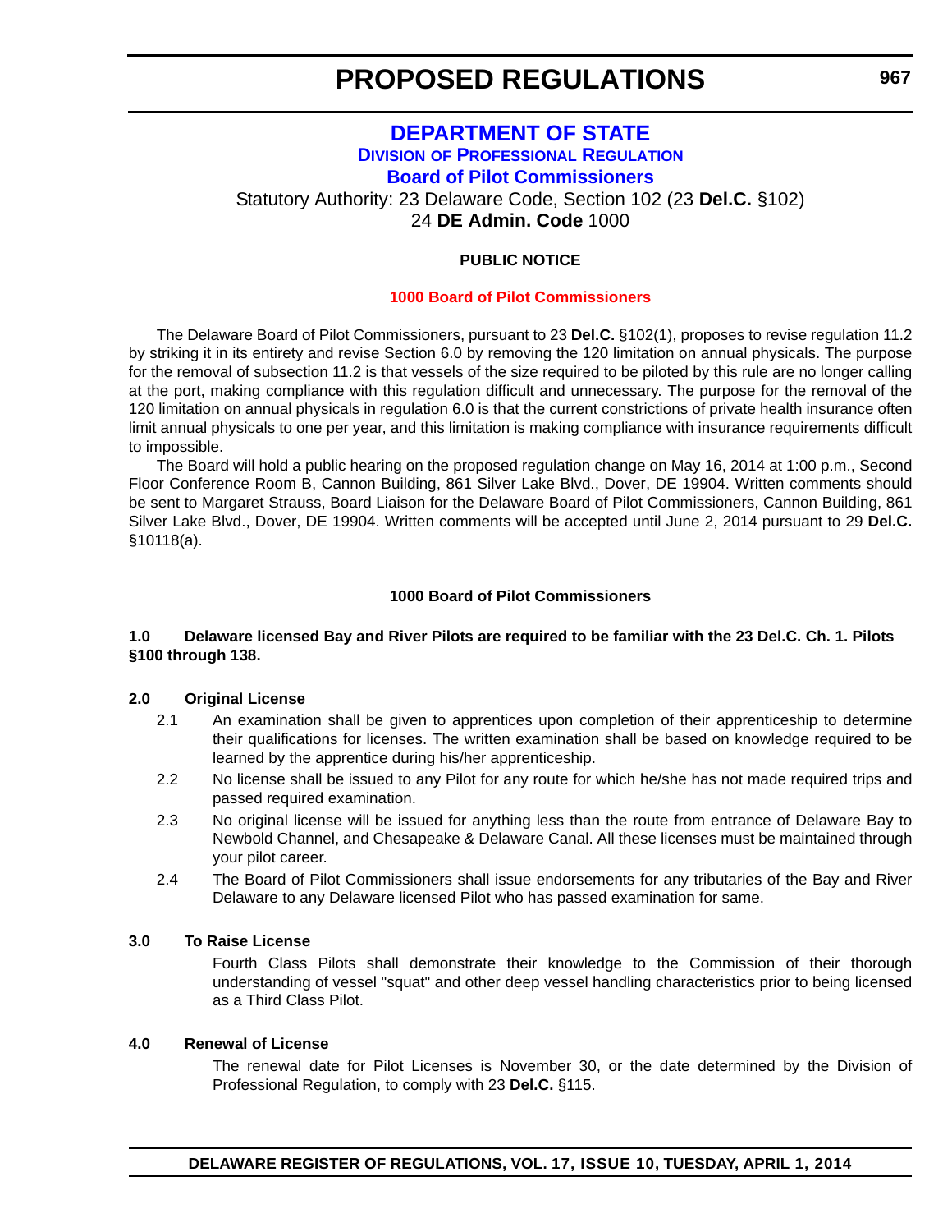# DEPARTMENT OF STATE

## DIVISION OF PROFESSIONAL REGULATION

## Board of Pilot Commissioners

Statutory Authority: 23 Delaware Code, Section 102 (23 **Del.C.** §102)
24 **DE Admin. Code** 1000

**PUBLIC NOTICE**

**1000 Board of Pilot Commissioners**

The Delaware Board of Pilot Commissioners, pursuant to 23 **Del.C.** §102(1), proposes to revise regulation 11.2 by striking it in its entirety and revise Section 6.0 by removing the 120 limitation on annual physicals. The purpose for the removal of subsection 11.2 is that vessels of the size required to be piloted by this rule are no longer calling at the port, making compliance with this regulation difficult and unnecessary. The purpose for the removal of the 120 limitation on annual physicals in regulation 6.0 is that the current constrictions of private health insurance often limit annual physicals to one per year, and this limitation is making compliance with insurance requirements difficult to impossible.

The Board will hold a public hearing on the proposed regulation change on May 16, 2014 at 1:00 p.m., Second Floor Conference Room B, Cannon Building, 861 Silver Lake Blvd., Dover, DE 19904. Written comments should be sent to Margaret Strauss, Board Liaison for the Delaware Board of Pilot Commissioners, Cannon Building, 861 Silver Lake Blvd., Dover, DE 19904. Written comments will be accepted until June 2, 2014 pursuant to 29 **Del.C.** §10118(a).

**1000 Board of Pilot Commissioners**

**1.0 Delaware licensed Bay and River Pilots are required to be familiar with the 23 Del.C. Ch. 1. Pilots §100 through 138.**

**2.0 Original License**

2.1 An examination shall be given to apprentices upon completion of their apprenticeship to determine their qualifications for licenses. The written examination shall be based on knowledge required to be learned by the apprentice during his/her apprenticeship.

2.2 No license shall be issued to any Pilot for any route for which he/she has not made required trips and passed required examination.

2.3 No original license will be issued for anything less than the route from entrance of Delaware Bay to Newbold Channel, and Chesapeake & Delaware Canal. All these licenses must be maintained through your pilot career.

2.4 The Board of Pilot Commissioners shall issue endorsements for any tributaries of the Bay and River Delaware to any Delaware licensed Pilot who has passed examination for same.

**3.0 To Raise License**

Fourth Class Pilots shall demonstrate their knowledge to the Commission of their thorough understanding of vessel "squat" and other deep vessel handling characteristics prior to being licensed as a Third Class Pilot.

**4.0 Renewal of License**

The renewal date for Pilot Licenses is November 30, or the date determined by the Division of Professional Regulation, to comply with 23 **Del.C.** §115.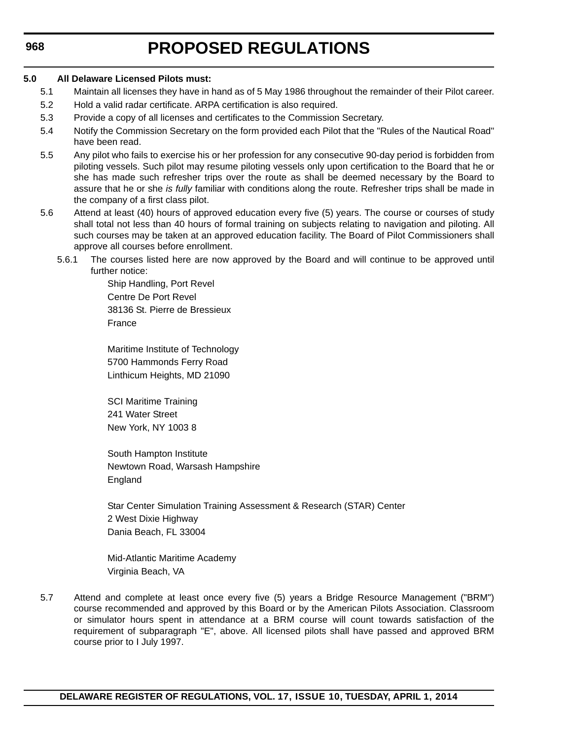**5.0 All Delaware Licensed Pilots must:**

5.1 Maintain all licenses they have in hand as of 5 May 1986 throughout the remainder of their Pilot career.

5.2 Hold a valid radar certificate. ARPA certification is also required.

5.3 Provide a copy of all licenses and certificates to the Commission Secretary.

5.4 Notify the Commission Secretary on the form provided each Pilot that the "Rules of the Nautical Road" have been read.

5.5 Any pilot who fails to exercise his or her profession for any consecutive 90-day period is forbidden from piloting vessels. Such pilot may resume piloting vessels only upon certification to the Board that he or she has made such refresher trips over the route as shall be deemed necessary by the Board to assure that he or she *is fully* familiar with conditions along the route. Refresher trips shall be made in the company of a first class pilot.

5.6 Attend at least (40) hours of approved education every five (5) years. The course or courses of study shall total not less than 40 hours of formal training on subjects relating to navigation and piloting. All such courses may be taken at an approved education facility. The Board of Pilot Commissioners shall approve all courses before enrollment.

5.6.1 The courses listed here are now approved by the Board and will continue to be approved until further notice:

Ship Handling, Port Revel
Centre De Port Revel
38136 St. Pierre de Bressieux
France

Maritime Institute of Technology
5700 Hammonds Ferry Road
Linthicum Heights, MD 21090

SCI Maritime Training
241 Water Street
New York, NY 1003 8

South Hampton Institute
Newtown Road, Warsash Hampshire
England

Star Center Simulation Training Assessment & Research (STAR) Center
2 West Dixie Highway
Dania Beach, FL 33004

Mid-Atlantic Maritime Academy
Virginia Beach, VA

5.7 Attend and complete at least once every five (5) years a Bridge Resource Management ("BRM") course recommended and approved by this Board or by the American Pilots Association. Classroom or simulator hours spent in attendance at a BRM course will count towards satisfaction of the requirement of subparagraph "E", above. All licensed pilots shall have passed and approved BRM course prior to I July 1997.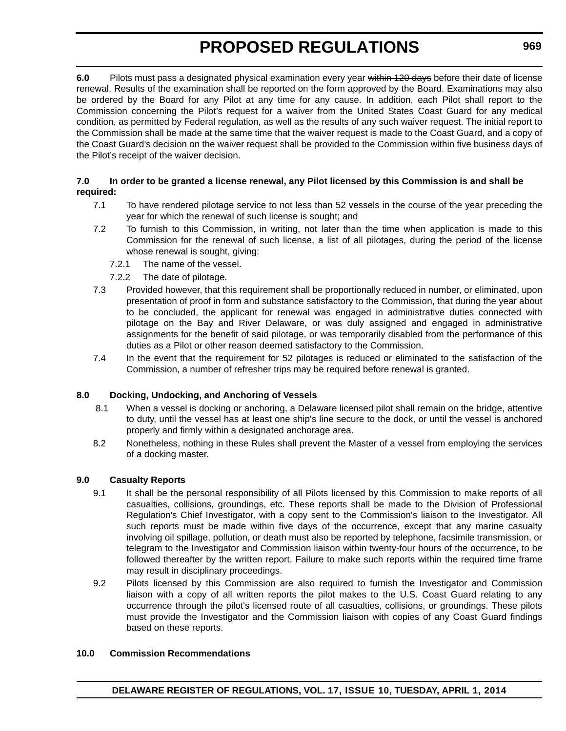**6.0** Pilots must pass a designated physical examination every year ~~within 120 days~~ before their date of license renewal. Results of the examination shall be reported on the form approved by the Board. Examinations may also be ordered by the Board for any Pilot at any time for any cause. In addition, each Pilot shall report to the Commission concerning the Pilot's request for a waiver from the United States Coast Guard for any medical condition, as permitted by Federal regulation, as well as the results of any such waiver request. The initial report to the Commission shall be made at the same time that the waiver request is made to the Coast Guard, and a copy of the Coast Guard's decision on the waiver request shall be provided to the Commission within five business days of the Pilot's receipt of the waiver decision.

**7.0 In order to be granted a license renewal, any Pilot licensed by this Commission is and shall be required:**

7.1 To have rendered pilotage service to not less than 52 vessels in the course of the year preceding the year for which the renewal of such license is sought; and

7.2 To furnish to this Commission, in writing, not later than the time when application is made to this Commission for the renewal of such license, a list of all pilotages, during the period of the license whose renewal is sought, giving:

7.2.1 The name of the vessel.

7.2.2 The date of pilotage.

7.3 Provided however, that this requirement shall be proportionally reduced in number, or eliminated, upon presentation of proof in form and substance satisfactory to the Commission, that during the year about to be concluded, the applicant for renewal was engaged in administrative duties connected with pilotage on the Bay and River Delaware, or was duly assigned and engaged in administrative assignments for the benefit of said pilotage, or was temporarily disabled from the performance of this duties as a Pilot or other reason deemed satisfactory to the Commission.

7.4 In the event that the requirement for 52 pilotages is reduced or eliminated to the satisfaction of the Commission, a number of refresher trips may be required before renewal is granted.

**8.0 Docking, Undocking, and Anchoring of Vessels**

8.1 When a vessel is docking or anchoring, a Delaware licensed pilot shall remain on the bridge, attentive to duty, until the vessel has at least one ship's line secure to the dock, or until the vessel is anchored properly and firmly within a designated anchorage area.

8.2 Nonetheless, nothing in these Rules shall prevent the Master of a vessel from employing the services of a docking master.

**9.0 Casualty Reports**

9.1 It shall be the personal responsibility of all Pilots licensed by this Commission to make reports of all casualties, collisions, groundings, etc. These reports shall be made to the Division of Professional Regulation's Chief Investigator, with a copy sent to the Commission's liaison to the Investigator. All such reports must be made within five days of the occurrence, except that any marine casualty involving oil spillage, pollution, or death must also be reported by telephone, facsimile transmission, or telegram to the Investigator and Commission liaison within twenty-four hours of the occurrence, to be followed thereafter by the written report. Failure to make such reports within the required time frame may result in disciplinary proceedings.

9.2 Pilots licensed by this Commission are also required to furnish the Investigator and Commission liaison with a copy of all written reports the pilot makes to the U.S. Coast Guard relating to any occurrence through the pilot's licensed route of all casualties, collisions, or groundings. These pilots must provide the Investigator and the Commission liaison with copies of any Coast Guard findings based on these reports.

**10.0 Commission Recommendations**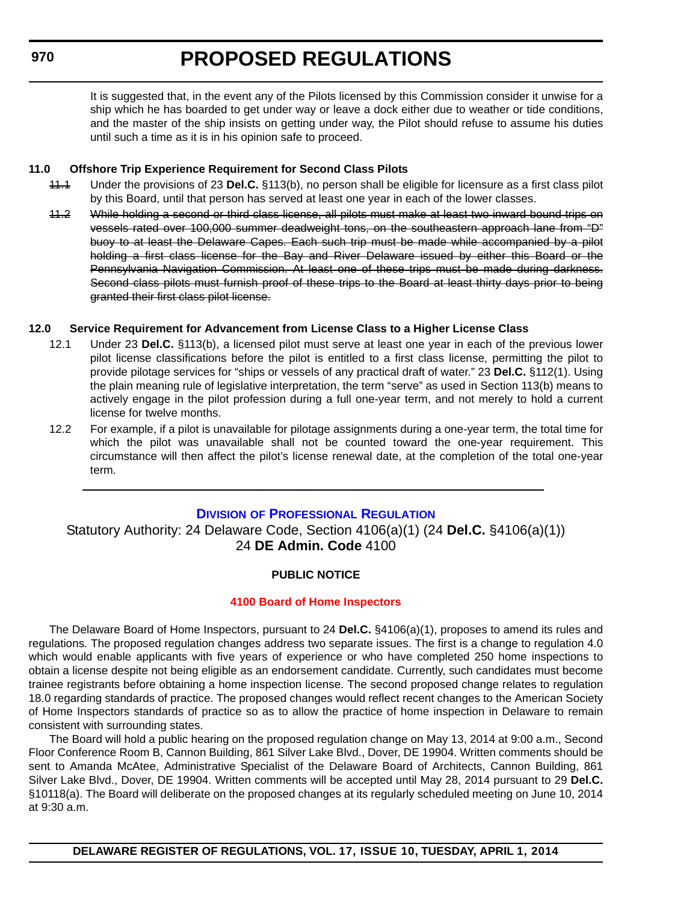It is suggested that, in the event any of the Pilots licensed by this Commission consider it unwise for a ship which he has boarded to get under way or leave a dock either due to weather or tide conditions, and the master of the ship insists on getting under way, the Pilot should refuse to assume his duties until such a time as it is in his opinion safe to proceed.

**11.0 Offshore Trip Experience Requirement for Second Class Pilots**

~~11.1~~ Under the provisions of 23 **Del.C.** §113(b), no person shall be eligible for licensure as a first class pilot by this Board, until that person has served at least one year in each of the lower classes.

~~11.2 While holding a second or third class license, all pilots must make at least two inward bound trips on vessels rated over 100,000 summer deadweight tons, on the southeastern approach lane from "D" buoy to at least the Delaware Capes. Each such trip must be made while accompanied by a pilot holding a first class license for the Bay and River Delaware issued by either this Board or the Pennsylvania Navigation Commission. At least one of these trips must be made during darkness. Second class pilots must furnish proof of these trips to the Board at least thirty days prior to being granted their first class pilot license.~~

**12.0 Service Requirement for Advancement from License Class to a Higher License Class**

12.1 Under 23 **Del.C.** §113(b), a licensed pilot must serve at least one year in each of the previous lower pilot license classifications before the pilot is entitled to a first class license, permitting the pilot to provide pilotage services for "ships or vessels of any practical draft of water." 23 **Del.C.** §112(1). Using the plain meaning rule of legislative interpretation, the term "serve" as used in Section 113(b) means to actively engage in the pilot profession during a full one-year term, and not merely to hold a current license for twelve months.

12.2 For example, if a pilot is unavailable for pilotage assignments during a one-year term, the total time for which the pilot was unavailable shall not be counted toward the one-year requirement. This circumstance will then affect the pilot's license renewal date, at the completion of the total one-year term.

---

## Division of Professional Regulation

Statutory Authority: 24 Delaware Code, Section 4106(a)(1) (24 **Del.C.** §4106(a)(1))
24 **DE Admin. Code** 4100

**PUBLIC NOTICE**

**4100 Board of Home Inspectors**

The Delaware Board of Home Inspectors, pursuant to 24 **Del.C.** §4106(a)(1), proposes to amend its rules and regulations*.* The proposed regulation changes address two separate issues. The first is a change to regulation 4.0 which would enable applicants with five years of experience or who have completed 250 home inspections to obtain a license despite not being eligible as an endorsement candidate. Currently, such candidates must become trainee registrants before obtaining a home inspection license. The second proposed change relates to regulation 18.0 regarding standards of practice. The proposed changes would reflect recent changes to the American Society of Home Inspectors standards of practice so as to allow the practice of home inspection in Delaware to remain consistent with surrounding states.

The Board will hold a public hearing on the proposed regulation change on May 13, 2014 at 9:00 a.m., Second Floor Conference Room B, Cannon Building, 861 Silver Lake Blvd., Dover, DE 19904. Written comments should be sent to Amanda McAtee, Administrative Specialist of the Delaware Board of Architects, Cannon Building, 861 Silver Lake Blvd., Dover, DE 19904. Written comments will be accepted until May 28, 2014 pursuant to 29 **Del.C.** §10118(a). The Board will deliberate on the proposed changes at its regularly scheduled meeting on June 10, 2014 at 9:30 a.m.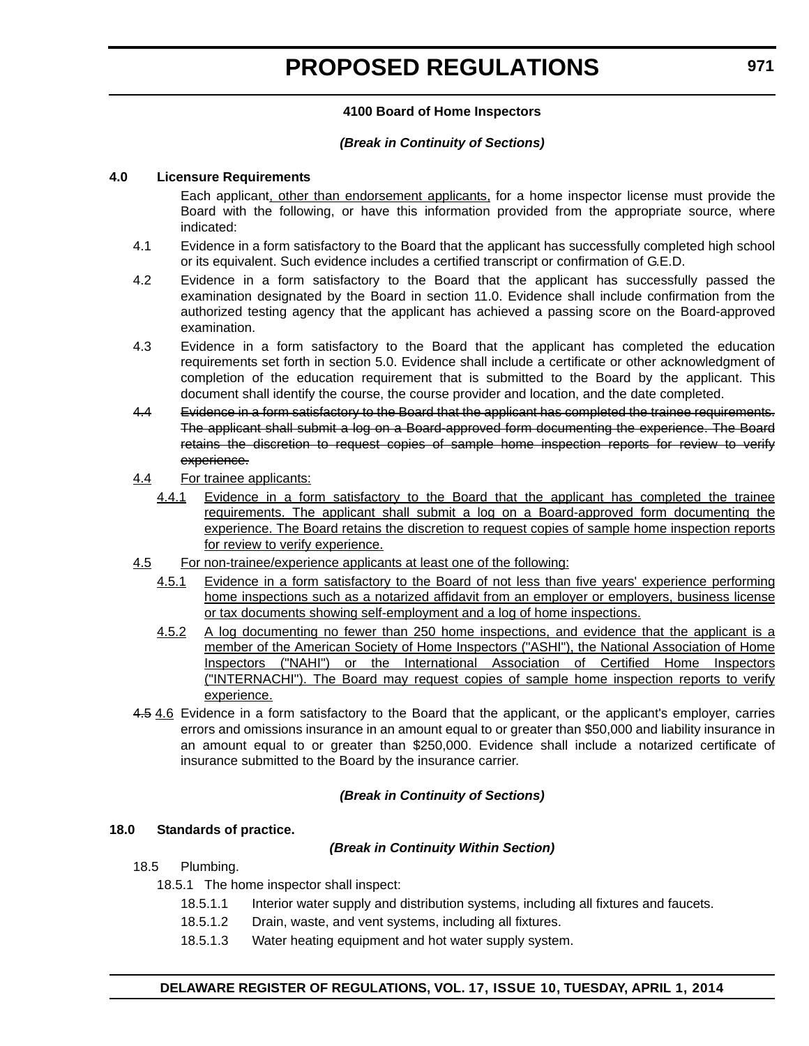### 4100 Board of Home Inspectors

***(Break in Continuity of Sections)***

**4.0 Licensure Requirements**

Each applicant<u>, other than endorsement applicants,</u> for a home inspector license must provide the Board with the following, or have this information provided from the appropriate source, where indicated:

4.1 Evidence in a form satisfactory to the Board that the applicant has successfully completed high school or its equivalent. Such evidence includes a certified transcript or confirmation of G.E.D.

4.2 Evidence in a form satisfactory to the Board that the applicant has successfully passed the examination designated by the Board in section 11.0. Evidence shall include confirmation from the authorized testing agency that the applicant has achieved a passing score on the Board-approved examination.

4.3 Evidence in a form satisfactory to the Board that the applicant has completed the education requirements set forth in section 5.0. Evidence shall include a certificate or other acknowledgment of completion of the education requirement that is submitted to the Board by the applicant. This document shall identify the course, the course provider and location, and the date completed.

~~4.4 Evidence in a form satisfactory to the Board that the applicant has completed the trainee requirements. The applicant shall submit a log on a Board-approved form documenting the experience. The Board retains the discretion to request copies of sample home inspection reports for review to verify experience.~~

<u>4.4 For trainee applicants:</u>

<u>4.4.1 Evidence in a form satisfactory to the Board that the applicant has completed the trainee requirements. The applicant shall submit a log on a Board-approved form documenting the experience. The Board retains the discretion to request copies of sample home inspection reports for review to verify experience.</u>

<u>4.5 For non-trainee/experience applicants at least one of the following:</u>

<u>4.5.1 Evidence in a form satisfactory to the Board of not less than five years' experience performing home inspections such as a notarized affidavit from an employer or employers, business license or tax documents showing self-employment and a log of home inspections.</u>

<u>4.5.2 A log documenting no fewer than 250 home inspections, and evidence that the applicant is a member of the American Society of Home Inspectors ("ASHI"), the National Association of Home Inspectors ("NAHI") or the International Association of Certified Home Inspectors ("INTERNACHI"). The Board may request copies of sample home inspection reports to verify experience.</u>

~~4.5~~ <u>4.6</u> Evidence in a form satisfactory to the Board that the applicant, or the applicant's employer, carries errors and omissions insurance in an amount equal to or greater than $50,000 and liability insurance in an amount equal to or greater than $250,000. Evidence shall include a notarized certificate of insurance submitted to the Board by the insurance carrier.

***(Break in Continuity of Sections)***

**18.0 Standards of practice.**

***(Break in Continuity Within Section)***

18.5 Plumbing.

18.5.1 The home inspector shall inspect:

18.5.1.1 Interior water supply and distribution systems, including all fixtures and faucets.

18.5.1.2 Drain, waste, and vent systems, including all fixtures.

18.5.1.3 Water heating equipment and hot water supply system.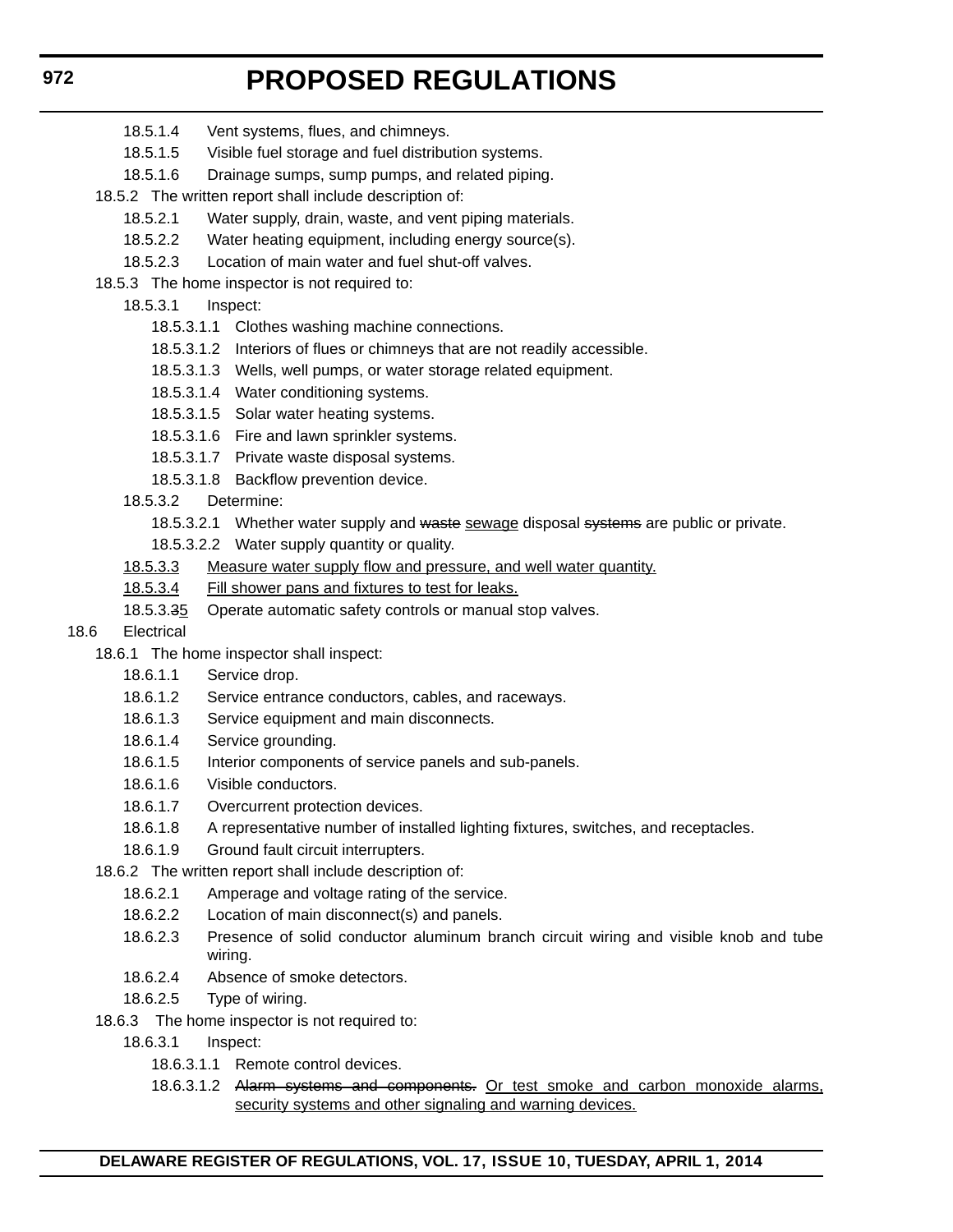18.5.1.4 Vent systems, flues, and chimneys.

18.5.1.5 Visible fuel storage and fuel distribution systems.

18.5.1.6 Drainage sumps, sump pumps, and related piping.

18.5.2 The written report shall include description of:

18.5.2.1 Water supply, drain, waste, and vent piping materials.

18.5.2.2 Water heating equipment, including energy source(s).

18.5.2.3 Location of main water and fuel shut-off valves.

18.5.3 The home inspector is not required to:

18.5.3.1 Inspect:

18.5.3.1.1 Clothes washing machine connections.

18.5.3.1.2 Interiors of flues or chimneys that are not readily accessible.

18.5.3.1.3 Wells, well pumps, or water storage related equipment.

18.5.3.1.4 Water conditioning systems.

18.5.3.1.5 Solar water heating systems.

18.5.3.1.6 Fire and lawn sprinkler systems.

18.5.3.1.7 Private waste disposal systems.

18.5.3.1.8 Backflow prevention device.

18.5.3.2 Determine:

18.5.3.2.1 Whether water supply and ~~waste~~ sewage disposal ~~systems~~ are public or private.

18.5.3.2.2 Water supply quantity or quality.

18.5.3.3 Measure water supply flow and pressure, and well water quantity.

18.5.3.4 Fill shower pans and fixtures to test for leaks.

18.5.3.~~3~~5 Operate automatic safety controls or manual stop valves.

18.6 Electrical

18.6.1 The home inspector shall inspect:

18.6.1.1 Service drop.

18.6.1.2 Service entrance conductors, cables, and raceways.

18.6.1.3 Service equipment and main disconnects.

18.6.1.4 Service grounding.

18.6.1.5 Interior components of service panels and sub-panels.

18.6.1.6 Visible conductors.

18.6.1.7 Overcurrent protection devices.

18.6.1.8 A representative number of installed lighting fixtures, switches, and receptacles.

18.6.1.9 Ground fault circuit interrupters.

18.6.2 The written report shall include description of:

18.6.2.1 Amperage and voltage rating of the service.

18.6.2.2 Location of main disconnect(s) and panels.

18.6.2.3 Presence of solid conductor aluminum branch circuit wiring and visible knob and tube wiring.

18.6.2.4 Absence of smoke detectors.

18.6.2.5 Type of wiring.

18.6.3 The home inspector is not required to:

18.6.3.1 Inspect:

18.6.3.1.1 Remote control devices.

18.6.3.1.2 ~~Alarm systems and components.~~ Or test smoke and carbon monoxide alarms, security systems and other signaling and warning devices.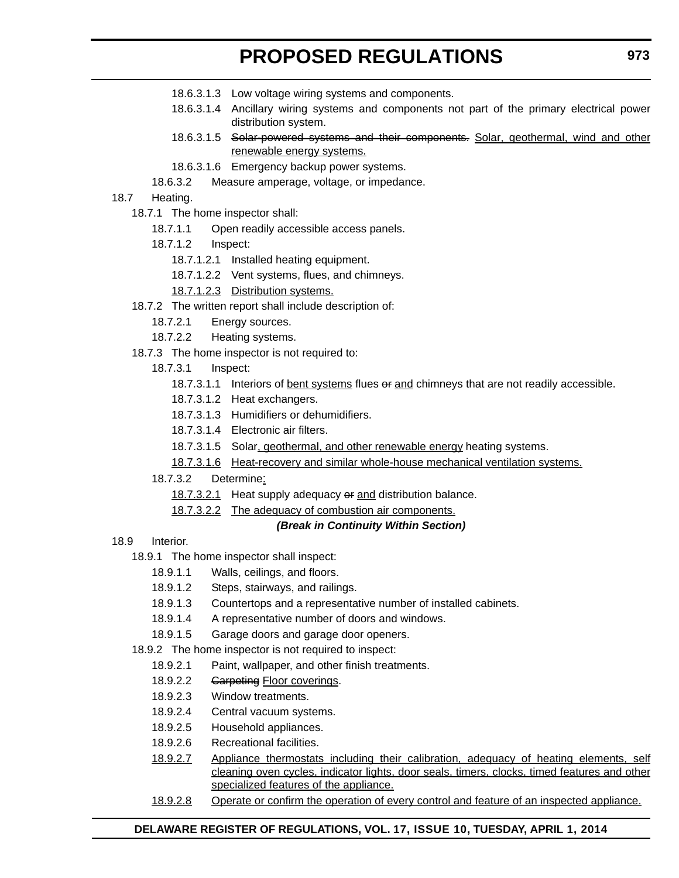18.6.3.1.3 Low voltage wiring systems and components.

18.6.3.1.4 Ancillary wiring systems and components not part of the primary electrical power distribution system.

18.6.3.1.5 ~~Solar-powered systems and their components.~~ <u>Solar, geothermal, wind and other renewable energy systems.</u>

18.6.3.1.6 Emergency backup power systems.

18.6.3.2 Measure amperage, voltage, or impedance.

18.7 Heating.

18.7.1 The home inspector shall:

18.7.1.1 Open readily accessible access panels.

18.7.1.2 Inspect:

18.7.1.2.1 Installed heating equipment.

18.7.1.2.2 Vent systems, flues, and chimneys.

<u>18.7.1.2.3 Distribution systems.</u>

18.7.2 The written report shall include description of:

18.7.2.1 Energy sources.

18.7.2.2 Heating systems.

18.7.3 The home inspector is not required to:

18.7.3.1 Inspect:

18.7.3.1.1 Interiors of <u>bent systems</u> flues ~~or~~ <u>and</u> chimneys that are not readily accessible.

18.7.3.1.2 Heat exchangers.

18.7.3.1.3 Humidifiers or dehumidifiers.

18.7.3.1.4 Electronic air filters.

18.7.3.1.5 Solar<u>, geothermal, and other renewable energy</u> heating systems.

<u>18.7.3.1.6 Heat-recovery and similar whole-house mechanical ventilation systems.</u>

18.7.3.2 Determine<u>:</u>

<u>18.7.3.2.1</u> Heat supply adequacy ~~or~~ <u>and</u> distribution balance.

<u>18.7.3.2.2 The adequacy of combustion air components.</u>

***(Break in Continuity Within Section)***

18.9 Interior.

18.9.1 The home inspector shall inspect:

18.9.1.1 Walls, ceilings, and floors.

18.9.1.2 Steps, stairways, and railings.

18.9.1.3 Countertops and a representative number of installed cabinets.

18.9.1.4 A representative number of doors and windows.

18.9.1.5 Garage doors and garage door openers.

18.9.2 The home inspector is not required to inspect:

18.9.2.1 Paint, wallpaper, and other finish treatments.

18.9.2.2 ~~Carpeting~~ <u>Floor coverings</u>.

18.9.2.3 Window treatments.

18.9.2.4 Central vacuum systems.

18.9.2.5 Household appliances.

18.9.2.6 Recreational facilities.

<u>18.9.2.7 Appliance thermostats including their calibration, adequacy of heating elements, self cleaning oven cycles, indicator lights, door seals, timers, clocks, timed features and other specialized features of the appliance.</u>

<u>18.9.2.8 Operate or confirm the operation of every control and feature of an inspected appliance.</u>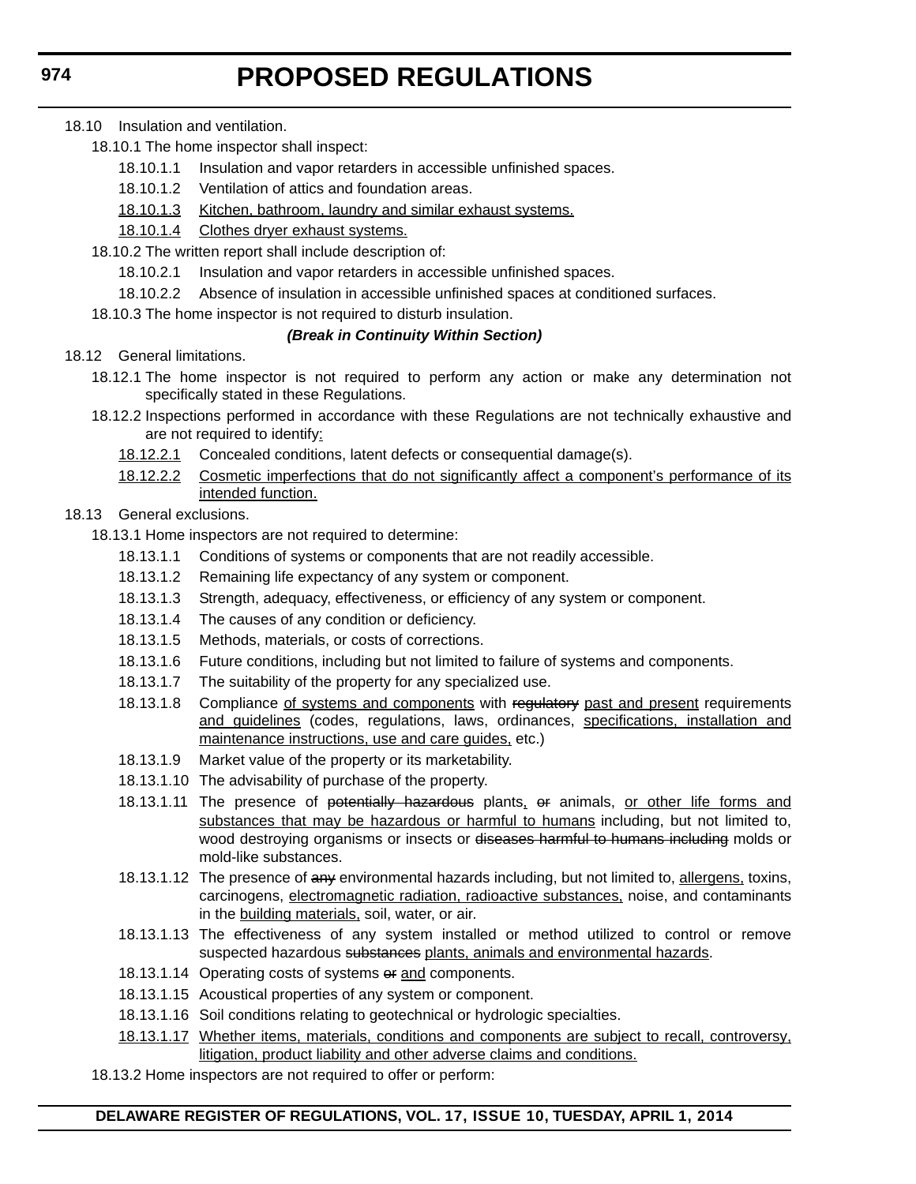18.10 Insulation and ventilation.

18.10.1 The home inspector shall inspect:

18.10.1.1 Insulation and vapor retarders in accessible unfinished spaces.

18.10.1.2 Ventilation of attics and foundation areas.

<u>18.10.1.3</u> <u>Kitchen, bathroom, laundry and similar exhaust systems.</u>

<u>18.10.1.4</u> <u>Clothes dryer exhaust systems.</u>

18.10.2 The written report shall include description of:

18.10.2.1 Insulation and vapor retarders in accessible unfinished spaces.

18.10.2.2 Absence of insulation in accessible unfinished spaces at conditioned surfaces.

18.10.3 The home inspector is not required to disturb insulation.

***(Break in Continuity Within Section)***

18.12 General limitations.

18.12.1 The home inspector is not required to perform any action or make any determination not specifically stated in these Regulations.

18.12.2 Inspections performed in accordance with these Regulations are not technically exhaustive and are not required to identify<u>:</u>

<u>18.12.2.1</u> Concealed conditions, latent defects or consequential damage(s).

<u>18.12.2.2</u> <u>Cosmetic imperfections that do not significantly affect a component's performance of its intended function.</u>

18.13 General exclusions.

18.13.1 Home inspectors are not required to determine:

18.13.1.1 Conditions of systems or components that are not readily accessible.

18.13.1.2 Remaining life expectancy of any system or component.

18.13.1.3 Strength, adequacy, effectiveness, or efficiency of any system or component.

18.13.1.4 The causes of any condition or deficiency.

18.13.1.5 Methods, materials, or costs of corrections.

18.13.1.6 Future conditions, including but not limited to failure of systems and components.

18.13.1.7 The suitability of the property for any specialized use.

18.13.1.8 Compliance <u>of systems and components</u> with ~~regulatory~~ <u>past and present</u> requirements <u>and guidelines</u> (codes, regulations, laws, ordinances, <u>specifications, installation and maintenance instructions, use and care guides,</u> etc.)

18.13.1.9 Market value of the property or its marketability.

18.13.1.10 The advisability of purchase of the property.

18.13.1.11 The presence of ~~potentially hazardous~~ plants<u>,</u> ~~or~~ animals, <u>or other life forms and substances that may be hazardous or harmful to humans</u> including, but not limited to, wood destroying organisms or insects or ~~diseases harmful to humans including~~ molds or mold-like substances.

18.13.1.12 The presence of ~~any~~ environmental hazards including, but not limited to, <u>allergens,</u> toxins, carcinogens, <u>electromagnetic radiation, radioactive substances,</u> noise, and contaminants in the <u>building materials,</u> soil, water, or air.

18.13.1.13 The effectiveness of any system installed or method utilized to control or remove suspected hazardous ~~substances~~ <u>plants, animals and environmental hazards</u>.

18.13.1.14 Operating costs of systems ~~or~~ <u>and</u> components.

18.13.1.15 Acoustical properties of any system or component.

18.13.1.16 Soil conditions relating to geotechnical or hydrologic specialties.

<u>18.13.1.17</u> <u>Whether items, materials, conditions and components are subject to recall, controversy, litigation, product liability and other adverse claims and conditions.</u>

18.13.2 Home inspectors are not required to offer or perform: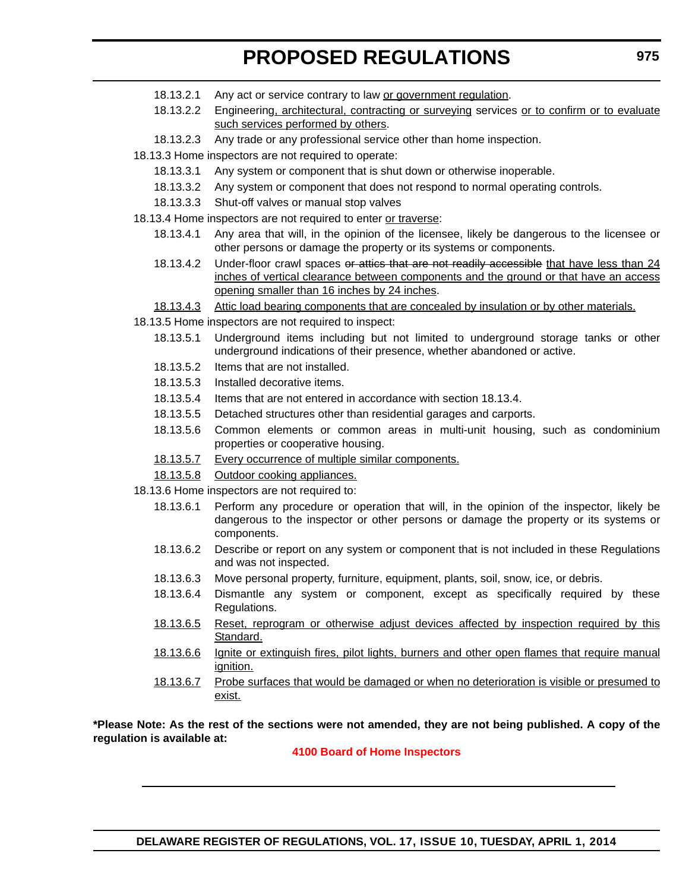18.13.2.1 Any act or service contrary to law <u>or government regulation</u>.

18.13.2.2 Engineering<u>, architectural, contracting or surveying</u> services <u>or to confirm or to evaluate such services performed by others</u>.

18.13.2.3 Any trade or any professional service other than home inspection.

18.13.3 Home inspectors are not required to operate:

18.13.3.1 Any system or component that is shut down or otherwise inoperable.

18.13.3.2 Any system or component that does not respond to normal operating controls.

18.13.3.3 Shut-off valves or manual stop valves

18.13.4 Home inspectors are not required to enter <u>or traverse</u>:

18.13.4.1 Any area that will, in the opinion of the licensee, likely be dangerous to the licensee or other persons or damage the property or its systems or components.

18.13.4.2 Under-floor crawl spaces ~~or attics that are not readily accessible~~ <u>that have less than 24 inches of vertical clearance between components and the ground or that have an access opening smaller than 16 inches by 24 inches</u>.

<u>18.13.4.3</u> <u>Attic load bearing components that are concealed by insulation or by other materials.</u>

18.13.5 Home inspectors are not required to inspect:

18.13.5.1 Underground items including but not limited to underground storage tanks or other underground indications of their presence, whether abandoned or active.

18.13.5.2 Items that are not installed.

18.13.5.3 Installed decorative items.

18.13.5.4 Items that are not entered in accordance with section 18.13.4.

18.13.5.5 Detached structures other than residential garages and carports.

18.13.5.6 Common elements or common areas in multi-unit housing, such as condominium properties or cooperative housing.

<u>18.13.5.7</u> <u>Every occurrence of multiple similar components.</u>

<u>18.13.5.8</u> <u>Outdoor cooking appliances.</u>

18.13.6 Home inspectors are not required to:

18.13.6.1 Perform any procedure or operation that will, in the opinion of the inspector, likely be dangerous to the inspector or other persons or damage the property or its systems or components.

18.13.6.2 Describe or report on any system or component that is not included in these Regulations and was not inspected.

18.13.6.3 Move personal property, furniture, equipment, plants, soil, snow, ice, or debris.

18.13.6.4 Dismantle any system or component, except as specifically required by these Regulations.

<u>18.13.6.5</u> <u>Reset, reprogram or otherwise adjust devices affected by inspection required by this Standard.</u>

<u>18.13.6.6</u> <u>Ignite or extinguish fires, pilot lights, burners and other open flames that require manual ignition.</u>

<u>18.13.6.7</u> <u>Probe surfaces that would be damaged or when no deterioration is visible or presumed to exist.</u>

**\*Please Note: As the rest of the sections were not amended, they are not being published. A copy of the regulation is available at:**

**4100 Board of Home Inspectors**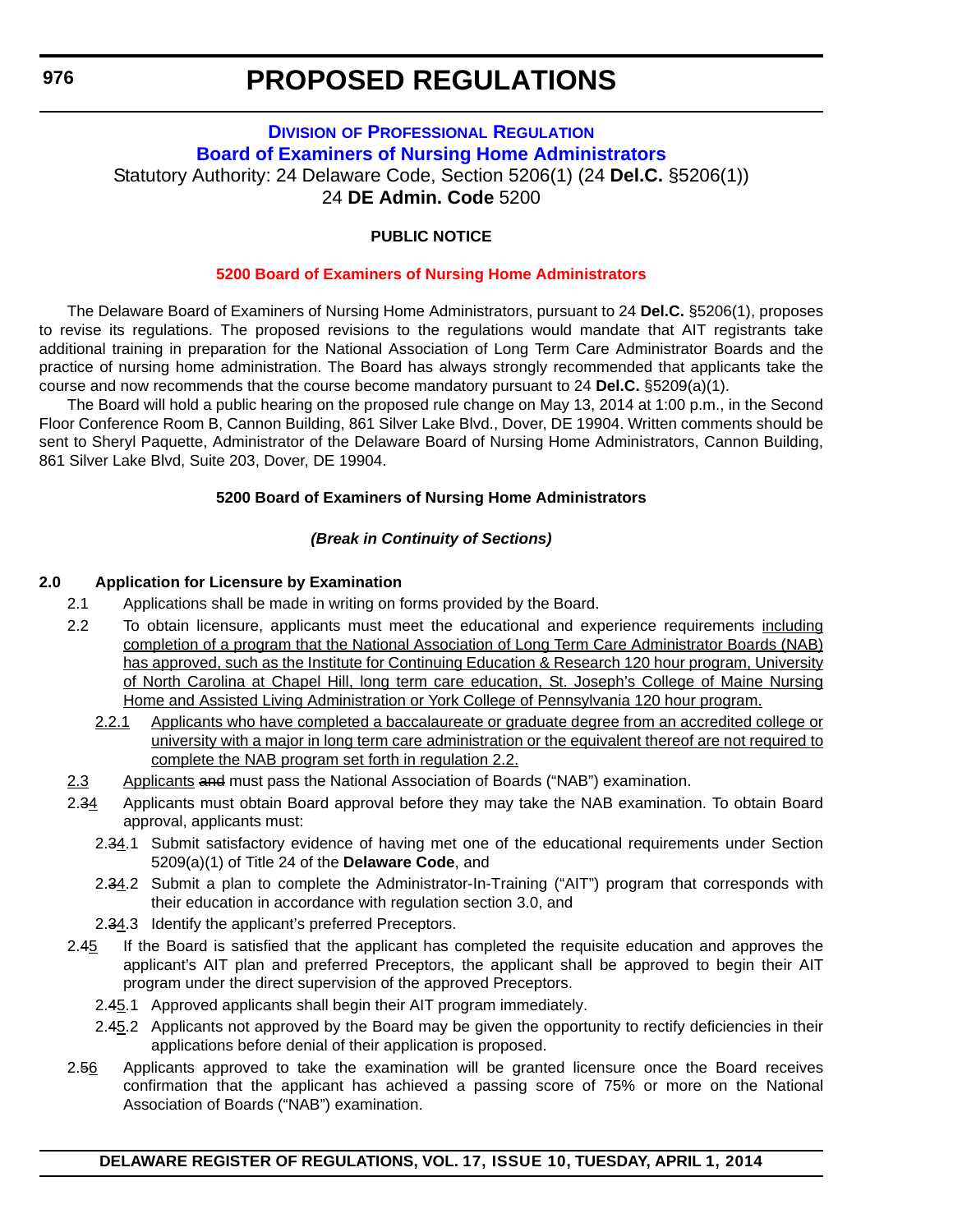# PROPOSED REGULATIONS

**DIVISION OF PROFESSIONAL REGULATION**

**Board of Examiners of Nursing Home Administrators**

Statutory Authority: 24 Delaware Code, Section 5206(1) (24 **Del.C.** §5206(1))

24 **DE Admin. Code** 5200

**PUBLIC NOTICE**

**5200 Board of Examiners of Nursing Home Administrators**

The Delaware Board of Examiners of Nursing Home Administrators, pursuant to 24 **Del.C.** §5206(1), proposes to revise its regulations. The proposed revisions to the regulations would mandate that AIT registrants take additional training in preparation for the National Association of Long Term Care Administrator Boards and the practice of nursing home administration. The Board has always strongly recommended that applicants take the course and now recommends that the course become mandatory pursuant to 24 **Del.C.** §5209(a)(1).

The Board will hold a public hearing on the proposed rule change on May 13, 2014 at 1:00 p.m., in the Second Floor Conference Room B, Cannon Building, 861 Silver Lake Blvd., Dover, DE 19904. Written comments should be sent to Sheryl Paquette, Administrator of the Delaware Board of Nursing Home Administrators, Cannon Building, 861 Silver Lake Blvd, Suite 203, Dover, DE 19904.

**5200 Board of Examiners of Nursing Home Administrators**

***(Break in Continuity of Sections)***

**2.0 Application for Licensure by Examination**

2.1 Applications shall be made in writing on forms provided by the Board.

2.2 To obtain licensure, applicants must meet the educational and experience requirements including completion of a program that the National Association of Long Term Care Administrator Boards (NAB) has approved, such as the Institute for Continuing Education & Research 120 hour program, University of North Carolina at Chapel Hill, long term care education, St. Joseph's College of Maine Nursing Home and Assisted Living Administration or York College of Pennsylvania 120 hour program.

2.2.1 Applicants who have completed a baccalaureate or graduate degree from an accredited college or university with a major in long term care administration or the equivalent thereof are not required to complete the NAB program set forth in regulation 2.2.

2.3 Applicants ~~and~~ must pass the National Association of Boards ("NAB") examination.

2.~~3~~4 Applicants must obtain Board approval before they may take the NAB examination. To obtain Board approval, applicants must:

2.~~3~~4.1 Submit satisfactory evidence of having met one of the educational requirements under Section 5209(a)(1) of Title 24 of the **Delaware Code**, and

2.~~3~~4.2 Submit a plan to complete the Administrator-In-Training ("AIT") program that corresponds with their education in accordance with regulation section 3.0, and

2.~~3~~4.3 Identify the applicant's preferred Preceptors.

2.~~4~~5 If the Board is satisfied that the applicant has completed the requisite education and approves the applicant's AIT plan and preferred Preceptors, the applicant shall be approved to begin their AIT program under the direct supervision of the approved Preceptors.

2.~~4~~5.1 Approved applicants shall begin their AIT program immediately.

2.~~4~~5.2 Applicants not approved by the Board may be given the opportunity to rectify deficiencies in their applications before denial of their application is proposed.

2.~~5~~6 Applicants approved to take the examination will be granted licensure once the Board receives confirmation that the applicant has achieved a passing score of 75% or more on the National Association of Boards ("NAB") examination.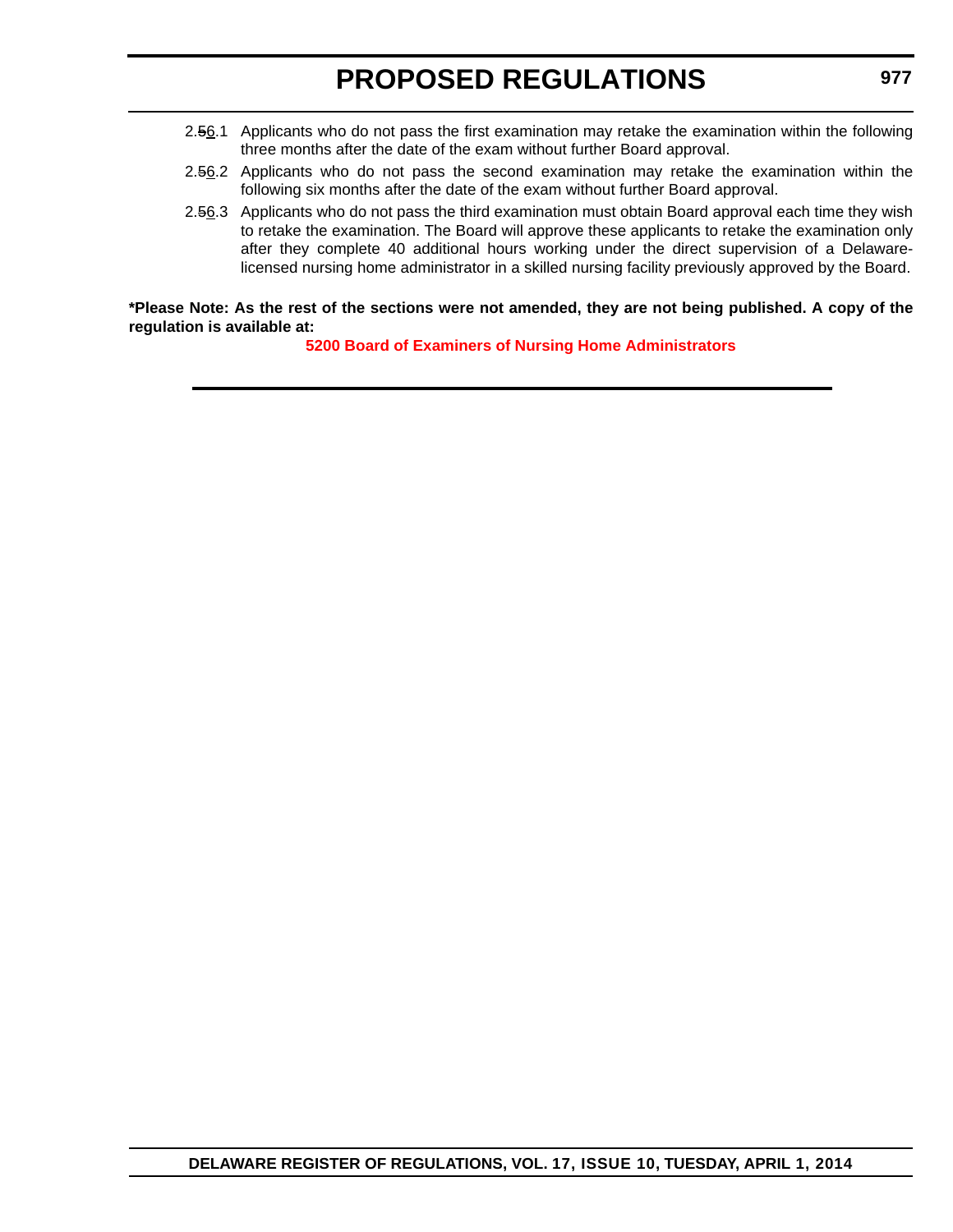2.~~5~~6.1 Applicants who do not pass the first examination may retake the examination within the following three months after the date of the exam without further Board approval.

2.~~5~~6.2 Applicants who do not pass the second examination may retake the examination within the following six months after the date of the exam without further Board approval.

2.~~5~~6.3 Applicants who do not pass the third examination must obtain Board approval each time they wish to retake the examination. The Board will approve these applicants to retake the examination only after they complete 40 additional hours working under the direct supervision of a Delaware-licensed nursing home administrator in a skilled nursing facility previously approved by the Board.

**\*Please Note: As the rest of the sections were not amended, they are not being published. A copy of the regulation is available at:**

**5200 Board of Examiners of Nursing Home Administrators**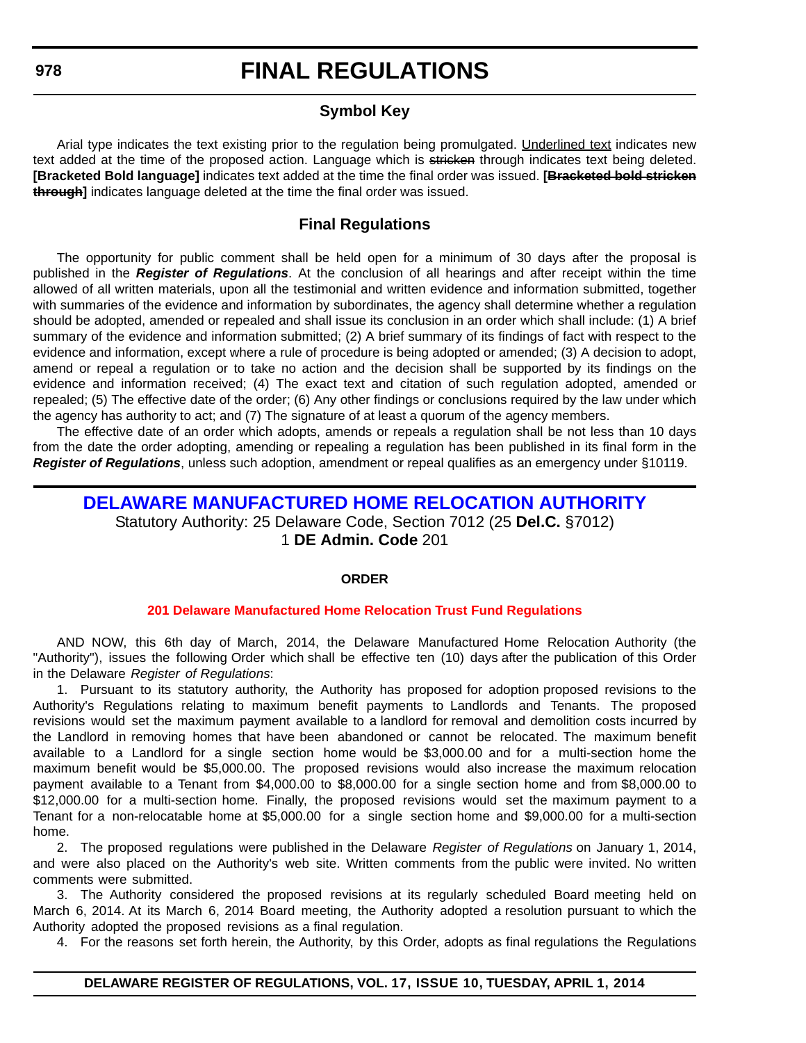# FINAL REGULATIONS

## Symbol Key

Arial type indicates the text existing prior to the regulation being promulgated. Underlined text indicates new text added at the time of the proposed action. Language which is ~~stricken~~ through indicates text being deleted. **[Bracketed Bold language]** indicates text added at the time the final order was issued. **[~~Bracketed bold stricken through~~]** indicates language deleted at the time the final order was issued.

## Final Regulations

The opportunity for public comment shall be held open for a minimum of 30 days after the proposal is published in the ***Register of Regulations***. At the conclusion of all hearings and after receipt within the time allowed of all written materials, upon all the testimonial and written evidence and information submitted, together with summaries of the evidence and information by subordinates, the agency shall determine whether a regulation should be adopted, amended or repealed and shall issue its conclusion in an order which shall include: (1) A brief summary of the evidence and information submitted; (2) A brief summary of its findings of fact with respect to the evidence and information, except where a rule of procedure is being adopted or amended; (3) A decision to adopt, amend or repeal a regulation or to take no action and the decision shall be supported by its findings on the evidence and information received; (4) The exact text and citation of such regulation adopted, amended or repealed; (5) The effective date of the order; (6) Any other findings or conclusions required by the law under which the agency has authority to act; and (7) The signature of at least a quorum of the agency members.

The effective date of an order which adopts, amends or repeals a regulation shall be not less than 10 days from the date the order adopting, amending or repealing a regulation has been published in its final form in the ***Register of Regulations***, unless such adoption, amendment or repeal qualifies as an emergency under §10119.

## DELAWARE MANUFACTURED HOME RELOCATION AUTHORITY

Statutory Authority: 25 Delaware Code, Section 7012 (25 **Del.C.** §7012)
1 **DE Admin. Code** 201

**ORDER**

**201 Delaware Manufactured Home Relocation Trust Fund Regulations**

AND NOW, this 6th day of March, 2014, the Delaware Manufactured Home Relocation Authority (the "Authority"), issues the following Order which shall be effective ten (10) days after the publication of this Order in the Delaware *Register of Regulations*:

1. Pursuant to its statutory authority, the Authority has proposed for adoption proposed revisions to the Authority's Regulations relating to maximum benefit payments to Landlords and Tenants. The proposed revisions would set the maximum payment available to a landlord for removal and demolition costs incurred by the Landlord in removing homes that have been abandoned or cannot be relocated. The maximum benefit available to a Landlord for a single section home would be $3,000.00 and for a multi-section home the maximum benefit would be $5,000.00. The proposed revisions would also increase the maximum relocation payment available to a Tenant from $4,000.00 to $8,000.00 for a single section home and from $8,000.00 to $12,000.00 for a multi-section home. Finally, the proposed revisions would set the maximum payment to a Tenant for a non-relocatable home at $5,000.00 for a single section home and $9,000.00 for a multi-section home.

2. The proposed regulations were published in the Delaware *Register of Regulations* on January 1, 2014, and were also placed on the Authority's web site. Written comments from the public were invited. No written comments were submitted.

3. The Authority considered the proposed revisions at its regularly scheduled Board meeting held on March 6, 2014. At its March 6, 2014 Board meeting, the Authority adopted a resolution pursuant to which the Authority adopted the proposed revisions as a final regulation.

4. For the reasons set forth herein, the Authority, by this Order, adopts as final regulations the Regulations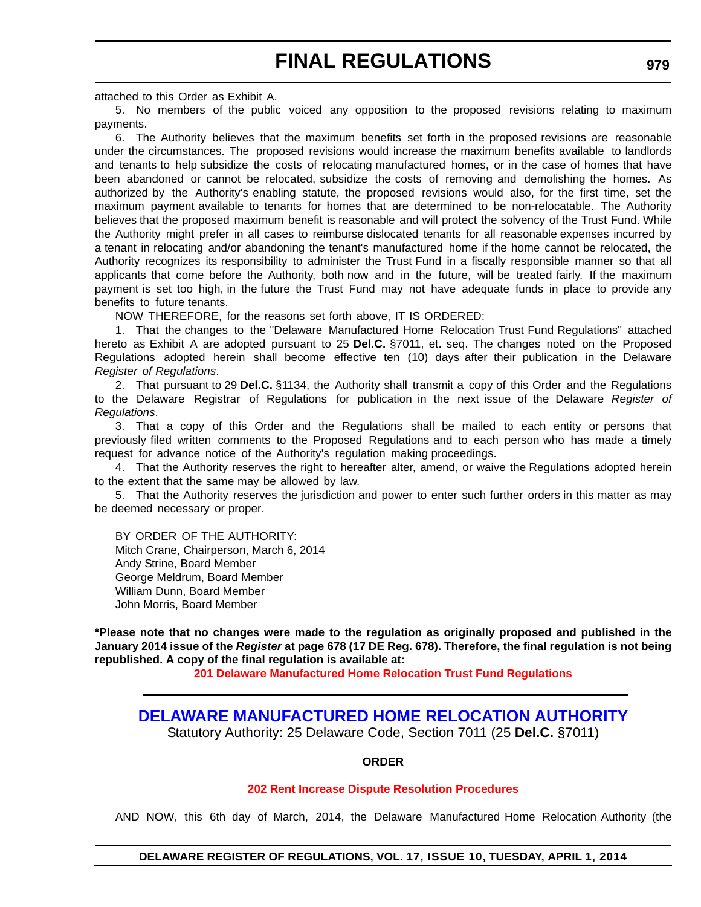attached to this Order as Exhibit A.

5. No members of the public voiced any opposition to the proposed revisions relating to maximum payments.

6. The Authority believes that the maximum benefits set forth in the proposed revisions are reasonable under the circumstances. The proposed revisions would increase the maximum benefits available to landlords and tenants to help subsidize the costs of relocating manufactured homes, or in the case of homes that have been abandoned or cannot be relocated, subsidize the costs of removing and demolishing the homes. As authorized by the Authority's enabling statute, the proposed revisions would also, for the first time, set the maximum payment available to tenants for homes that are determined to be non-relocatable. The Authority believes that the proposed maximum benefit is reasonable and will protect the solvency of the Trust Fund. While the Authority might prefer in all cases to reimburse dislocated tenants for all reasonable expenses incurred by a tenant in relocating and/or abandoning the tenant's manufactured home if the home cannot be relocated, the Authority recognizes its responsibility to administer the Trust Fund in a fiscally responsible manner so that all applicants that come before the Authority, both now and in the future, will be treated fairly. If the maximum payment is set too high, in the future the Trust Fund may not have adequate funds in place to provide any benefits to future tenants.

NOW THEREFORE, for the reasons set forth above, IT IS ORDERED:

1. That the changes to the "Delaware Manufactured Home Relocation Trust Fund Regulations" attached hereto as Exhibit A are adopted pursuant to 25 **Del.C.** §7011, et. seq. The changes noted on the Proposed Regulations adopted herein shall become effective ten (10) days after their publication in the Delaware *Register of Regulations*.

2. That pursuant to 29 **Del.C.** §1134, the Authority shall transmit a copy of this Order and the Regulations to the Delaware Registrar of Regulations for publication in the next issue of the Delaware *Register of Regulations*.

3. That a copy of this Order and the Regulations shall be mailed to each entity or persons that previously filed written comments to the Proposed Regulations and to each person who has made a timely request for advance notice of the Authority's regulation making proceedings.

4. That the Authority reserves the right to hereafter alter, amend, or waive the Regulations adopted herein to the extent that the same may be allowed by law.

5. That the Authority reserves the jurisdiction and power to enter such further orders in this matter as may be deemed necessary or proper.

BY ORDER OF THE AUTHORITY:
Mitch Crane, Chairperson, March 6, 2014
Andy Strine, Board Member
George Meldrum, Board Member
William Dunn, Board Member
John Morris, Board Member

**\*Please note that no changes were made to the regulation as originally proposed and published in the January 2014 issue of the *Register* at page 678 (17 DE Reg. 678). Therefore, the final regulation is not being republished. A copy of the final regulation is available at:**

**201 Delaware Manufactured Home Relocation Trust Fund Regulations**

## DELAWARE MANUFACTURED HOME RELOCATION AUTHORITY

Statutory Authority: 25 Delaware Code, Section 7011 (25 **Del.C.** §7011)

**ORDER**

**202 Rent Increase Dispute Resolution Procedures**

AND NOW, this 6th day of March, 2014, the Delaware Manufactured Home Relocation Authority (the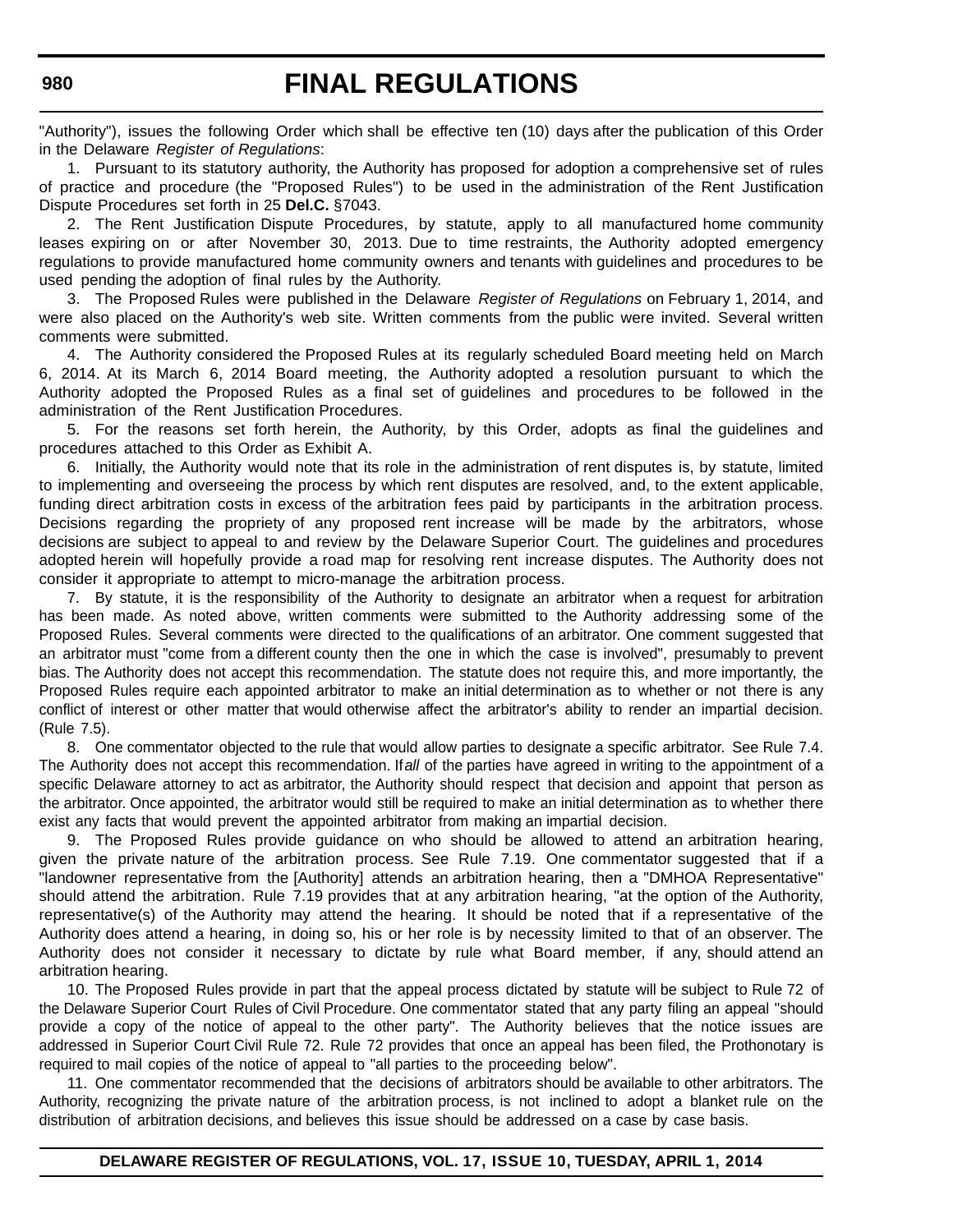"Authority"), issues the following Order which shall be effective ten (10) days after the publication of this Order in the Delaware *Register of Regulations*:

1. Pursuant to its statutory authority, the Authority has proposed for adoption a comprehensive set of rules of practice and procedure (the "Proposed Rules") to be used in the administration of the Rent Justification Dispute Procedures set forth in 25 **Del.C.** §7043.

2. The Rent Justification Dispute Procedures, by statute, apply to all manufactured home community leases expiring on or after November 30, 2013. Due to time restraints, the Authority adopted emergency regulations to provide manufactured home community owners and tenants with guidelines and procedures to be used pending the adoption of final rules by the Authority.

3. The Proposed Rules were published in the Delaware *Register of Regulations* on February 1, 2014, and were also placed on the Authority's web site. Written comments from the public were invited. Several written comments were submitted.

4. The Authority considered the Proposed Rules at its regularly scheduled Board meeting held on March 6, 2014. At its March 6, 2014 Board meeting, the Authority adopted a resolution pursuant to which the Authority adopted the Proposed Rules as a final set of guidelines and procedures to be followed in the administration of the Rent Justification Procedures.

5. For the reasons set forth herein, the Authority, by this Order, adopts as final the guidelines and procedures attached to this Order as Exhibit A.

6. Initially, the Authority would note that its role in the administration of rent disputes is, by statute, limited to implementing and overseeing the process by which rent disputes are resolved, and, to the extent applicable, funding direct arbitration costs in excess of the arbitration fees paid by participants in the arbitration process. Decisions regarding the propriety of any proposed rent increase will be made by the arbitrators, whose decisions are subject to appeal to and review by the Delaware Superior Court. The guidelines and procedures adopted herein will hopefully provide a road map for resolving rent increase disputes. The Authority does not consider it appropriate to attempt to micro-manage the arbitration process.

7. By statute, it is the responsibility of the Authority to designate an arbitrator when a request for arbitration has been made. As noted above, written comments were submitted to the Authority addressing some of the Proposed Rules. Several comments were directed to the qualifications of an arbitrator. One comment suggested that an arbitrator must "come from a different county then the one in which the case is involved", presumably to prevent bias. The Authority does not accept this recommendation. The statute does not require this, and more importantly, the Proposed Rules require each appointed arbitrator to make an initial determination as to whether or not there is any conflict of interest or other matter that would otherwise affect the arbitrator's ability to render an impartial decision. (Rule 7.5).

8. One commentator objected to the rule that would allow parties to designate a specific arbitrator. See Rule 7.4. The Authority does not accept this recommendation. If *all* of the parties have agreed in writing to the appointment of a specific Delaware attorney to act as arbitrator, the Authority should respect that decision and appoint that person as the arbitrator. Once appointed, the arbitrator would still be required to make an initial determination as to whether there exist any facts that would prevent the appointed arbitrator from making an impartial decision.

9. The Proposed Rules provide guidance on who should be allowed to attend an arbitration hearing, given the private nature of the arbitration process. See Rule 7.19. One commentator suggested that if a "landowner representative from the [Authority] attends an arbitration hearing, then a "DMHOA Representative" should attend the arbitration. Rule 7.19 provides that at any arbitration hearing, "at the option of the Authority, representative(s) of the Authority may attend the hearing. It should be noted that if a representative of the Authority does attend a hearing, in doing so, his or her role is by necessity limited to that of an observer. The Authority does not consider it necessary to dictate by rule what Board member, if any, should attend an arbitration hearing.

10. The Proposed Rules provide in part that the appeal process dictated by statute will be subject to Rule 72 of the Delaware Superior Court Rules of Civil Procedure. One commentator stated that any party filing an appeal "should provide a copy of the notice of appeal to the other party". The Authority believes that the notice issues are addressed in Superior Court Civil Rule 72. Rule 72 provides that once an appeal has been filed, the Prothonotary is required to mail copies of the notice of appeal to "all parties to the proceeding below".

11. One commentator recommended that the decisions of arbitrators should be available to other arbitrators. The Authority, recognizing the private nature of the arbitration process, is not inclined to adopt a blanket rule on the distribution of arbitration decisions, and believes this issue should be addressed on a case by case basis.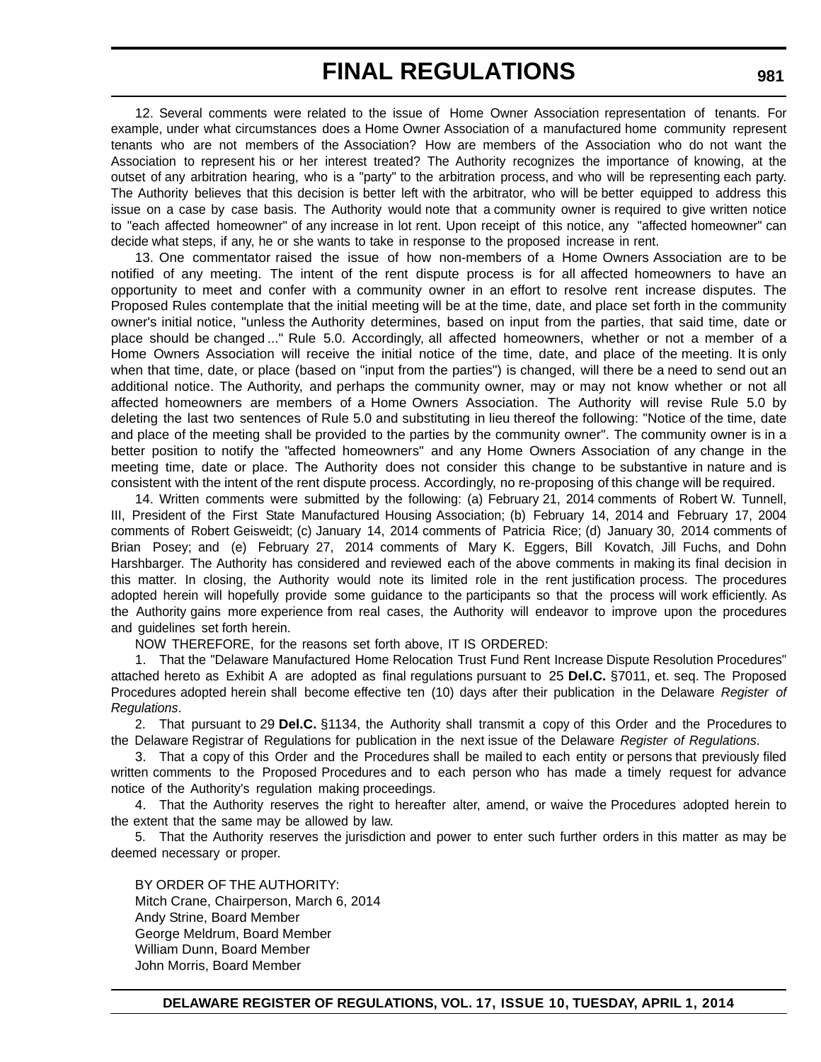12. Several comments were related to the issue of Home Owner Association representation of tenants. For example, under what circumstances does a Home Owner Association of a manufactured home community represent tenants who are not members of the Association? How are members of the Association who do not want the Association to represent his or her interest treated? The Authority recognizes the importance of knowing, at the outset of any arbitration hearing, who is a "party" to the arbitration process, and who will be representing each party. The Authority believes that this decision is better left with the arbitrator, who will be better equipped to address this issue on a case by case basis. The Authority would note that a community owner is required to give written notice to "each affected homeowner" of any increase in lot rent. Upon receipt of this notice, any "affected homeowner" can decide what steps, if any, he or she wants to take in response to the proposed increase in rent.

13. One commentator raised the issue of how non-members of a Home Owners Association are to be notified of any meeting. The intent of the rent dispute process is for all affected homeowners to have an opportunity to meet and confer with a community owner in an effort to resolve rent increase disputes. The Proposed Rules contemplate that the initial meeting will be at the time, date, and place set forth in the community owner's initial notice, "unless the Authority determines, based on input from the parties, that said time, date or place should be changed ..." Rule 5.0. Accordingly, all affected homeowners, whether or not a member of a Home Owners Association will receive the initial notice of the time, date, and place of the meeting. It is only when that time, date, or place (based on "input from the parties") is changed, will there be a need to send out an additional notice. The Authority, and perhaps the community owner, may or may not know whether or not all affected homeowners are members of a Home Owners Association. The Authority will revise Rule 5.0 by deleting the last two sentences of Rule 5.0 and substituting in lieu thereof the following: "Notice of the time, date and place of the meeting shall be provided to the parties by the community owner". The community owner is in a better position to notify the "affected homeowners" and any Home Owners Association of any change in the meeting time, date or place. The Authority does not consider this change to be substantive in nature and is consistent with the intent of the rent dispute process. Accordingly, no re-proposing of this change will be required.

14. Written comments were submitted by the following: (a) February 21, 2014 comments of Robert W. Tunnell, III, President of the First State Manufactured Housing Association; (b) February 14, 2014 and February 17, 2004 comments of Robert Geisweidt; (c) January 14, 2014 comments of Patricia Rice; (d) January 30, 2014 comments of Brian Posey; and (e) February 27, 2014 comments of Mary K. Eggers, Bill Kovatch, Jill Fuchs, and Dohn Harshbarger. The Authority has considered and reviewed each of the above comments in making its final decision in this matter. In closing, the Authority would note its limited role in the rent justification process. The procedures adopted herein will hopefully provide some guidance to the participants so that the process will work efficiently. As the Authority gains more experience from real cases, the Authority will endeavor to improve upon the procedures and guidelines set forth herein.

NOW THEREFORE, for the reasons set forth above, IT IS ORDERED:

1. That the "Delaware Manufactured Home Relocation Trust Fund Rent Increase Dispute Resolution Procedures" attached hereto as Exhibit A are adopted as final regulations pursuant to 25 **Del.C.** §7011, et. seq. The Proposed Procedures adopted herein shall become effective ten (10) days after their publication in the Delaware *Register of Regulations*.

2. That pursuant to 29 **Del.C.** §1134, the Authority shall transmit a copy of this Order and the Procedures to the Delaware Registrar of Regulations for publication in the next issue of the Delaware *Register of Regulations*.

3. That a copy of this Order and the Procedures shall be mailed to each entity or persons that previously filed written comments to the Proposed Procedures and to each person who has made a timely request for advance notice of the Authority's regulation making proceedings.

4. That the Authority reserves the right to hereafter alter, amend, or waive the Procedures adopted herein to the extent that the same may be allowed by law.

5. That the Authority reserves the jurisdiction and power to enter such further orders in this matter as may be deemed necessary or proper.

BY ORDER OF THE AUTHORITY:
Mitch Crane, Chairperson, March 6, 2014
Andy Strine, Board Member
George Meldrum, Board Member
William Dunn, Board Member
John Morris, Board Member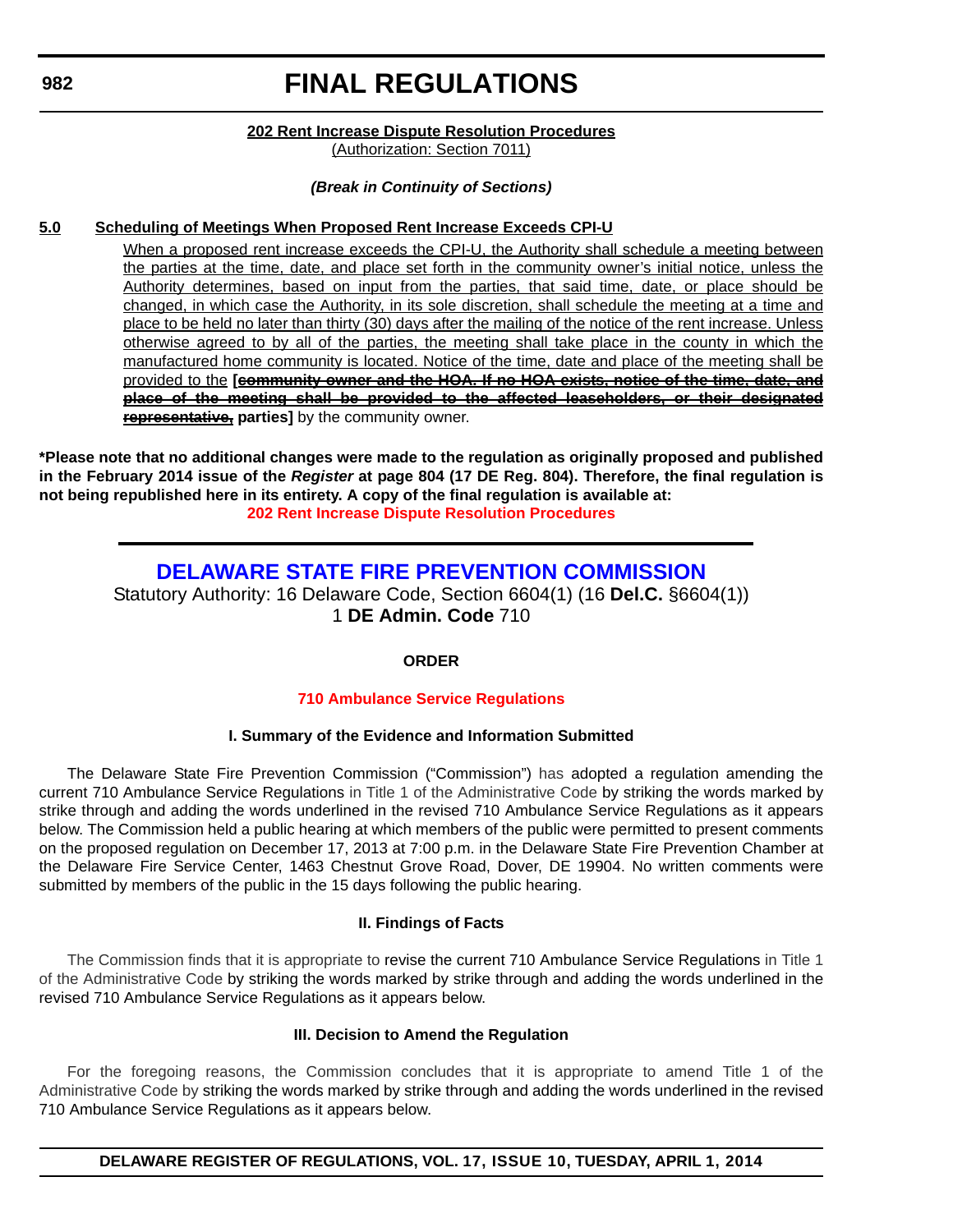**202 Rent Increase Dispute Resolution Procedures**
(Authorization: Section 7011)

***(Break in Continuity of Sections)***

**5.0 Scheduling of Meetings When Proposed Rent Increase Exceeds CPI-U**

When a proposed rent increase exceeds the CPI-U, the Authority shall schedule a meeting between the parties at the time, date, and place set forth in the community owner's initial notice, unless the Authority determines, based on input from the parties, that said time, date, or place should be changed, in which case the Authority, in its sole discretion, shall schedule the meeting at a time and place to be held no later than thirty (30) days after the mailing of the notice of the rent increase. Unless otherwise agreed to by all of the parties, the meeting shall take place in the county in which the manufactured home community is located. Notice of the time, date and place of the meeting shall be provided to the **[~~community owner and the HOA. If no HOA exists, notice of the time, date, and place of the meeting shall be provided to the affected leaseholders, or their designated representative,~~ parties]** by the community owner.

**\*Please note that no additional changes were made to the regulation as originally proposed and published in the February 2014 issue of the *Register* at page 804 (17 DE Reg. 804). Therefore, the final regulation is not being republished here in its entirety. A copy of the final regulation is available at:**
**202 Rent Increase Dispute Resolution Procedures**

---

## DELAWARE STATE FIRE PREVENTION COMMISSION

Statutory Authority: 16 Delaware Code, Section 6604(1) (16 **Del.C.** §6604(1))
1 **DE Admin. Code** 710

**ORDER**

**710 Ambulance Service Regulations**

**I. Summary of the Evidence and Information Submitted**

The Delaware State Fire Prevention Commission ("Commission") has adopted a regulation amending the current 710 Ambulance Service Regulations in Title 1 of the Administrative Code by striking the words marked by strike through and adding the words underlined in the revised 710 Ambulance Service Regulations as it appears below. The Commission held a public hearing at which members of the public were permitted to present comments on the proposed regulation on December 17, 2013 at 7:00 p.m. in the Delaware State Fire Prevention Chamber at the Delaware Fire Service Center, 1463 Chestnut Grove Road, Dover, DE 19904. No written comments were submitted by members of the public in the 15 days following the public hearing.

**II. Findings of Facts**

The Commission finds that it is appropriate to revise the current 710 Ambulance Service Regulations in Title 1 of the Administrative Code by striking the words marked by strike through and adding the words underlined in the revised 710 Ambulance Service Regulations as it appears below.

**III. Decision to Amend the Regulation**

For the foregoing reasons, the Commission concludes that it is appropriate to amend Title 1 of the Administrative Code by striking the words marked by strike through and adding the words underlined in the revised 710 Ambulance Service Regulations as it appears below.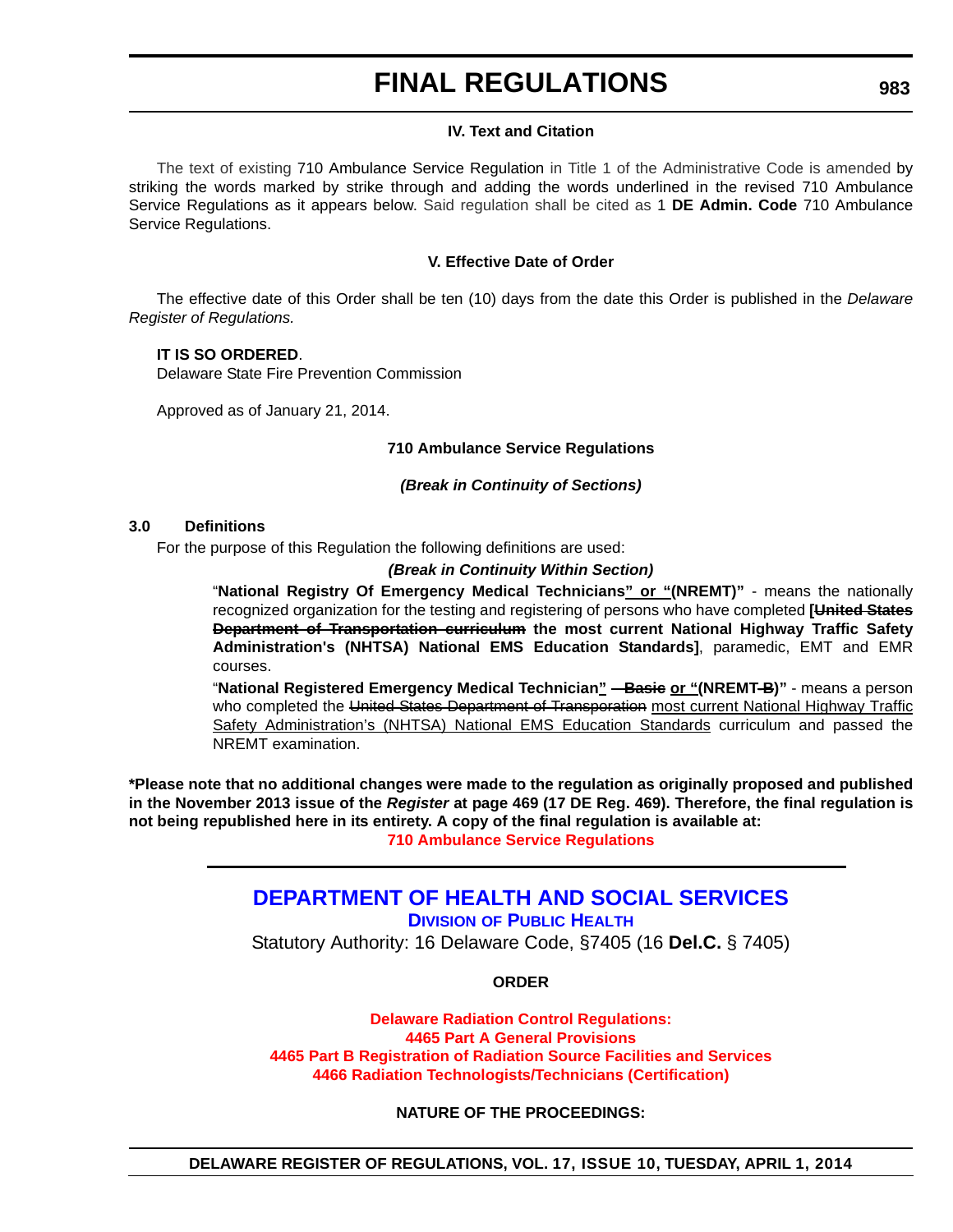#### IV. Text and Citation

The text of existing 710 Ambulance Service Regulation in Title 1 of the Administrative Code is amended by striking the words marked by strike through and adding the words underlined in the revised 710 Ambulance Service Regulations as it appears below. Said regulation shall be cited as 1 **DE Admin. Code** 710 Ambulance Service Regulations.

#### V. Effective Date of Order

The effective date of this Order shall be ten (10) days from the date this Order is published in the *Delaware Register of Regulations.*

**IT IS SO ORDERED**.
Delaware State Fire Prevention Commission

Approved as of January 21, 2014.

#### 710 Ambulance Service Regulations

***(Break in Continuity of Sections)***

**3.0 Definitions**

For the purpose of this Regulation the following definitions are used:

***(Break in Continuity Within Section)***

"**National Registry Of Emergency Medical Technicians<u>" or "</u>(NREMT)"** - means the nationally recognized organization for the testing and registering of persons who have completed **[~~United States Department of Transportation curriculum~~ the most current National Highway Traffic Safety Administration's (NHTSA) National EMS Education Standards]**, paramedic, EMT and EMR courses.

"**National Registered Emergency Medical Technician<u>"</u> ~~- Basic~~ <u>or "</u>(NREMT~~-B~~)"** - means a person who completed the ~~United States Department of Transporation~~ <u>most current National Highway Traffic Safety Administration's (NHTSA) National EMS Education Standards</u> curriculum and passed the NREMT examination.

**\*Please note that no additional changes were made to the regulation as originally proposed and published in the November 2013 issue of the *Register* at page 469 (17 DE Reg. 469). Therefore, the final regulation is not being republished here in its entirety. A copy of the final regulation is available at:**
**710 Ambulance Service Regulations**

## DEPARTMENT OF HEALTH AND SOCIAL SERVICES

### DIVISION OF PUBLIC HEALTH

Statutory Authority: 16 Delaware Code, §7405 (16 **Del.C.** § 7405)

#### ORDER

**Delaware Radiation Control Regulations:**
**4465 Part A General Provisions**
**4465 Part B Registration of Radiation Source Facilities and Services**
**4466 Radiation Technologists/Technicians (Certification)**

#### NATURE OF THE PROCEEDINGS: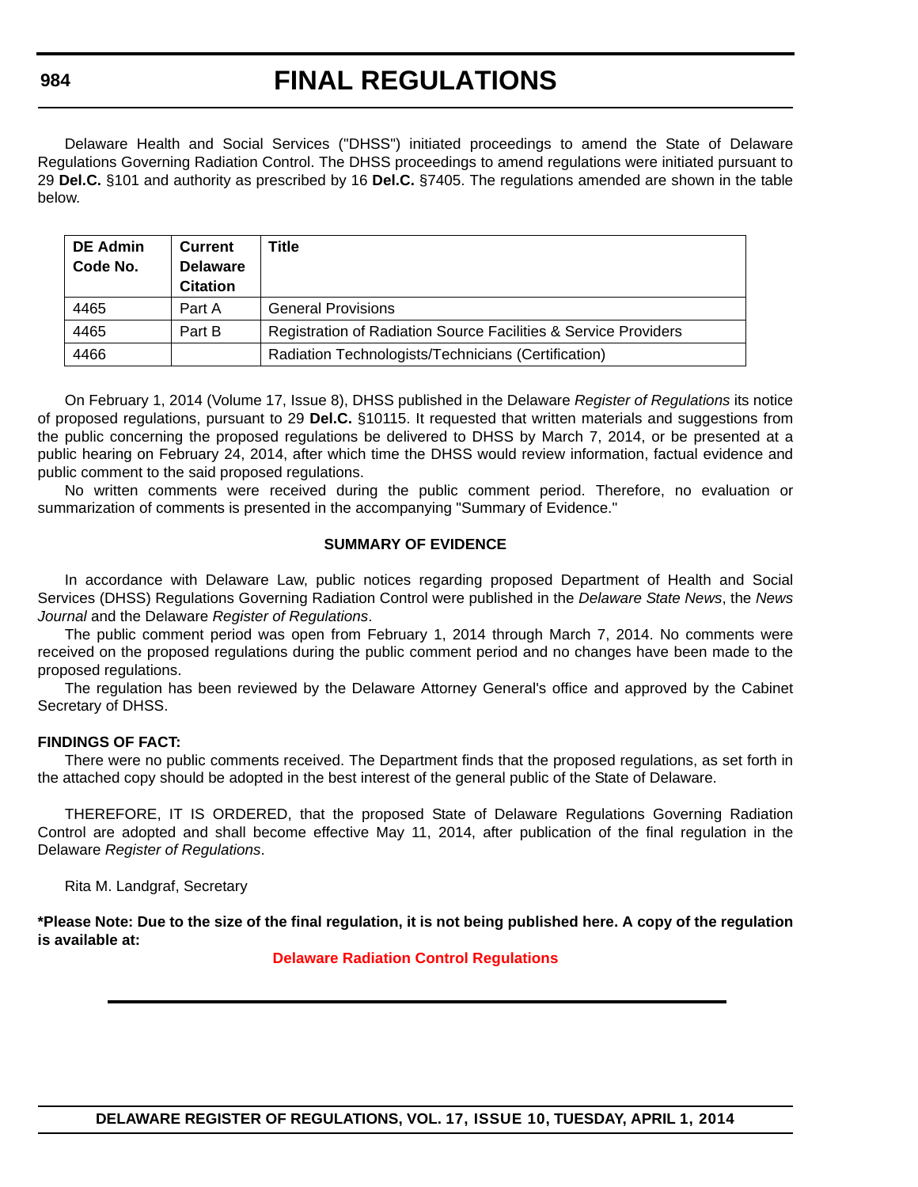Delaware Health and Social Services ("DHSS") initiated proceedings to amend the State of Delaware Regulations Governing Radiation Control. The DHSS proceedings to amend regulations were initiated pursuant to 29 **Del.C.** §101 and authority as prescribed by 16 **Del.C.** §7405. The regulations amended are shown in the table below.

| DE Admin Code No. | Current Delaware Citation | Title |
|---|---|---|
| 4465 | Part A | General Provisions |
| 4465 | Part B | Registration of Radiation Source Facilities & Service Providers |
| 4466 | | Radiation Technologists/Technicians (Certification) |

On February 1, 2014 (Volume 17, Issue 8), DHSS published in the Delaware *Register of Regulations* its notice of proposed regulations, pursuant to 29 **Del.C.** §10115. It requested that written materials and suggestions from the public concerning the proposed regulations be delivered to DHSS by March 7, 2014, or be presented at a public hearing on February 24, 2014, after which time the DHSS would review information, factual evidence and public comment to the said proposed regulations.

No written comments were received during the public comment period. Therefore, no evaluation or summarization of comments is presented in the accompanying "Summary of Evidence."

**SUMMARY OF EVIDENCE**

In accordance with Delaware Law, public notices regarding proposed Department of Health and Social Services (DHSS) Regulations Governing Radiation Control were published in the *Delaware State News*, the *News Journal* and the Delaware *Register of Regulations*.

The public comment period was open from February 1, 2014 through March 7, 2014. No comments were received on the proposed regulations during the public comment period and no changes have been made to the proposed regulations.

The regulation has been reviewed by the Delaware Attorney General's office and approved by the Cabinet Secretary of DHSS.

**FINDINGS OF FACT:**

There were no public comments received. The Department finds that the proposed regulations, as set forth in the attached copy should be adopted in the best interest of the general public of the State of Delaware.

THEREFORE, IT IS ORDERED, that the proposed State of Delaware Regulations Governing Radiation Control are adopted and shall become effective May 11, 2014, after publication of the final regulation in the Delaware *Register of Regulations*.

Rita M. Landgraf, Secretary

**\*Please Note: Due to the size of the final regulation, it is not being published here. A copy of the regulation is available at:**

**Delaware Radiation Control Regulations**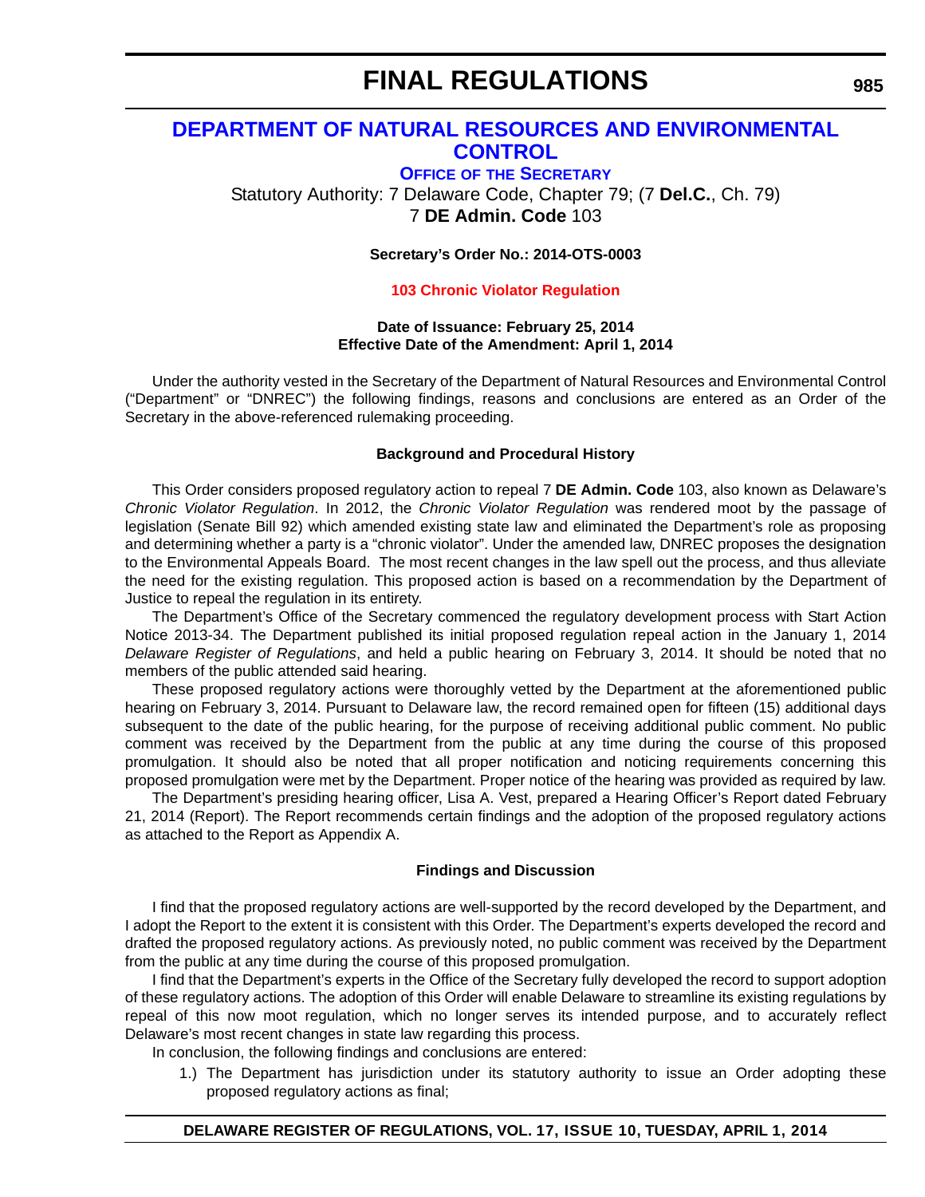# FINAL REGULATIONS

## DEPARTMENT OF NATURAL RESOURCES AND ENVIRONMENTAL CONTROL

### OFFICE OF THE SECRETARY

Statutory Authority: 7 Delaware Code, Chapter 79; (7 **Del.C.**, Ch. 79)
7 **DE Admin. Code** 103

**Secretary's Order No.: 2014-OTS-0003**

**103 Chronic Violator Regulation**

**Date of Issuance: February 25, 2014**
**Effective Date of the Amendment: April 1, 2014**

Under the authority vested in the Secretary of the Department of Natural Resources and Environmental Control ("Department" or "DNREC") the following findings, reasons and conclusions are entered as an Order of the Secretary in the above-referenced rulemaking proceeding.

**Background and Procedural History**

This Order considers proposed regulatory action to repeal 7 **DE Admin. Code** 103, also known as Delaware's *Chronic Violator Regulation*. In 2012, the *Chronic Violator Regulation* was rendered moot by the passage of legislation (Senate Bill 92) which amended existing state law and eliminated the Department's role as proposing and determining whether a party is a "chronic violator". Under the amended law, DNREC proposes the designation to the Environmental Appeals Board. The most recent changes in the law spell out the process, and thus alleviate the need for the existing regulation. This proposed action is based on a recommendation by the Department of Justice to repeal the regulation in its entirety.

The Department's Office of the Secretary commenced the regulatory development process with Start Action Notice 2013-34. The Department published its initial proposed regulation repeal action in the January 1, 2014 *Delaware Register of Regulations*, and held a public hearing on February 3, 2014. It should be noted that no members of the public attended said hearing.

These proposed regulatory actions were thoroughly vetted by the Department at the aforementioned public hearing on February 3, 2014. Pursuant to Delaware law, the record remained open for fifteen (15) additional days subsequent to the date of the public hearing, for the purpose of receiving additional public comment. No public comment was received by the Department from the public at any time during the course of this proposed promulgation. It should also be noted that all proper notification and noticing requirements concerning this proposed promulgation were met by the Department. Proper notice of the hearing was provided as required by law.

The Department's presiding hearing officer, Lisa A. Vest, prepared a Hearing Officer's Report dated February 21, 2014 (Report). The Report recommends certain findings and the adoption of the proposed regulatory actions as attached to the Report as Appendix A.

**Findings and Discussion**

I find that the proposed regulatory actions are well-supported by the record developed by the Department, and I adopt the Report to the extent it is consistent with this Order. The Department's experts developed the record and drafted the proposed regulatory actions. As previously noted, no public comment was received by the Department from the public at any time during the course of this proposed promulgation.

I find that the Department's experts in the Office of the Secretary fully developed the record to support adoption of these regulatory actions. The adoption of this Order will enable Delaware to streamline its existing regulations by repeal of this now moot regulation, which no longer serves its intended purpose, and to accurately reflect Delaware's most recent changes in state law regarding this process.

In conclusion, the following findings and conclusions are entered:

1.) The Department has jurisdiction under its statutory authority to issue an Order adopting these proposed regulatory actions as final;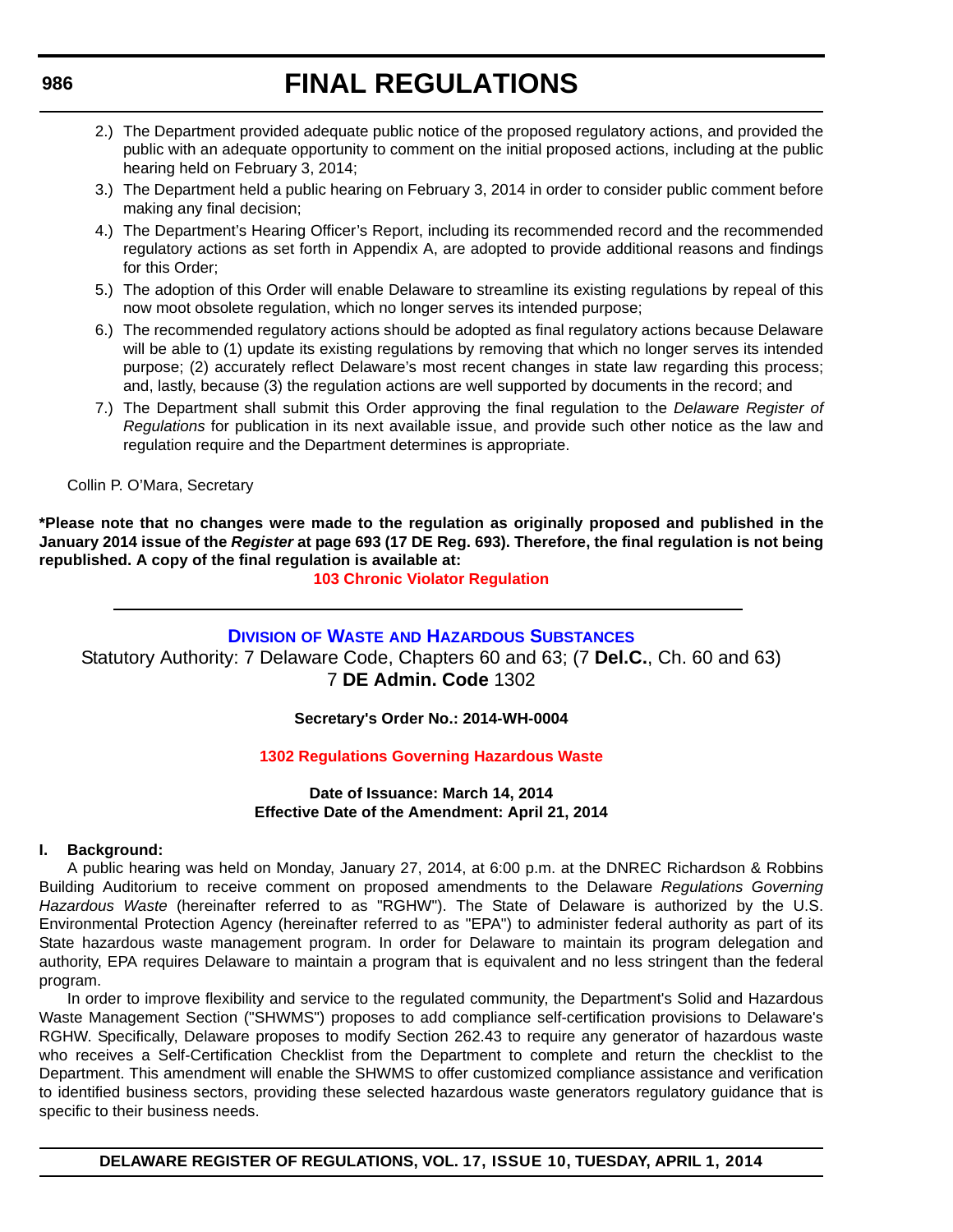2.) The Department provided adequate public notice of the proposed regulatory actions, and provided the public with an adequate opportunity to comment on the initial proposed actions, including at the public hearing held on February 3, 2014;

3.) The Department held a public hearing on February 3, 2014 in order to consider public comment before making any final decision;

4.) The Department's Hearing Officer's Report, including its recommended record and the recommended regulatory actions as set forth in Appendix A, are adopted to provide additional reasons and findings for this Order;

5.) The adoption of this Order will enable Delaware to streamline its existing regulations by repeal of this now moot obsolete regulation, which no longer serves its intended purpose;

6.) The recommended regulatory actions should be adopted as final regulatory actions because Delaware will be able to (1) update its existing regulations by removing that which no longer serves its intended purpose; (2) accurately reflect Delaware's most recent changes in state law regarding this process; and, lastly, because (3) the regulation actions are well supported by documents in the record; and

7.) The Department shall submit this Order approving the final regulation to the *Delaware Register of Regulations* for publication in its next available issue, and provide such other notice as the law and regulation require and the Department determines is appropriate.

Collin P. O'Mara, Secretary

**\*Please note that no changes were made to the regulation as originally proposed and published in the January 2014 issue of the *Register* at page 693 (17 DE Reg. 693). Therefore, the final regulation is not being republished. A copy of the final regulation is available at:**

**103 Chronic Violator Regulation**

---

## Division of Waste and Hazardous Substances

Statutory Authority: 7 Delaware Code, Chapters 60 and 63; (7 **Del.C.**, Ch. 60 and 63)
7 **DE Admin. Code** 1302

**Secretary's Order No.: 2014-WH-0004**

**1302 Regulations Governing Hazardous Waste**

**Date of Issuance: March 14, 2014**
**Effective Date of the Amendment: April 21, 2014**

**I. Background:**

A public hearing was held on Monday, January 27, 2014, at 6:00 p.m. at the DNREC Richardson & Robbins Building Auditorium to receive comment on proposed amendments to the Delaware *Regulations Governing Hazardous Waste* (hereinafter referred to as "RGHW"). The State of Delaware is authorized by the U.S. Environmental Protection Agency (hereinafter referred to as "EPA") to administer federal authority as part of its State hazardous waste management program. In order for Delaware to maintain its program delegation and authority, EPA requires Delaware to maintain a program that is equivalent and no less stringent than the federal program.

In order to improve flexibility and service to the regulated community, the Department's Solid and Hazardous Waste Management Section ("SHWMS") proposes to add compliance self-certification provisions to Delaware's RGHW. Specifically, Delaware proposes to modify Section 262.43 to require any generator of hazardous waste who receives a Self-Certification Checklist from the Department to complete and return the checklist to the Department. This amendment will enable the SHWMS to offer customized compliance assistance and verification to identified business sectors, providing these selected hazardous waste generators regulatory guidance that is specific to their business needs.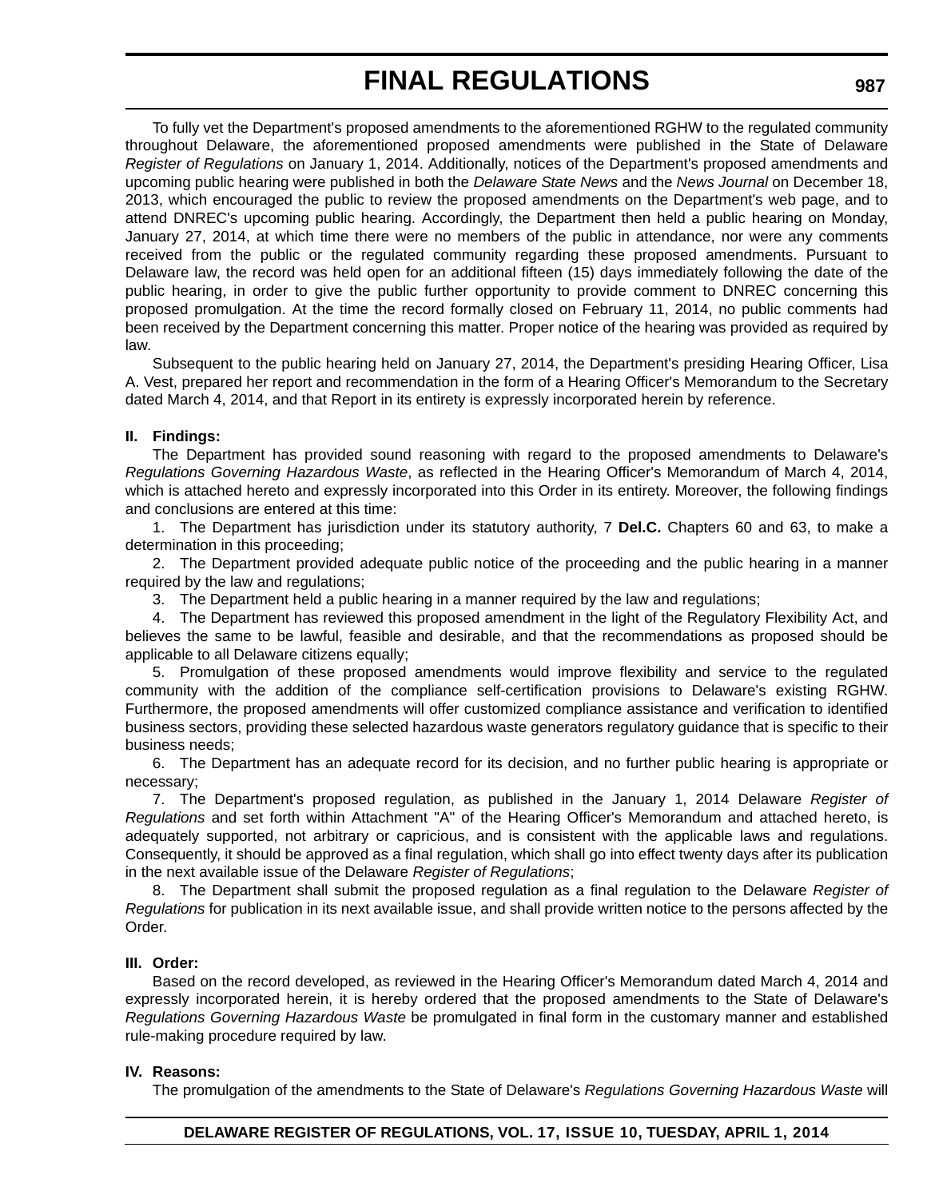To fully vet the Department's proposed amendments to the aforementioned RGHW to the regulated community throughout Delaware, the aforementioned proposed amendments were published in the State of Delaware *Register of Regulations* on January 1, 2014. Additionally, notices of the Department's proposed amendments and upcoming public hearing were published in both the *Delaware State News* and the *News Journal* on December 18, 2013, which encouraged the public to review the proposed amendments on the Department's web page, and to attend DNREC's upcoming public hearing. Accordingly, the Department then held a public hearing on Monday, January 27, 2014, at which time there were no members of the public in attendance, nor were any comments received from the public or the regulated community regarding these proposed amendments. Pursuant to Delaware law, the record was held open for an additional fifteen (15) days immediately following the date of the public hearing, in order to give the public further opportunity to provide comment to DNREC concerning this proposed promulgation. At the time the record formally closed on February 11, 2014, no public comments had been received by the Department concerning this matter. Proper notice of the hearing was provided as required by law.

Subsequent to the public hearing held on January 27, 2014, the Department's presiding Hearing Officer, Lisa A. Vest, prepared her report and recommendation in the form of a Hearing Officer's Memorandum to the Secretary dated March 4, 2014, and that Report in its entirety is expressly incorporated herein by reference.

**II. Findings:**

The Department has provided sound reasoning with regard to the proposed amendments to Delaware's *Regulations Governing Hazardous Waste*, as reflected in the Hearing Officer's Memorandum of March 4, 2014, which is attached hereto and expressly incorporated into this Order in its entirety. Moreover, the following findings and conclusions are entered at this time:

1. The Department has jurisdiction under its statutory authority, 7 **Del.C.** Chapters 60 and 63, to make a determination in this proceeding;

2. The Department provided adequate public notice of the proceeding and the public hearing in a manner required by the law and regulations;

3. The Department held a public hearing in a manner required by the law and regulations;

4. The Department has reviewed this proposed amendment in the light of the Regulatory Flexibility Act, and believes the same to be lawful, feasible and desirable, and that the recommendations as proposed should be applicable to all Delaware citizens equally;

5. Promulgation of these proposed amendments would improve flexibility and service to the regulated community with the addition of the compliance self-certification provisions to Delaware's existing RGHW. Furthermore, the proposed amendments will offer customized compliance assistance and verification to identified business sectors, providing these selected hazardous waste generators regulatory guidance that is specific to their business needs;

6. The Department has an adequate record for its decision, and no further public hearing is appropriate or necessary;

7. The Department's proposed regulation, as published in the January 1, 2014 Delaware *Register of Regulations* and set forth within Attachment "A" of the Hearing Officer's Memorandum and attached hereto, is adequately supported, not arbitrary or capricious, and is consistent with the applicable laws and regulations. Consequently, it should be approved as a final regulation, which shall go into effect twenty days after its publication in the next available issue of the Delaware *Register of Regulations*;

8. The Department shall submit the proposed regulation as a final regulation to the Delaware *Register of Regulations* for publication in its next available issue, and shall provide written notice to the persons affected by the Order.

**III. Order:**

Based on the record developed, as reviewed in the Hearing Officer's Memorandum dated March 4, 2014 and expressly incorporated herein, it is hereby ordered that the proposed amendments to the State of Delaware's *Regulations Governing Hazardous Waste* be promulgated in final form in the customary manner and established rule-making procedure required by law.

**IV. Reasons:**

The promulgation of the amendments to the State of Delaware's *Regulations Governing Hazardous Waste* will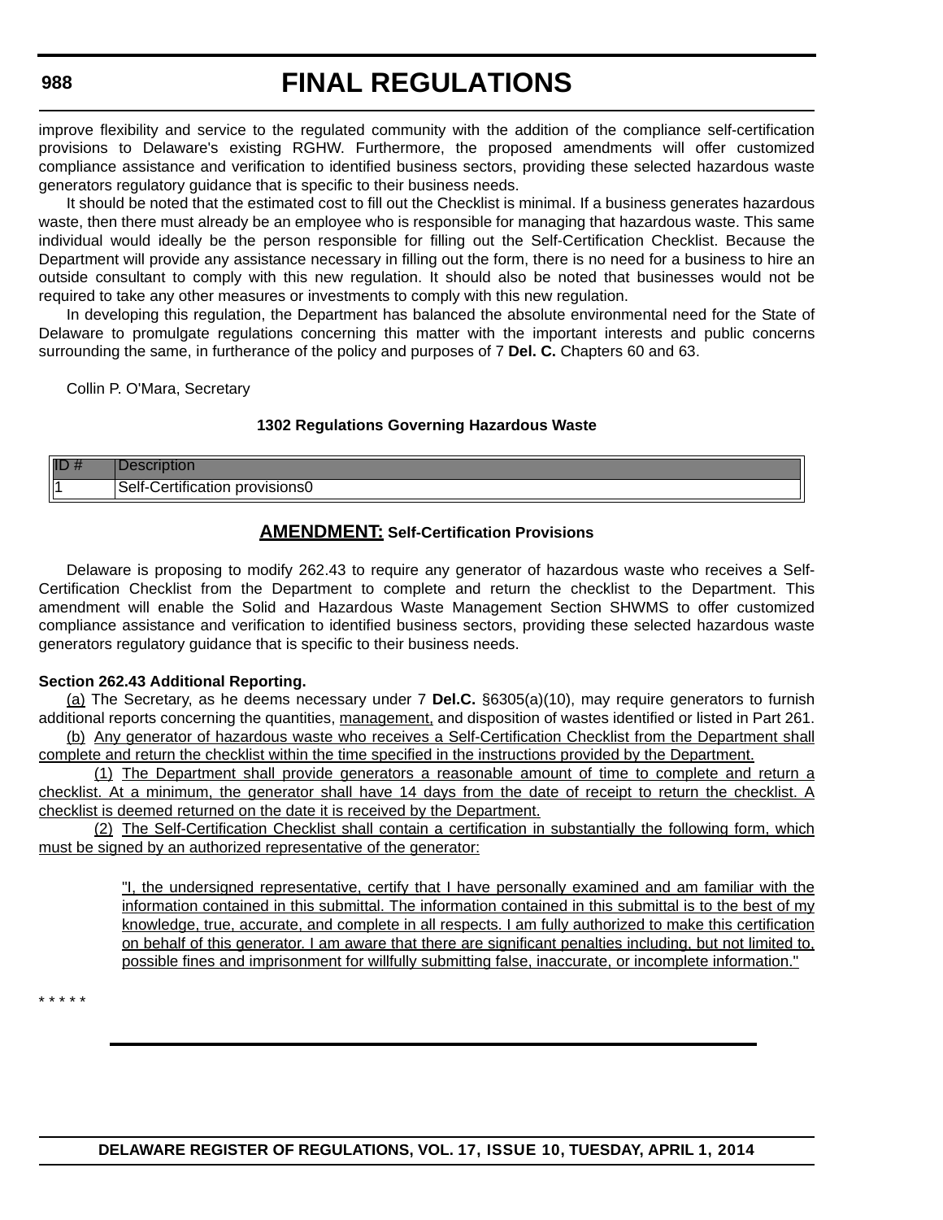improve flexibility and service to the regulated community with the addition of the compliance self-certification provisions to Delaware's existing RGHW. Furthermore, the proposed amendments will offer customized compliance assistance and verification to identified business sectors, providing these selected hazardous waste generators regulatory guidance that is specific to their business needs.

It should be noted that the estimated cost to fill out the Checklist is minimal. If a business generates hazardous waste, then there must already be an employee who is responsible for managing that hazardous waste. This same individual would ideally be the person responsible for filling out the Self-Certification Checklist. Because the Department will provide any assistance necessary in filling out the form, there is no need for a business to hire an outside consultant to comply with this new regulation. It should also be noted that businesses would not be required to take any other measures or investments to comply with this new regulation.

In developing this regulation, the Department has balanced the absolute environmental need for the State of Delaware to promulgate regulations concerning this matter with the important interests and public concerns surrounding the same, in furtherance of the policy and purposes of 7 **Del. C.** Chapters 60 and 63.

Collin P. O'Mara, Secretary

**1302 Regulations Governing Hazardous Waste**

| ID # | Description |
|---|---|
| 1 | Self-Certification provisions0 |

## AMENDMENT: Self-Certification Provisions

Delaware is proposing to modify 262.43 to require any generator of hazardous waste who receives a Self-Certification Checklist from the Department to complete and return the checklist to the Department. This amendment will enable the Solid and Hazardous Waste Management Section SHWMS to offer customized compliance assistance and verification to identified business sectors, providing these selected hazardous waste generators regulatory guidance that is specific to their business needs.

**Section 262.43 Additional Reporting.**

(a) The Secretary, as he deems necessary under 7 **Del.C.** §6305(a)(10), may require generators to furnish additional reports concerning the quantities, management, and disposition of wastes identified or listed in Part 261.

(b) Any generator of hazardous waste who receives a Self-Certification Checklist from the Department shall complete and return the checklist within the time specified in the instructions provided by the Department.

(1) The Department shall provide generators a reasonable amount of time to complete and return a checklist. At a minimum, the generator shall have 14 days from the date of receipt to return the checklist. A checklist is deemed returned on the date it is received by the Department.

(2) The Self-Certification Checklist shall contain a certification in substantially the following form, which must be signed by an authorized representative of the generator:

> "I, the undersigned representative, certify that I have personally examined and am familiar with the information contained in this submittal. The information contained in this submittal is to the best of my knowledge, true, accurate, and complete in all respects. I am fully authorized to make this certification on behalf of this generator. I am aware that there are significant penalties including, but not limited to, possible fines and imprisonment for willfully submitting false, inaccurate, or incomplete information."

* * * * *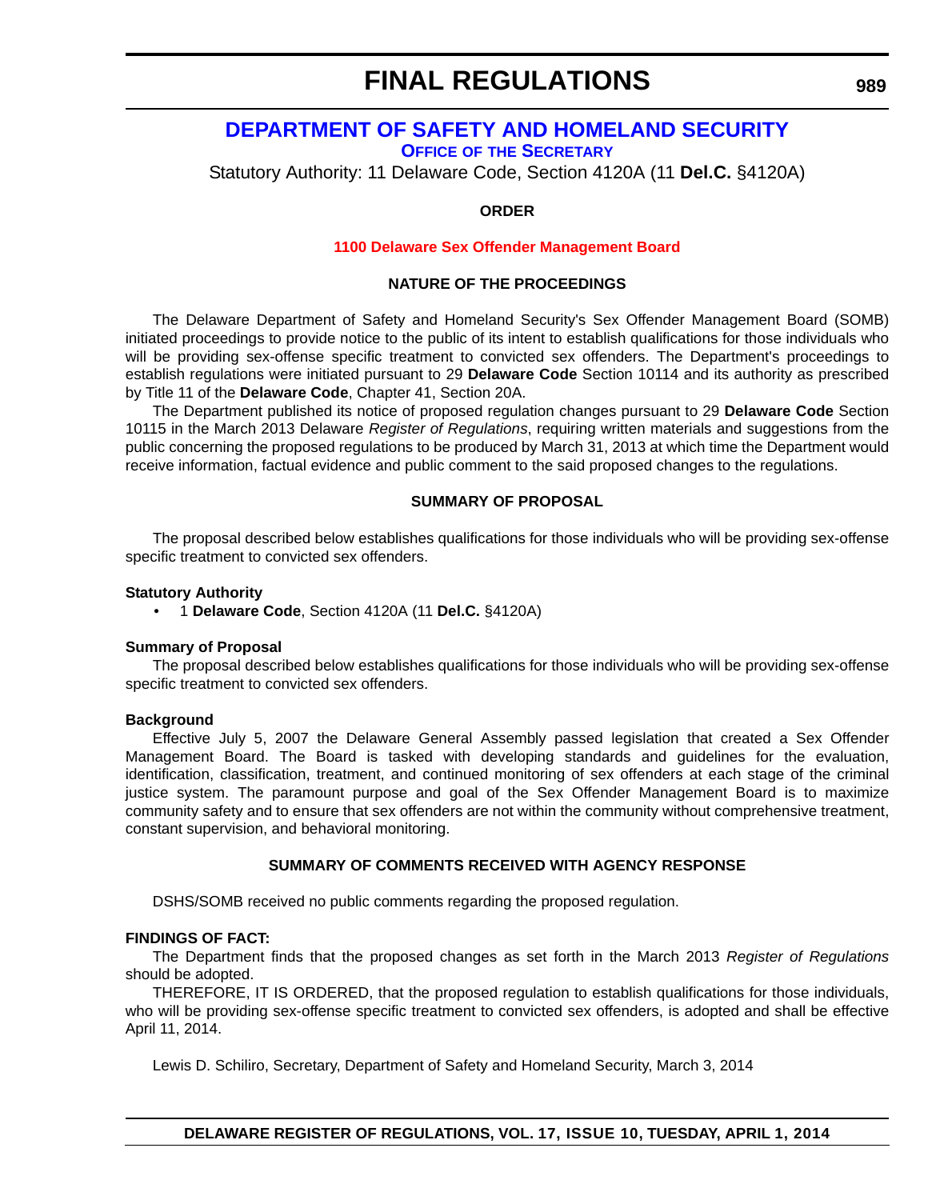# DEPARTMENT OF SAFETY AND HOMELAND SECURITY

## OFFICE OF THE SECRETARY

Statutory Authority: 11 Delaware Code, Section 4120A (11 **Del.C.** §4120A)

**ORDER**

**1100 Delaware Sex Offender Management Board**

**NATURE OF THE PROCEEDINGS**

The Delaware Department of Safety and Homeland Security's Sex Offender Management Board (SOMB) initiated proceedings to provide notice to the public of its intent to establish qualifications for those individuals who will be providing sex-offense specific treatment to convicted sex offenders. The Department's proceedings to establish regulations were initiated pursuant to 29 **Delaware Code** Section 10114 and its authority as prescribed by Title 11 of the **Delaware Code**, Chapter 41, Section 20A.

The Department published its notice of proposed regulation changes pursuant to 29 **Delaware Code** Section 10115 in the March 2013 Delaware *Register of Regulations*, requiring written materials and suggestions from the public concerning the proposed regulations to be produced by March 31, 2013 at which time the Department would receive information, factual evidence and public comment to the said proposed changes to the regulations.

**SUMMARY OF PROPOSAL**

The proposal described below establishes qualifications for those individuals who will be providing sex-offense specific treatment to convicted sex offenders.

**Statutory Authority**

- 1 **Delaware Code**, Section 4120A (11 **Del.C.** §4120A)

**Summary of Proposal**

The proposal described below establishes qualifications for those individuals who will be providing sex-offense specific treatment to convicted sex offenders.

**Background**

Effective July 5, 2007 the Delaware General Assembly passed legislation that created a Sex Offender Management Board. The Board is tasked with developing standards and guidelines for the evaluation, identification, classification, treatment, and continued monitoring of sex offenders at each stage of the criminal justice system. The paramount purpose and goal of the Sex Offender Management Board is to maximize community safety and to ensure that sex offenders are not within the community without comprehensive treatment, constant supervision, and behavioral monitoring.

**SUMMARY OF COMMENTS RECEIVED WITH AGENCY RESPONSE**

DSHS/SOMB received no public comments regarding the proposed regulation.

**FINDINGS OF FACT:**

The Department finds that the proposed changes as set forth in the March 2013 *Register of Regulations* should be adopted.

THEREFORE, IT IS ORDERED, that the proposed regulation to establish qualifications for those individuals, who will be providing sex-offense specific treatment to convicted sex offenders, is adopted and shall be effective April 11, 2014.

Lewis D. Schiliro, Secretary, Department of Safety and Homeland Security, March 3, 2014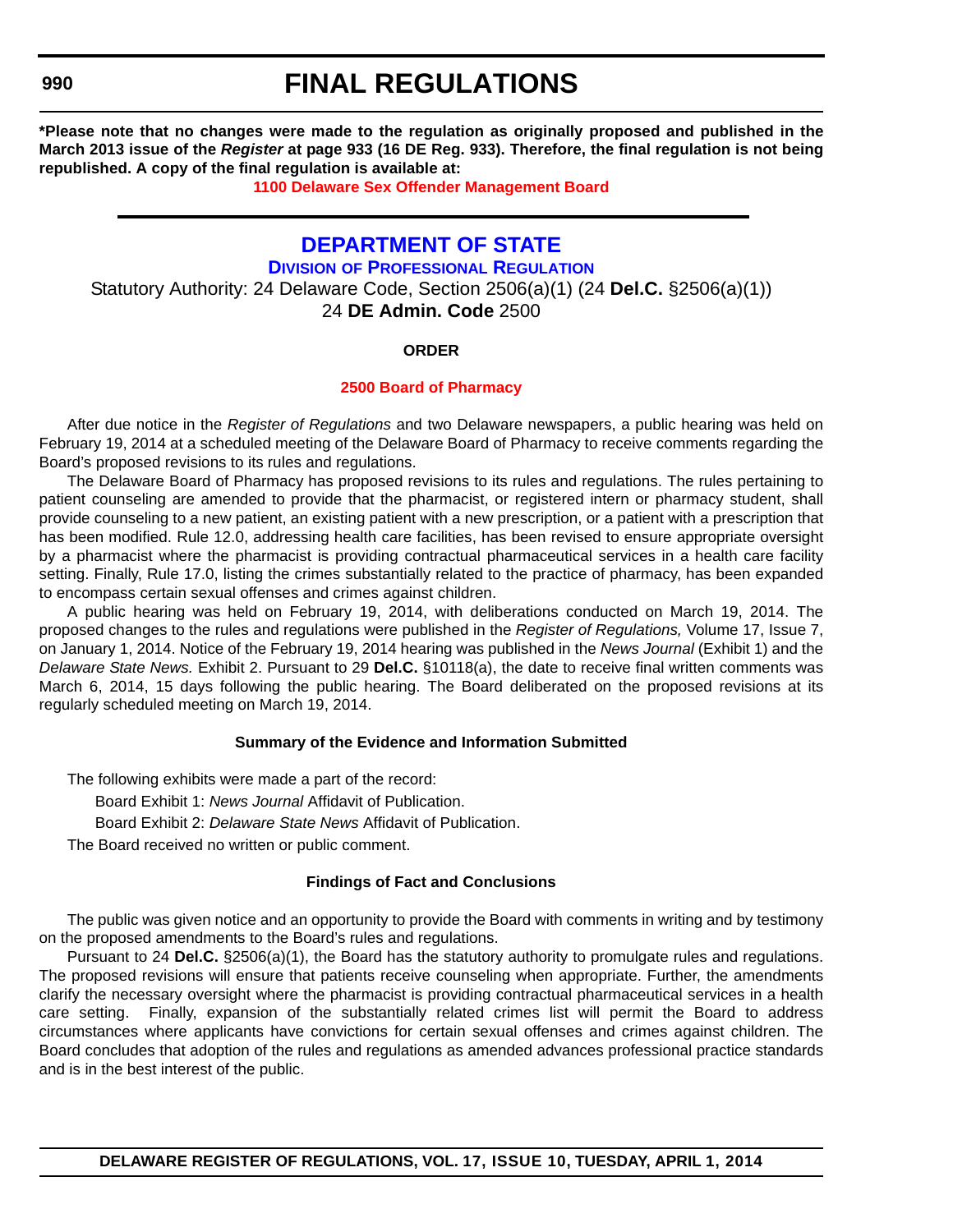**\*Please note that no changes were made to the regulation as originally proposed and published in the March 2013 issue of the *Register* at page 933 (16 DE Reg. 933). Therefore, the final regulation is not being republished. A copy of the final regulation is available at:**

**1100 Delaware Sex Offender Management Board**

---

# DEPARTMENT OF STATE

## DIVISION OF PROFESSIONAL REGULATION

Statutory Authority: 24 Delaware Code, Section 2506(a)(1) (24 **Del.C.** §2506(a)(1))
24 **DE Admin. Code** 2500

**ORDER**

**2500 Board of Pharmacy**

After due notice in the *Register of Regulations* and two Delaware newspapers, a public hearing was held on February 19, 2014 at a scheduled meeting of the Delaware Board of Pharmacy to receive comments regarding the Board's proposed revisions to its rules and regulations.

The Delaware Board of Pharmacy has proposed revisions to its rules and regulations. The rules pertaining to patient counseling are amended to provide that the pharmacist, or registered intern or pharmacy student, shall provide counseling to a new patient, an existing patient with a new prescription, or a patient with a prescription that has been modified. Rule 12.0, addressing health care facilities, has been revised to ensure appropriate oversight by a pharmacist where the pharmacist is providing contractual pharmaceutical services in a health care facility setting. Finally, Rule 17.0, listing the crimes substantially related to the practice of pharmacy, has been expanded to encompass certain sexual offenses and crimes against children.

A public hearing was held on February 19, 2014, with deliberations conducted on March 19, 2014. The proposed changes to the rules and regulations were published in the *Register of Regulations,* Volume 17, Issue 7, on January 1, 2014. Notice of the February 19, 2014 hearing was published in the *News Journal* (Exhibit 1) and the *Delaware State News.* Exhibit 2. Pursuant to 29 **Del.C.** §10118(a), the date to receive final written comments was March 6, 2014, 15 days following the public hearing. The Board deliberated on the proposed revisions at its regularly scheduled meeting on March 19, 2014.

**Summary of the Evidence and Information Submitted**

The following exhibits were made a part of the record:

Board Exhibit 1: *News Journal* Affidavit of Publication.

Board Exhibit 2: *Delaware State News* Affidavit of Publication.

The Board received no written or public comment.

**Findings of Fact and Conclusions**

The public was given notice and an opportunity to provide the Board with comments in writing and by testimony on the proposed amendments to the Board's rules and regulations.

Pursuant to 24 **Del.C.** §2506(a)(1), the Board has the statutory authority to promulgate rules and regulations. The proposed revisions will ensure that patients receive counseling when appropriate. Further, the amendments clarify the necessary oversight where the pharmacist is providing contractual pharmaceutical services in a health care setting. Finally, expansion of the substantially related crimes list will permit the Board to address circumstances where applicants have convictions for certain sexual offenses and crimes against children. The Board concludes that adoption of the rules and regulations as amended advances professional practice standards and is in the best interest of the public.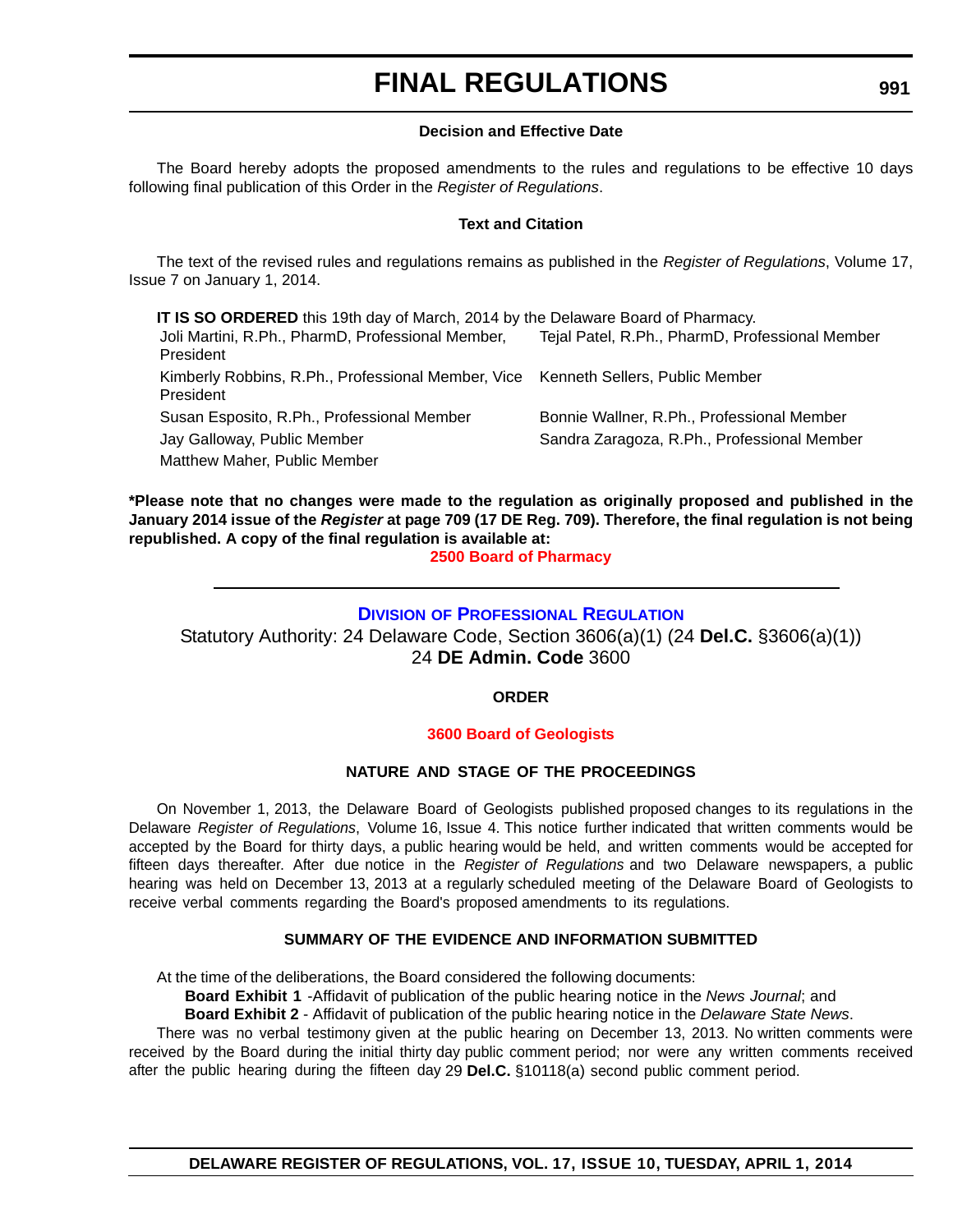#### Decision and Effective Date

The Board hereby adopts the proposed amendments to the rules and regulations to be effective 10 days following final publication of this Order in the *Register of Regulations*.

#### Text and Citation

The text of the revised rules and regulations remains as published in the *Register of Regulations*, Volume 17, Issue 7 on January 1, 2014.

**IT IS SO ORDERED** this 19th day of March, 2014 by the Delaware Board of Pharmacy.

| | |
|---|---|
| Joli Martini, R.Ph., PharmD, Professional Member, President | Tejal Patel, R.Ph., PharmD, Professional Member |
| Kimberly Robbins, R.Ph., Professional Member, Vice President | Kenneth Sellers, Public Member |
| Susan Esposito, R.Ph., Professional Member | Bonnie Wallner, R.Ph., Professional Member |
| Jay Galloway, Public Member | Sandra Zaragoza, R.Ph., Professional Member |
| Matthew Maher, Public Member | |

**\*Please note that no changes were made to the regulation as originally proposed and published in the January 2014 issue of the *Register* at page 709 (17 DE Reg. 709). Therefore, the final regulation is not being republished. A copy of the final regulation is available at:**

**2500 Board of Pharmacy**

---

## Division of Professional Regulation

Statutory Authority: 24 Delaware Code, Section 3606(a)(1) (24 **Del.C.** §3606(a)(1))
24 **DE Admin. Code** 3600

#### ORDER

#### 3600 Board of Geologists

#### NATURE AND STAGE OF THE PROCEEDINGS

On November 1, 2013, the Delaware Board of Geologists published proposed changes to its regulations in the Delaware *Register of Regulations*, Volume 16, Issue 4. This notice further indicated that written comments would be accepted by the Board for thirty days, a public hearing would be held, and written comments would be accepted for fifteen days thereafter. After due notice in the *Register of Regulations* and two Delaware newspapers, a public hearing was held on December 13, 2013 at a regularly scheduled meeting of the Delaware Board of Geologists to receive verbal comments regarding the Board's proposed amendments to its regulations.

#### SUMMARY OF THE EVIDENCE AND INFORMATION SUBMITTED

At the time of the deliberations, the Board considered the following documents:

**Board Exhibit 1** -Affidavit of publication of the public hearing notice in the *News Journal*; and

**Board Exhibit 2** - Affidavit of publication of the public hearing notice in the *Delaware State News*.

There was no verbal testimony given at the public hearing on December 13, 2013. No written comments were received by the Board during the initial thirty day public comment period; nor were any written comments received after the public hearing during the fifteen day 29 **Del.C.** §10118(a) second public comment period.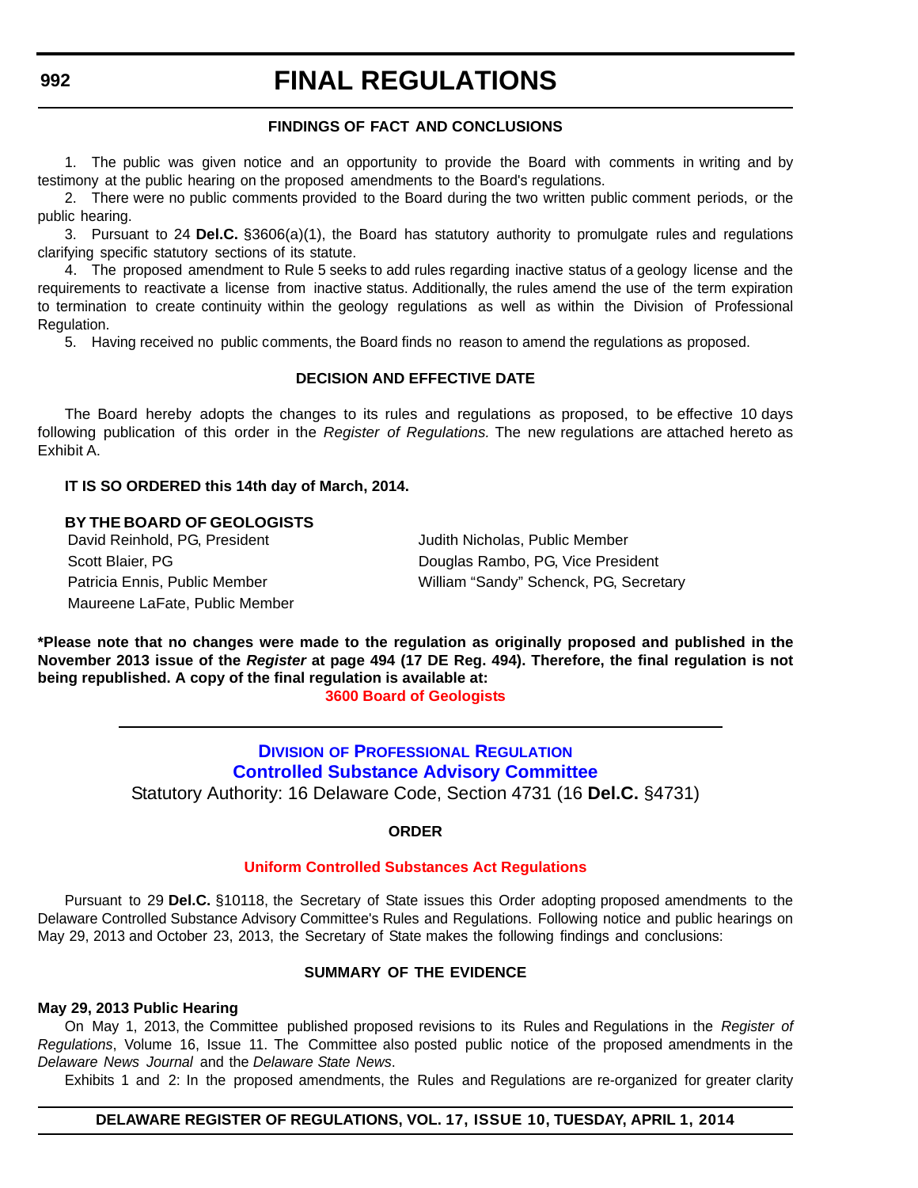### FINDINGS OF FACT AND CONCLUSIONS

1. The public was given notice and an opportunity to provide the Board with comments in writing and by testimony at the public hearing on the proposed amendments to the Board's regulations.

2. There were no public comments provided to the Board during the two written public comment periods, or the public hearing.

3. Pursuant to 24 **Del.C.** §3606(a)(1), the Board has statutory authority to promulgate rules and regulations clarifying specific statutory sections of its statute.

4. The proposed amendment to Rule 5 seeks to add rules regarding inactive status of a geology license and the requirements to reactivate a license from inactive status. Additionally, the rules amend the use of the term expiration to termination to create continuity within the geology regulations as well as within the Division of Professional Regulation.

5. Having received no public comments, the Board finds no reason to amend the regulations as proposed.

### DECISION AND EFFECTIVE DATE

The Board hereby adopts the changes to its rules and regulations as proposed, to be effective 10 days following publication of this order in the *Register of Regulations.* The new regulations are attached hereto as Exhibit A.

**IT IS SO ORDERED this 14th day of March, 2014.**

**BY THE BOARD OF GEOLOGISTS**

David Reinhold, PG, President
Scott Blaier, PG
Patricia Ennis, Public Member
Maureene LaFate, Public Member
Judith Nicholas, Public Member
Douglas Rambo, PG, Vice President
William "Sandy" Schenck, PG, Secretary

**\*Please note that no changes were made to the regulation as originally proposed and published in the November 2013 issue of the *Register* at page 494 (17 DE Reg. 494). Therefore, the final regulation is not being republished. A copy of the final regulation is available at:**

**3600 Board of Geologists**

---

## DIVISION OF PROFESSIONAL REGULATION
## Controlled Substance Advisory Committee

Statutory Authority: 16 Delaware Code, Section 4731 (16 **Del.C.** §4731)

### ORDER

**Uniform Controlled Substances Act Regulations**

Pursuant to 29 **Del.C.** §10118, the Secretary of State issues this Order adopting proposed amendments to the Delaware Controlled Substance Advisory Committee's Rules and Regulations. Following notice and public hearings on May 29, 2013 and October 23, 2013, the Secretary of State makes the following findings and conclusions:

### SUMMARY OF THE EVIDENCE

**May 29, 2013 Public Hearing**

On May 1, 2013, the Committee published proposed revisions to its Rules and Regulations in the *Register of Regulations*, Volume 16, Issue 11. The Committee also posted public notice of the proposed amendments in the *Delaware News Journal* and the *Delaware State News*.

Exhibits 1 and 2: In the proposed amendments, the Rules and Regulations are re-organized for greater clarity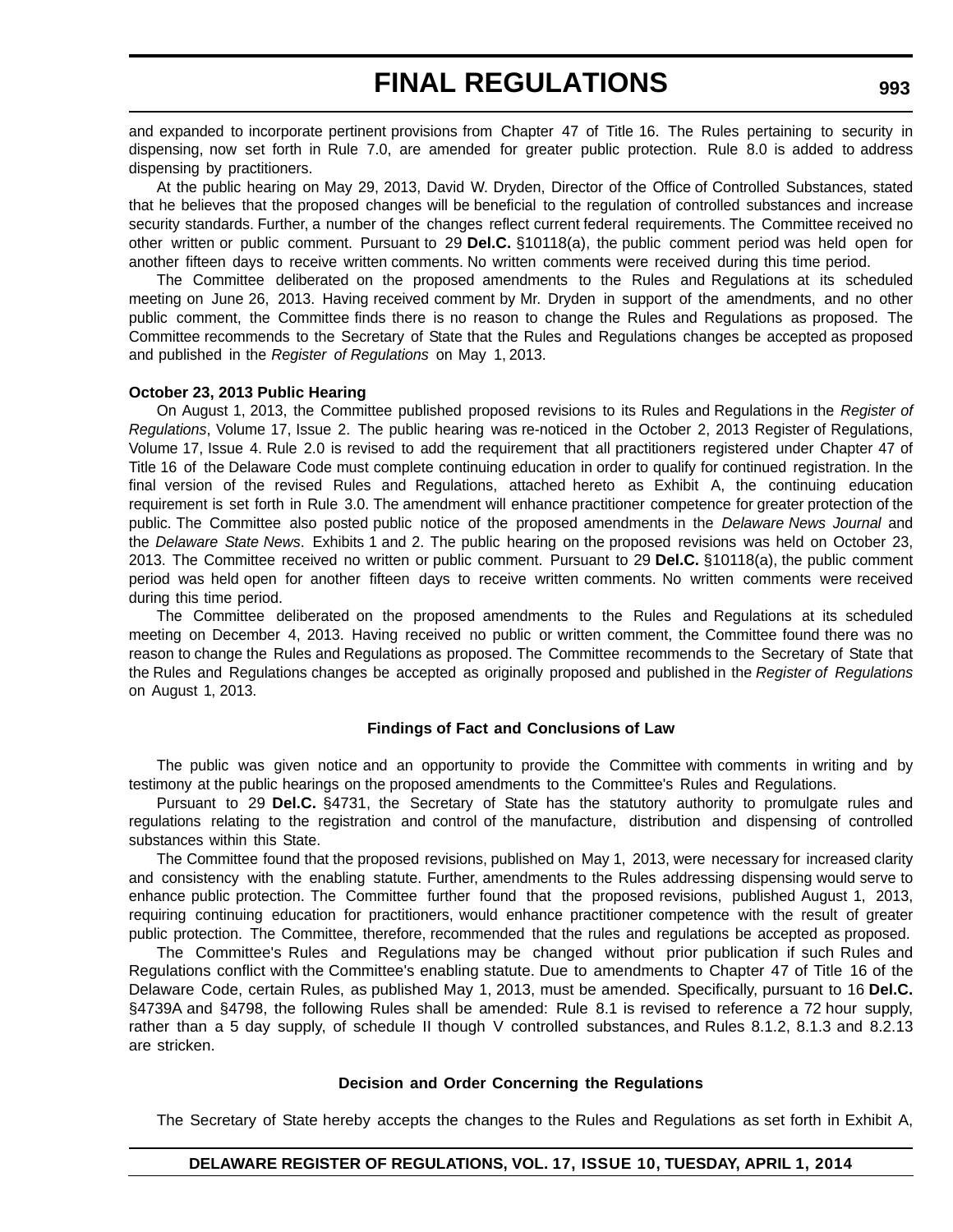and expanded to incorporate pertinent provisions from Chapter 47 of Title 16. The Rules pertaining to security in dispensing, now set forth in Rule 7.0, are amended for greater public protection. Rule 8.0 is added to address dispensing by practitioners.

At the public hearing on May 29, 2013, David W. Dryden, Director of the Office of Controlled Substances, stated that he believes that the proposed changes will be beneficial to the regulation of controlled substances and increase security standards. Further, a number of the changes reflect current federal requirements. The Committee received no other written or public comment. Pursuant to 29 **Del.C.** §10118(a), the public comment period was held open for another fifteen days to receive written comments. No written comments were received during this time period.

The Committee deliberated on the proposed amendments to the Rules and Regulations at its scheduled meeting on June 26, 2013. Having received comment by Mr. Dryden in support of the amendments, and no other public comment, the Committee finds there is no reason to change the Rules and Regulations as proposed. The Committee recommends to the Secretary of State that the Rules and Regulations changes be accepted as proposed and published in the *Register of Regulations* on May 1, 2013.

**October 23, 2013 Public Hearing**

On August 1, 2013, the Committee published proposed revisions to its Rules and Regulations in the *Register of Regulations*, Volume 17, Issue 2. The public hearing was re-noticed in the October 2, 2013 Register of Regulations, Volume 17, Issue 4. Rule 2.0 is revised to add the requirement that all practitioners registered under Chapter 47 of Title 16 of the Delaware Code must complete continuing education in order to qualify for continued registration. In the final version of the revised Rules and Regulations, attached hereto as Exhibit A, the continuing education requirement is set forth in Rule 3.0. The amendment will enhance practitioner competence for greater protection of the public. The Committee also posted public notice of the proposed amendments in the *Delaware News Journal* and the *Delaware State News*. Exhibits 1 and 2. The public hearing on the proposed revisions was held on October 23, 2013. The Committee received no written or public comment. Pursuant to 29 **Del.C.** §10118(a), the public comment period was held open for another fifteen days to receive written comments. No written comments were received during this time period.

The Committee deliberated on the proposed amendments to the Rules and Regulations at its scheduled meeting on December 4, 2013. Having received no public or written comment, the Committee found there was no reason to change the Rules and Regulations as proposed. The Committee recommends to the Secretary of State that the Rules and Regulations changes be accepted as originally proposed and published in the *Register of Regulations* on August 1, 2013.

**Findings of Fact and Conclusions of Law**

The public was given notice and an opportunity to provide the Committee with comments in writing and by testimony at the public hearings on the proposed amendments to the Committee's Rules and Regulations.

Pursuant to 29 **Del.C.** §4731, the Secretary of State has the statutory authority to promulgate rules and regulations relating to the registration and control of the manufacture, distribution and dispensing of controlled substances within this State.

The Committee found that the proposed revisions, published on May 1, 2013, were necessary for increased clarity and consistency with the enabling statute. Further, amendments to the Rules addressing dispensing would serve to enhance public protection. The Committee further found that the proposed revisions, published August 1, 2013, requiring continuing education for practitioners, would enhance practitioner competence with the result of greater public protection. The Committee, therefore, recommended that the rules and regulations be accepted as proposed.

The Committee's Rules and Regulations may be changed without prior publication if such Rules and Regulations conflict with the Committee's enabling statute. Due to amendments to Chapter 47 of Title 16 of the Delaware Code, certain Rules, as published May 1, 2013, must be amended. Specifically, pursuant to 16 **Del.C.** §4739A and §4798, the following Rules shall be amended: Rule 8.1 is revised to reference a 72 hour supply, rather than a 5 day supply, of schedule II though V controlled substances, and Rules 8.1.2, 8.1.3 and 8.2.13 are stricken.

**Decision and Order Concerning the Regulations**

The Secretary of State hereby accepts the changes to the Rules and Regulations as set forth in Exhibit A,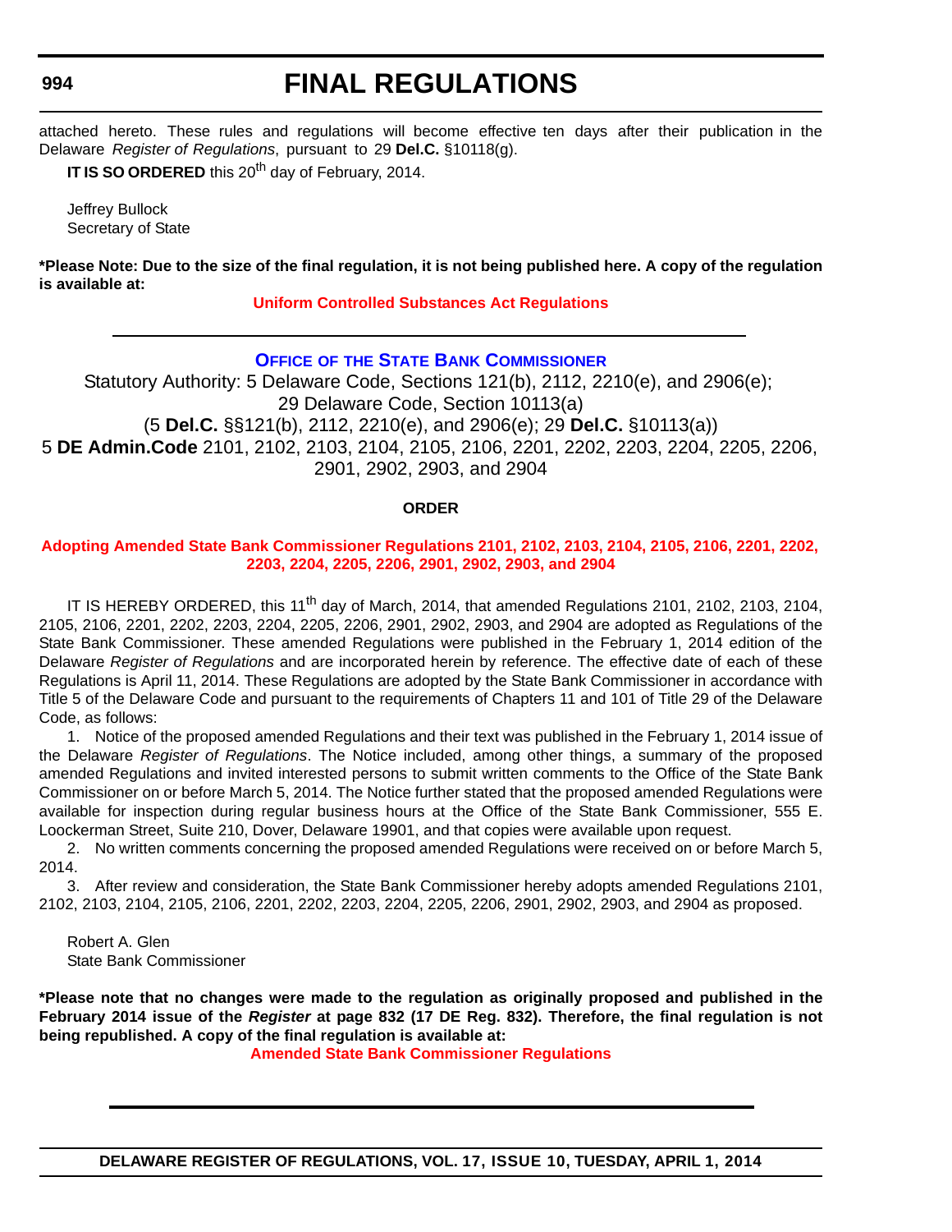attached hereto. These rules and regulations will become effective ten days after their publication in the Delaware *Register of Regulations*, pursuant to 29 **Del.C.** §10118(g).

**IT IS SO ORDERED** this 20th day of February, 2014.

Jeffrey Bullock
Secretary of State

**\*Please Note: Due to the size of the final regulation, it is not being published here. A copy of the regulation is available at:**

**Uniform Controlled Substances Act Regulations**

---

## OFFICE OF THE STATE BANK COMMISSIONER

Statutory Authority: 5 Delaware Code, Sections 121(b), 2112, 2210(e), and 2906(e); 29 Delaware Code, Section 10113(a)
(5 **Del.C.** §§121(b), 2112, 2210(e), and 2906(e); 29 **Del.C.** §10113(a))
5 **DE Admin.Code** 2101, 2102, 2103, 2104, 2105, 2106, 2201, 2202, 2203, 2204, 2205, 2206, 2901, 2902, 2903, and 2904

### ORDER

**Adopting Amended State Bank Commissioner Regulations 2101, 2102, 2103, 2104, 2105, 2106, 2201, 2202, 2203, 2204, 2205, 2206, 2901, 2902, 2903, and 2904**

IT IS HEREBY ORDERED, this 11th day of March, 2014, that amended Regulations 2101, 2102, 2103, 2104, 2105, 2106, 2201, 2202, 2203, 2204, 2205, 2206, 2901, 2902, 2903, and 2904 are adopted as Regulations of the State Bank Commissioner. These amended Regulations were published in the February 1, 2014 edition of the Delaware *Register of Regulations* and are incorporated herein by reference. The effective date of each of these Regulations is April 11, 2014. These Regulations are adopted by the State Bank Commissioner in accordance with Title 5 of the Delaware Code and pursuant to the requirements of Chapters 11 and 101 of Title 29 of the Delaware Code, as follows:

1. Notice of the proposed amended Regulations and their text was published in the February 1, 2014 issue of the Delaware *Register of Regulations*. The Notice included, among other things, a summary of the proposed amended Regulations and invited interested persons to submit written comments to the Office of the State Bank Commissioner on or before March 5, 2014. The Notice further stated that the proposed amended Regulations were available for inspection during regular business hours at the Office of the State Bank Commissioner, 555 E. Loockerman Street, Suite 210, Dover, Delaware 19901, and that copies were available upon request.

2. No written comments concerning the proposed amended Regulations were received on or before March 5, 2014.

3. After review and consideration, the State Bank Commissioner hereby adopts amended Regulations 2101, 2102, 2103, 2104, 2105, 2106, 2201, 2202, 2203, 2204, 2205, 2206, 2901, 2902, 2903, and 2904 as proposed.

Robert A. Glen
State Bank Commissioner

**\*Please note that no changes were made to the regulation as originally proposed and published in the February 2014 issue of the *Register* at page 832 (17 DE Reg. 832). Therefore, the final regulation is not being republished. A copy of the final regulation is available at:**

**Amended State Bank Commissioner Regulations**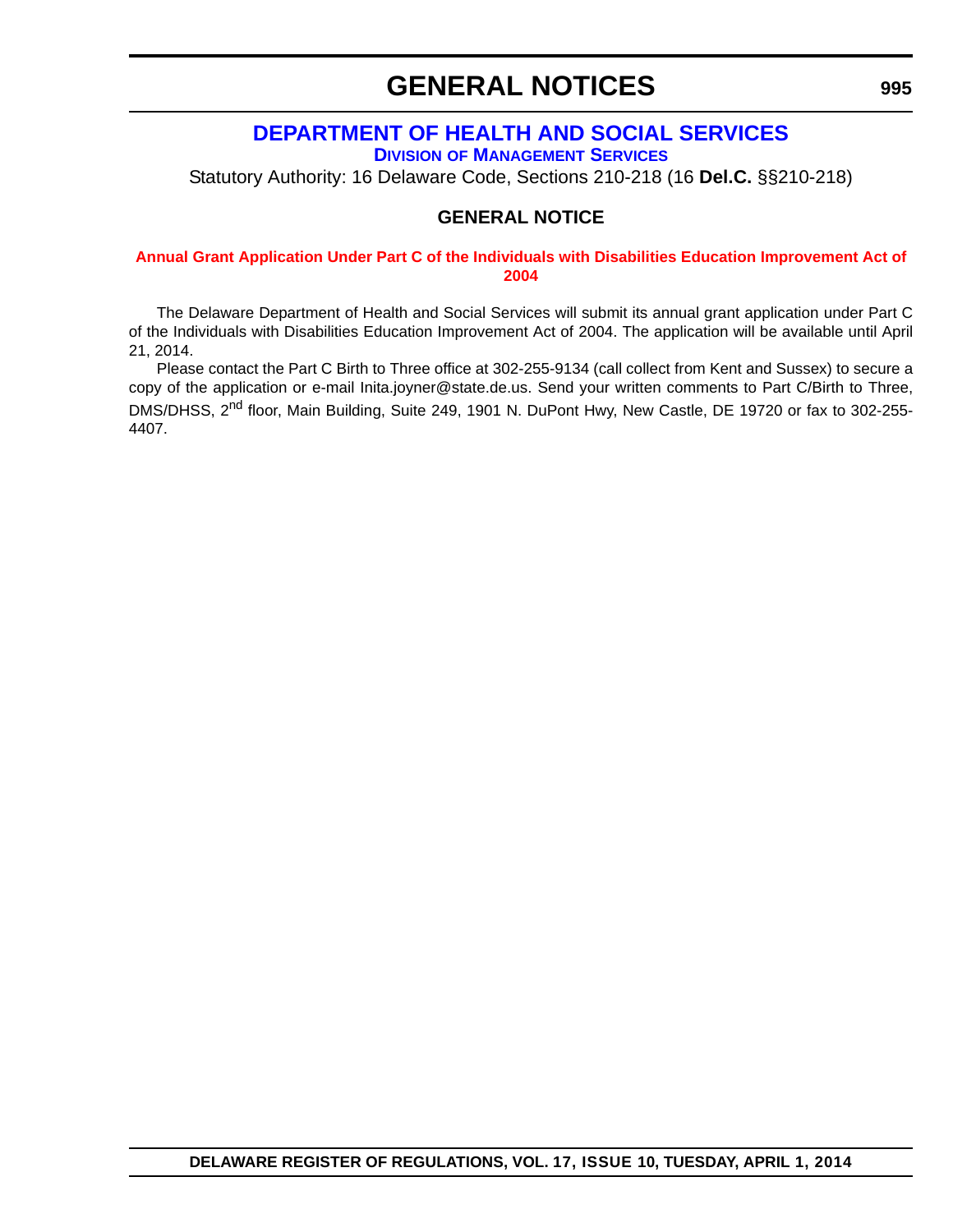# GENERAL NOTICES

## DEPARTMENT OF HEALTH AND SOCIAL SERVICES

### Division of Management Services

Statutory Authority: 16 Delaware Code, Sections 210-218 (16 **Del.C.** §§210-218)

### GENERAL NOTICE

**Annual Grant Application Under Part C of the Individuals with Disabilities Education Improvement Act of 2004**

The Delaware Department of Health and Social Services will submit its annual grant application under Part C of the Individuals with Disabilities Education Improvement Act of 2004. The application will be available until April 21, 2014.

Please contact the Part C Birth to Three office at 302-255-9134 (call collect from Kent and Sussex) to secure a copy of the application or e-mail Inita.joyner@state.de.us. Send your written comments to Part C/Birth to Three, DMS/DHSS, 2nd floor, Main Building, Suite 249, 1901 N. DuPont Hwy, New Castle, DE 19720 or fax to 302-255-4407.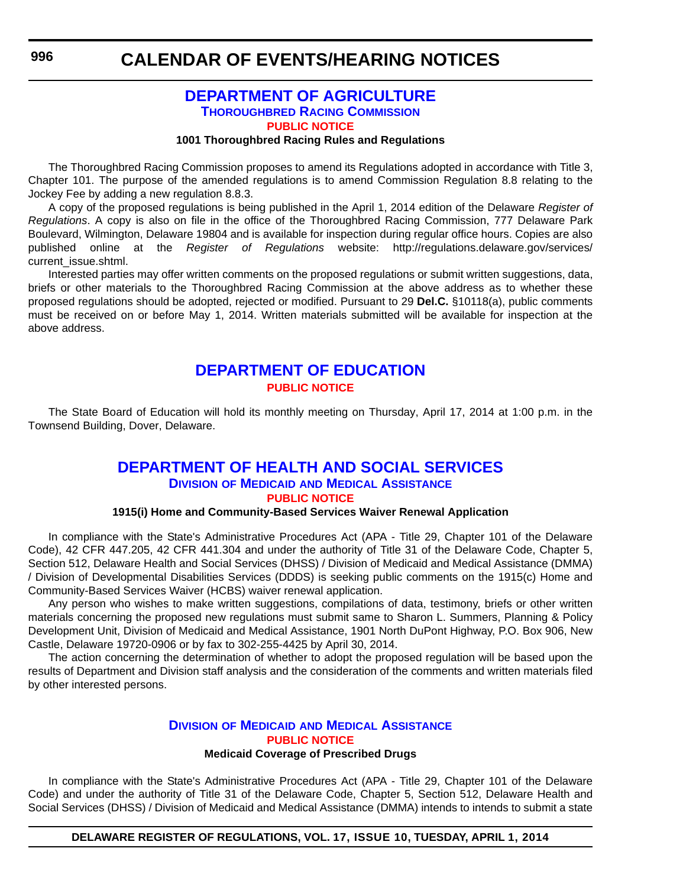# CALENDAR OF EVENTS/HEARING NOTICES

## DEPARTMENT OF AGRICULTURE

### Thoroughbred Racing Commission

#### PUBLIC NOTICE

**1001 Thoroughbred Racing Rules and Regulations**

The Thoroughbred Racing Commission proposes to amend its Regulations adopted in accordance with Title 3, Chapter 101. The purpose of the amended regulations is to amend Commission Regulation 8.8 relating to the Jockey Fee by adding a new regulation 8.8.3.

A copy of the proposed regulations is being published in the April 1, 2014 edition of the Delaware *Register of Regulations*. A copy is also on file in the office of the Thoroughbred Racing Commission, 777 Delaware Park Boulevard, Wilmington, Delaware 19804 and is available for inspection during regular office hours. Copies are also published online at the *Register of Regulations* website: http://regulations.delaware.gov/services/current_issue.shtml.

Interested parties may offer written comments on the proposed regulations or submit written suggestions, data, briefs or other materials to the Thoroughbred Racing Commission at the above address as to whether these proposed regulations should be adopted, rejected or modified. Pursuant to 29 **Del.C.** §10118(a), public comments must be received on or before May 1, 2014. Written materials submitted will be available for inspection at the above address.

## DEPARTMENT OF EDUCATION

#### PUBLIC NOTICE

The State Board of Education will hold its monthly meeting on Thursday, April 17, 2014 at 1:00 p.m. in the Townsend Building, Dover, Delaware.

## DEPARTMENT OF HEALTH AND SOCIAL SERVICES

### Division of Medicaid and Medical Assistance

#### PUBLIC NOTICE

**1915(i) Home and Community-Based Services Waiver Renewal Application**

In compliance with the State's Administrative Procedures Act (APA - Title 29, Chapter 101 of the Delaware Code), 42 CFR 447.205, 42 CFR 441.304 and under the authority of Title 31 of the Delaware Code, Chapter 5, Section 512, Delaware Health and Social Services (DHSS) / Division of Medicaid and Medical Assistance (DMMA) / Division of Developmental Disabilities Services (DDDS) is seeking public comments on the 1915(c) Home and Community-Based Services Waiver (HCBS) waiver renewal application.

Any person who wishes to make written suggestions, compilations of data, testimony, briefs or other written materials concerning the proposed new regulations must submit same to Sharon L. Summers, Planning & Policy Development Unit, Division of Medicaid and Medical Assistance, 1901 North DuPont Highway, P.O. Box 906, New Castle, Delaware 19720-0906 or by fax to 302-255-4425 by April 30, 2014.

The action concerning the determination of whether to adopt the proposed regulation will be based upon the results of Department and Division staff analysis and the consideration of the comments and written materials filed by other interested persons.

### Division of Medicaid and Medical Assistance

#### PUBLIC NOTICE

**Medicaid Coverage of Prescribed Drugs**

In compliance with the State's Administrative Procedures Act (APA - Title 29, Chapter 101 of the Delaware Code) and under the authority of Title 31 of the Delaware Code, Chapter 5, Section 512, Delaware Health and Social Services (DHSS) / Division of Medicaid and Medical Assistance (DMMA) intends to intends to submit a state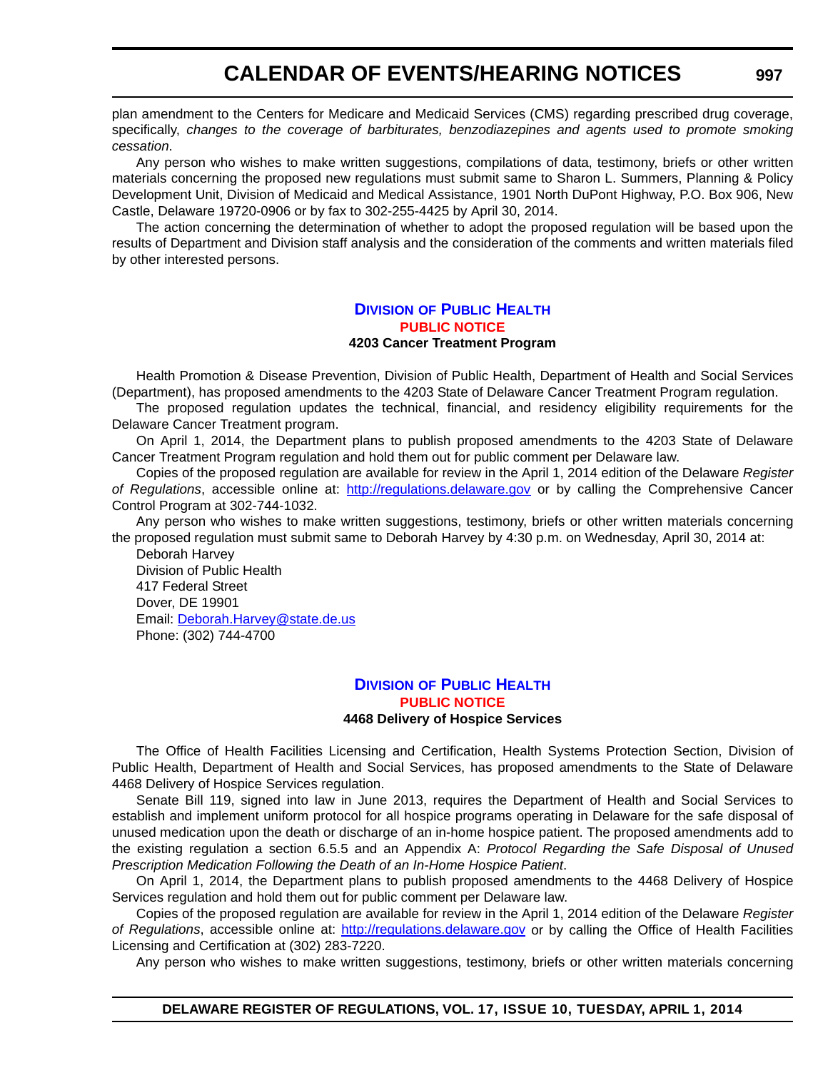plan amendment to the Centers for Medicare and Medicaid Services (CMS) regarding prescribed drug coverage, specifically, *changes to the coverage of barbiturates, benzodiazepines and agents used to promote smoking cessation*.

Any person who wishes to make written suggestions, compilations of data, testimony, briefs or other written materials concerning the proposed new regulations must submit same to Sharon L. Summers, Planning & Policy Development Unit, Division of Medicaid and Medical Assistance, 1901 North DuPont Highway, P.O. Box 906, New Castle, Delaware 19720-0906 or by fax to 302-255-4425 by April 30, 2014.

The action concerning the determination of whether to adopt the proposed regulation will be based upon the results of Department and Division staff analysis and the consideration of the comments and written materials filed by other interested persons.

## Division of Public Health

### PUBLIC NOTICE

**4203 Cancer Treatment Program**

Health Promotion & Disease Prevention, Division of Public Health, Department of Health and Social Services (Department), has proposed amendments to the 4203 State of Delaware Cancer Treatment Program regulation.

The proposed regulation updates the technical, financial, and residency eligibility requirements for the Delaware Cancer Treatment program.

On April 1, 2014, the Department plans to publish proposed amendments to the 4203 State of Delaware Cancer Treatment Program regulation and hold them out for public comment per Delaware law.

Copies of the proposed regulation are available for review in the April 1, 2014 edition of the Delaware *Register of Regulations*, accessible online at: http://regulations.delaware.gov or by calling the Comprehensive Cancer Control Program at 302-744-1032.

Any person who wishes to make written suggestions, testimony, briefs or other written materials concerning the proposed regulation must submit same to Deborah Harvey by 4:30 p.m. on Wednesday, April 30, 2014 at:

Deborah Harvey  
Division of Public Health  
417 Federal Street  
Dover, DE 19901  
Email: Deborah.Harvey@state.de.us  
Phone: (302) 744-4700

## Division of Public Health

### PUBLIC NOTICE

**4468 Delivery of Hospice Services**

The Office of Health Facilities Licensing and Certification, Health Systems Protection Section, Division of Public Health, Department of Health and Social Services, has proposed amendments to the State of Delaware 4468 Delivery of Hospice Services regulation.

Senate Bill 119, signed into law in June 2013, requires the Department of Health and Social Services to establish and implement uniform protocol for all hospice programs operating in Delaware for the safe disposal of unused medication upon the death or discharge of an in-home hospice patient. The proposed amendments add to the existing regulation a section 6.5.5 and an Appendix A: *Protocol Regarding the Safe Disposal of Unused Prescription Medication Following the Death of an In-Home Hospice Patient*.

On April 1, 2014, the Department plans to publish proposed amendments to the 4468 Delivery of Hospice Services regulation and hold them out for public comment per Delaware law.

Copies of the proposed regulation are available for review in the April 1, 2014 edition of the Delaware *Register of Regulations*, accessible online at: http://regulations.delaware.gov or by calling the Office of Health Facilities Licensing and Certification at (302) 283-7220.

Any person who wishes to make written suggestions, testimony, briefs or other written materials concerning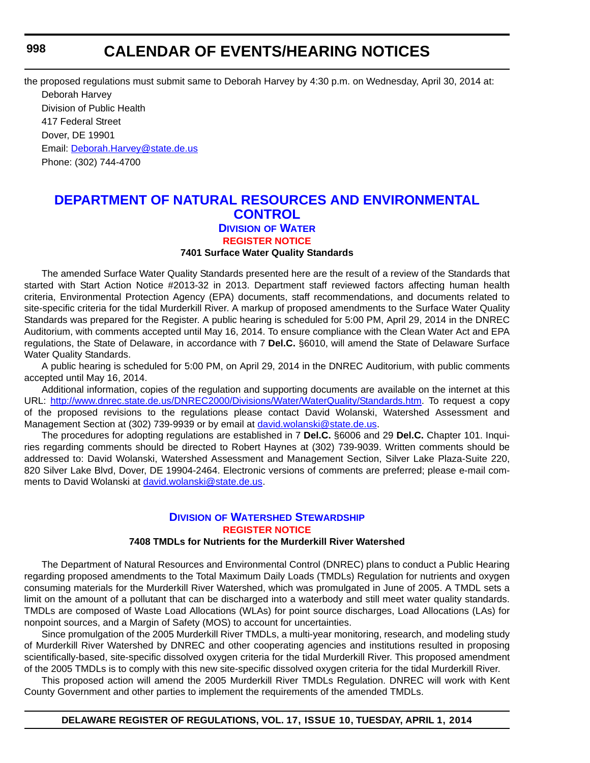the proposed regulations must submit same to Deborah Harvey by 4:30 p.m. on Wednesday, April 30, 2014 at:

Deborah Harvey
Division of Public Health
417 Federal Street
Dover, DE 19901
Email: Deborah.Harvey@state.de.us
Phone: (302) 744-4700

## DEPARTMENT OF NATURAL RESOURCES AND ENVIRONMENTAL CONTROL

### DIVISION OF WATER

**REGISTER NOTICE**

**7401 Surface Water Quality Standards**

The amended Surface Water Quality Standards presented here are the result of a review of the Standards that started with Start Action Notice #2013-32 in 2013. Department staff reviewed factors affecting human health criteria, Environmental Protection Agency (EPA) documents, staff recommendations, and documents related to site-specific criteria for the tidal Murderkill River. A markup of proposed amendments to the Surface Water Quality Standards was prepared for the Register. A public hearing is scheduled for 5:00 PM, April 29, 2014 in the DNREC Auditorium, with comments accepted until May 16, 2014. To ensure compliance with the Clean Water Act and EPA regulations, the State of Delaware, in accordance with 7 **Del.C.** §6010, will amend the State of Delaware Surface Water Quality Standards.

A public hearing is scheduled for 5:00 PM, on April 29, 2014 in the DNREC Auditorium, with public comments accepted until May 16, 2014.

Additional information, copies of the regulation and supporting documents are available on the internet at this URL: http://www.dnrec.state.de.us/DNREC2000/Divisions/Water/WaterQuality/Standards.htm. To request a copy of the proposed revisions to the regulations please contact David Wolanski, Watershed Assessment and Management Section at (302) 739-9939 or by email at david.wolanski@state.de.us.

The procedures for adopting regulations are established in 7 **Del.C.** §6006 and 29 **Del.C.** Chapter 101. Inquiries regarding comments should be directed to Robert Haynes at (302) 739-9039. Written comments should be addressed to: David Wolanski, Watershed Assessment and Management Section, Silver Lake Plaza-Suite 220, 820 Silver Lake Blvd, Dover, DE 19904-2464. Electronic versions of comments are preferred; please e-mail comments to David Wolanski at david.wolanski@state.de.us.

### DIVISION OF WATERSHED STEWARDSHIP

**REGISTER NOTICE**

**7408 TMDLs for Nutrients for the Murderkill River Watershed**

The Department of Natural Resources and Environmental Control (DNREC) plans to conduct a Public Hearing regarding proposed amendments to the Total Maximum Daily Loads (TMDLs) Regulation for nutrients and oxygen consuming materials for the Murderkill River Watershed, which was promulgated in June of 2005. A TMDL sets a limit on the amount of a pollutant that can be discharged into a waterbody and still meet water quality standards. TMDLs are composed of Waste Load Allocations (WLAs) for point source discharges, Load Allocations (LAs) for nonpoint sources, and a Margin of Safety (MOS) to account for uncertainties.

Since promulgation of the 2005 Murderkill River TMDLs, a multi-year monitoring, research, and modeling study of Murderkill River Watershed by DNREC and other cooperating agencies and institutions resulted in proposing scientifically-based, site-specific dissolved oxygen criteria for the tidal Murderkill River. This proposed amendment of the 2005 TMDLs is to comply with this new site-specific dissolved oxygen criteria for the tidal Murderkill River.

This proposed action will amend the 2005 Murderkill River TMDLs Regulation. DNREC will work with Kent County Government and other parties to implement the requirements of the amended TMDLs.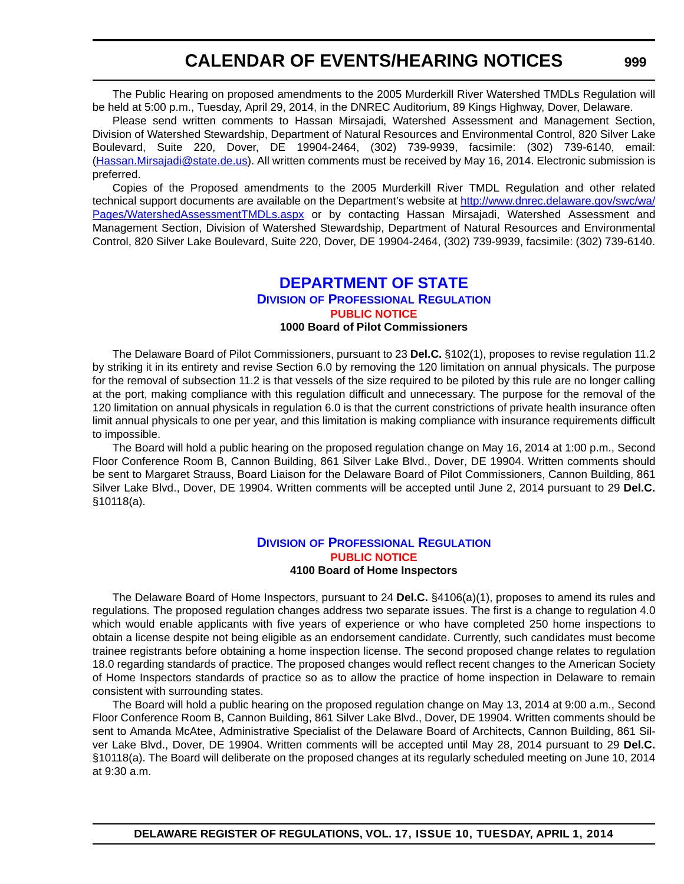The Public Hearing on proposed amendments to the 2005 Murderkill River Watershed TMDLs Regulation will be held at 5:00 p.m., Tuesday, April 29, 2014, in the DNREC Auditorium, 89 Kings Highway, Dover, Delaware.

Please send written comments to Hassan Mirsajadi, Watershed Assessment and Management Section, Division of Watershed Stewardship, Department of Natural Resources and Environmental Control, 820 Silver Lake Boulevard, Suite 220, Dover, DE 19904-2464, (302) 739-9939, facsimile: (302) 739-6140, email: (Hassan.Mirsajadi@state.de.us). All written comments must be received by May 16, 2014. Electronic submission is preferred.

Copies of the Proposed amendments to the 2005 Murderkill River TMDL Regulation and other related technical support documents are available on the Department's website at http://www.dnrec.delaware.gov/swc/wa/Pages/WatershedAssessmentTMDLs.aspx or by contacting Hassan Mirsajadi, Watershed Assessment and Management Section, Division of Watershed Stewardship, Department of Natural Resources and Environmental Control, 820 Silver Lake Boulevard, Suite 220, Dover, DE 19904-2464, (302) 739-9939, facsimile: (302) 739-6140.

## DEPARTMENT OF STATE

### Division of Professional Regulation

#### PUBLIC NOTICE

**1000 Board of Pilot Commissioners**

The Delaware Board of Pilot Commissioners, pursuant to 23 **Del.C.** §102(1), proposes to revise regulation 11.2 by striking it in its entirety and revise Section 6.0 by removing the 120 limitation on annual physicals. The purpose for the removal of subsection 11.2 is that vessels of the size required to be piloted by this rule are no longer calling at the port, making compliance with this regulation difficult and unnecessary. The purpose for the removal of the 120 limitation on annual physicals in regulation 6.0 is that the current constrictions of private health insurance often limit annual physicals to one per year, and this limitation is making compliance with insurance requirements difficult to impossible.

The Board will hold a public hearing on the proposed regulation change on May 16, 2014 at 1:00 p.m., Second Floor Conference Room B, Cannon Building, 861 Silver Lake Blvd., Dover, DE 19904. Written comments should be sent to Margaret Strauss, Board Liaison for the Delaware Board of Pilot Commissioners, Cannon Building, 861 Silver Lake Blvd., Dover, DE 19904. Written comments will be accepted until June 2, 2014 pursuant to 29 **Del.C.** §10118(a).

### Division of Professional Regulation

#### PUBLIC NOTICE

**4100 Board of Home Inspectors**

The Delaware Board of Home Inspectors, pursuant to 24 **Del.C.** §4106(a)(1), proposes to amend its rules and regulations. The proposed regulation changes address two separate issues. The first is a change to regulation 4.0 which would enable applicants with five years of experience or who have completed 250 home inspections to obtain a license despite not being eligible as an endorsement candidate. Currently, such candidates must become trainee registrants before obtaining a home inspection license. The second proposed change relates to regulation 18.0 regarding standards of practice. The proposed changes would reflect recent changes to the American Society of Home Inspectors standards of practice so as to allow the practice of home inspection in Delaware to remain consistent with surrounding states.

The Board will hold a public hearing on the proposed regulation change on May 13, 2014 at 9:00 a.m., Second Floor Conference Room B, Cannon Building, 861 Silver Lake Blvd., Dover, DE 19904. Written comments should be sent to Amanda McAtee, Administrative Specialist of the Delaware Board of Architects, Cannon Building, 861 Silver Lake Blvd., Dover, DE 19904. Written comments will be accepted until May 28, 2014 pursuant to 29 **Del.C.** §10118(a). The Board will deliberate on the proposed changes at its regularly scheduled meeting on June 10, 2014 at 9:30 a.m.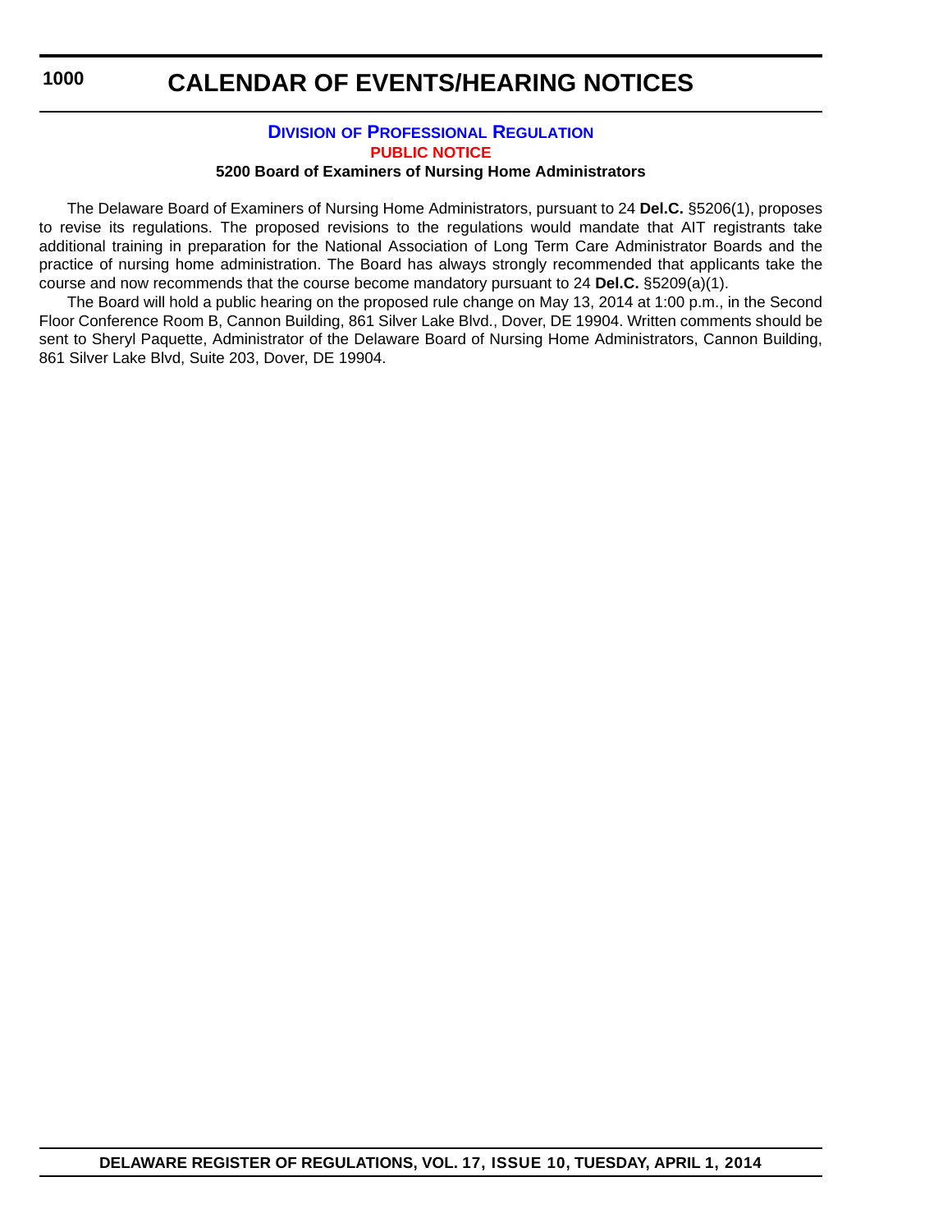## DIVISION OF PROFESSIONAL REGULATION

**PUBLIC NOTICE**

**5200 Board of Examiners of Nursing Home Administrators**

The Delaware Board of Examiners of Nursing Home Administrators, pursuant to 24 **Del.C.** §5206(1), proposes to revise its regulations. The proposed revisions to the regulations would mandate that AIT registrants take additional training in preparation for the National Association of Long Term Care Administrator Boards and the practice of nursing home administration. The Board has always strongly recommended that applicants take the course and now recommends that the course become mandatory pursuant to 24 **Del.C.** §5209(a)(1).

The Board will hold a public hearing on the proposed rule change on May 13, 2014 at 1:00 p.m., in the Second Floor Conference Room B, Cannon Building, 861 Silver Lake Blvd., Dover, DE 19904. Written comments should be sent to Sheryl Paquette, Administrator of the Delaware Board of Nursing Home Administrators, Cannon Building, 861 Silver Lake Blvd, Suite 203, Dover, DE 19904.